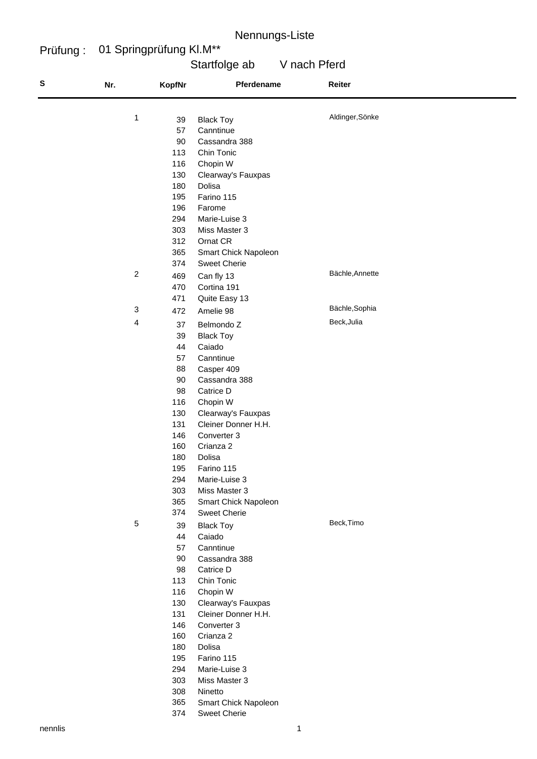# Nennungs-Liste

**Prüfung :** 01 Springprüfung Kl.M**

Startfolge ab V nach Pferd

| S | Nr. | KopfNr | Pferdename | Reiter |
|---|---|---|---|---|
| | 1 | 39 | Black Toy | Aldinger,Sönke |
| | | 57 | Canntinue | |
| | | 90 | Cassandra 388 | |
| | | 113 | Chin Tonic | |
| | | 116 | Chopin W | |
| | | 130 | Clearway's Fauxpas | |
| | | 180 | Dolisa | |
| | | 195 | Farino 115 | |
| | | 196 | Farome | |
| | | 294 | Marie-Luise 3 | |
| | | 303 | Miss Master 3 | |
| | | 312 | Ornat CR | |
| | | 365 | Smart Chick Napoleon | |
| | | 374 | Sweet Cherie | |
| | 2 | 469 | Can fly 13 | Bächle,Annette |
| | | 470 | Cortina 191 | |
| | | 471 | Quite Easy 13 | |
| | 3 | 472 | Amelie 98 | Bächle,Sophia |
| | 4 | 37 | Belmondo Z | Beck,Julia |
| | | 39 | Black Toy | |
| | | 44 | Caiado | |
| | | 57 | Canntinue | |
| | | 88 | Casper 409 | |
| | | 90 | Cassandra 388 | |
| | | 98 | Catrice D | |
| | | 116 | Chopin W | |
| | | 130 | Clearway's Fauxpas | |
| | | 131 | Cleiner Donner H.H. | |
| | | 146 | Converter 3 | |
| | | 160 | Crianza 2 | |
| | | 180 | Dolisa | |
| | | 195 | Farino 115 | |
| | | 294 | Marie-Luise 3 | |
| | | 303 | Miss Master 3 | |
| | | 365 | Smart Chick Napoleon | |
| | | 374 | Sweet Cherie | |
| | 5 | 39 | Black Toy | Beck,Timo |
| | | 44 | Caiado | |
| | | 57 | Canntinue | |
| | | 90 | Cassandra 388 | |
| | | 98 | Catrice D | |
| | | 113 | Chin Tonic | |
| | | 116 | Chopin W | |
| | | 130 | Clearway's Fauxpas | |
| | | 131 | Cleiner Donner H.H. | |
| | | 146 | Converter 3 | |
| | | 160 | Crianza 2 | |
| | | 180 | Dolisa | |
| | | 195 | Farino 115 | |
| | | 294 | Marie-Luise 3 | |
| | | 303 | Miss Master 3 | |
| | | 308 | Ninetto | |
| | | 365 | Smart Chick Napoleon | |
| | | 374 | Sweet Cherie | |

nennlis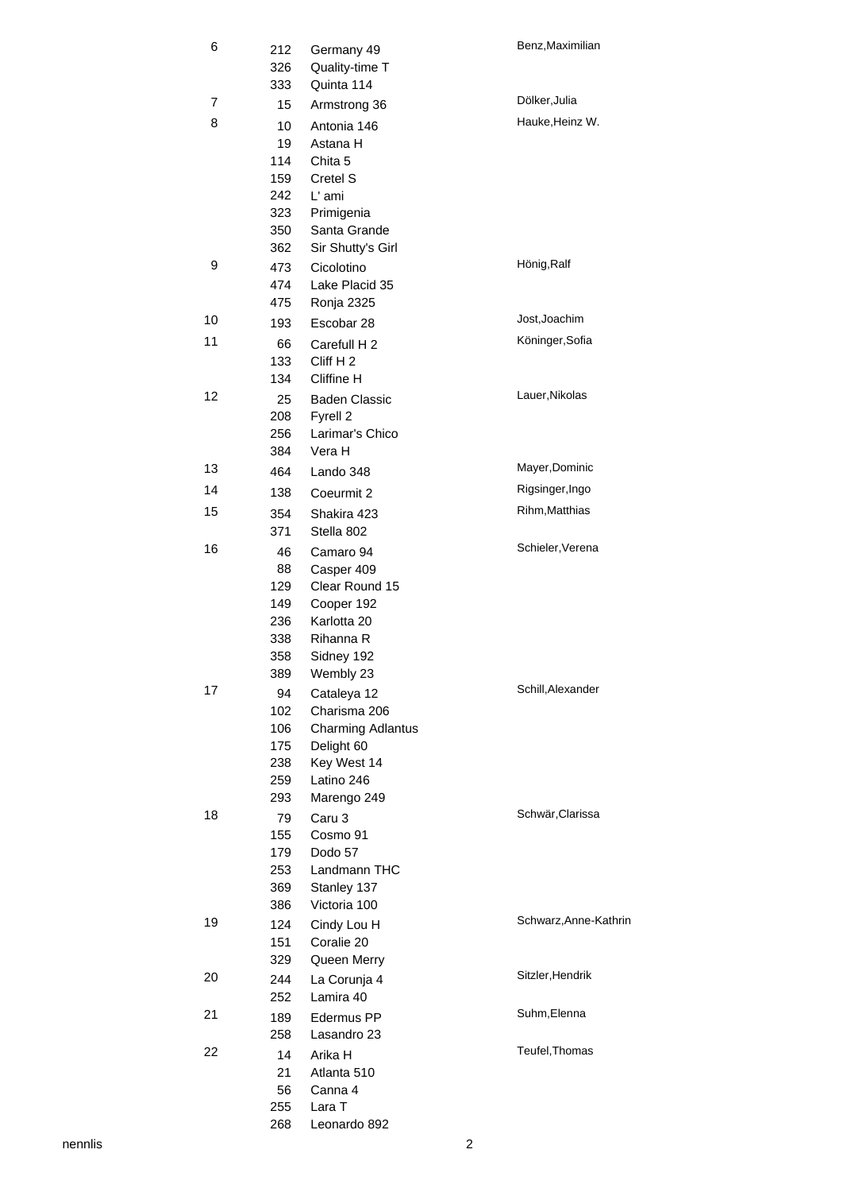| Nr. | Kopf-Nr. | Pferd | Reiter |
|---|---|---|---|
| 6 | 212 | Germany 49 | Benz,Maximilian |
| | 326 | Quality-time T | |
| | 333 | Quinta 114 | |
| 7 | 15 | Armstrong 36 | Dölker,Julia |
| 8 | 10 | Antonia 146 | Hauke,Heinz W. |
| | 19 | Astana H | |
| | 114 | Chita 5 | |
| | 159 | Cretel S | |
| | 242 | L' ami | |
| | 323 | Primigenia | |
| | 350 | Santa Grande | |
| | 362 | Sir Shutty's Girl | |
| 9 | 473 | Cicolotino | Hönig,Ralf |
| | 474 | Lake Placid 35 | |
| | 475 | Ronja 2325 | |
| 10 | 193 | Escobar 28 | Jost,Joachim |
| 11 | 66 | Carefull H 2 | Köninger,Sofia |
| | 133 | Cliff H 2 | |
| | 134 | Cliffine H | |
| 12 | 25 | Baden Classic | Lauer,Nikolas |
| | 208 | Fyrell 2 | |
| | 256 | Larimar's Chico | |
| | 384 | Vera H | |
| 13 | 464 | Lando 348 | Mayer,Dominic |
| 14 | 138 | Coeurmit 2 | Rigsinger,Ingo |
| 15 | 354 | Shakira 423 | Rihm,Matthias |
| | 371 | Stella 802 | |
| 16 | 46 | Camaro 94 | Schieler,Verena |
| | 88 | Casper 409 | |
| | 129 | Clear Round 15 | |
| | 149 | Cooper 192 | |
| | 236 | Karlotta 20 | |
| | 338 | Rihanna R | |
| | 358 | Sidney 192 | |
| | 389 | Wembly 23 | |
| 17 | 94 | Cataleya 12 | Schill,Alexander |
| | 102 | Charisma 206 | |
| | 106 | Charming Adlantus | |
| | 175 | Delight 60 | |
| | 238 | Key West 14 | |
| | 259 | Latino 246 | |
| | 293 | Marengo 249 | |
| 18 | 79 | Caru 3 | Schwär,Clarissa |
| | 155 | Cosmo 91 | |
| | 179 | Dodo 57 | |
| | 253 | Landmann THC | |
| | 369 | Stanley 137 | |
| | 386 | Victoria 100 | |
| 19 | 124 | Cindy Lou H | Schwarz,Anne-Kathrin |
| | 151 | Coralie 20 | |
| | 329 | Queen Merry | |
| 20 | 244 | La Corunja 4 | Sitzler,Hendrik |
| | 252 | Lamira 40 | |
| 21 | 189 | Edermus PP | Suhm,Elenna |
| | 258 | Lasandro 23 | |
| 22 | 14 | Arika H | Teufel,Thomas |
| | 21 | Atlanta 510 | |
| | 56 | Canna 4 | |
| | 255 | Lara T | |
| | 268 | Leonardo 892 | |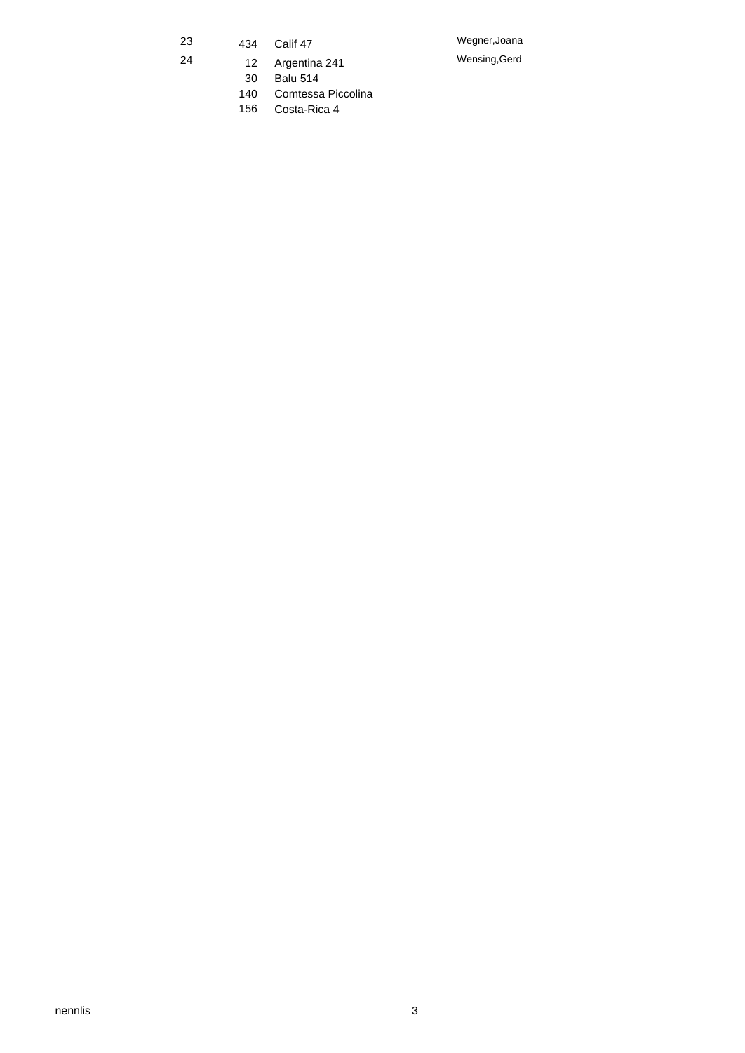| | | | |
|---|---|---|---|
| 23 | 434 | Calif 47 | Wegner,Joana |
| 24 | 12 | Argentina 241 | Wensing,Gerd |
| | 30 | Balu 514 | |
| | 140 | Comtessa Piccolina | |
| | 156 | Costa-Rica 4 | |

nennlis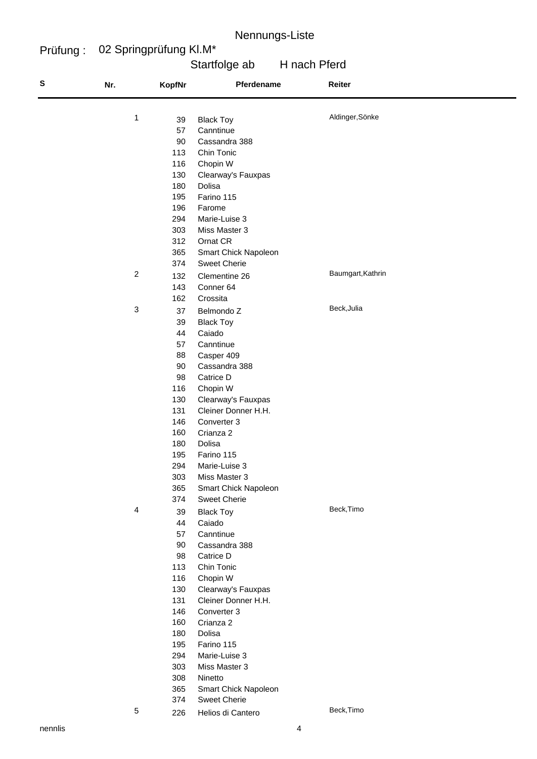Nennungs-Liste

Prüfung : 02 Springprüfung Kl.M*

Startfolge ab H nach Pferd

| S | Nr. | KopfNr | Pferdename | Reiter |
|---|---|---|---|---|
| | 1 | 39 | Black Toy | Aldinger,Sönke |
| | | 57 | Canntinue | |
| | | 90 | Cassandra 388 | |
| | | 113 | Chin Tonic | |
| | | 116 | Chopin W | |
| | | 130 | Clearway's Fauxpas | |
| | | 180 | Dolisa | |
| | | 195 | Farino 115 | |
| | | 196 | Farome | |
| | | 294 | Marie-Luise 3 | |
| | | 303 | Miss Master 3 | |
| | | 312 | Ornat CR | |
| | | 365 | Smart Chick Napoleon | |
| | | 374 | Sweet Cherie | |
| | 2 | 132 | Clementine 26 | Baumgart,Kathrin |
| | | 143 | Conner 64 | |
| | | 162 | Crossita | |
| | 3 | 37 | Belmondo Z | Beck,Julia |
| | | 39 | Black Toy | |
| | | 44 | Caiado | |
| | | 57 | Canntinue | |
| | | 88 | Casper 409 | |
| | | 90 | Cassandra 388 | |
| | | 98 | Catrice D | |
| | | 116 | Chopin W | |
| | | 130 | Clearway's Fauxpas | |
| | | 131 | Cleiner Donner H.H. | |
| | | 146 | Converter 3 | |
| | | 160 | Crianza 2 | |
| | | 180 | Dolisa | |
| | | 195 | Farino 115 | |
| | | 294 | Marie-Luise 3 | |
| | | 303 | Miss Master 3 | |
| | | 365 | Smart Chick Napoleon | |
| | | 374 | Sweet Cherie | |
| | 4 | 39 | Black Toy | Beck,Timo |
| | | 44 | Caiado | |
| | | 57 | Canntinue | |
| | | 90 | Cassandra 388 | |
| | | 98 | Catrice D | |
| | | 113 | Chin Tonic | |
| | | 116 | Chopin W | |
| | | 130 | Clearway's Fauxpas | |
| | | 131 | Cleiner Donner H.H. | |
| | | 146 | Converter 3 | |
| | | 160 | Crianza 2 | |
| | | 180 | Dolisa | |
| | | 195 | Farino 115 | |
| | | 294 | Marie-Luise 3 | |
| | | 303 | Miss Master 3 | |
| | | 308 | Ninetto | |
| | | 365 | Smart Chick Napoleon | |
| | | 374 | Sweet Cherie | |
| | 5 | 226 | Helios di Cantero | Beck,Timo |

nennlis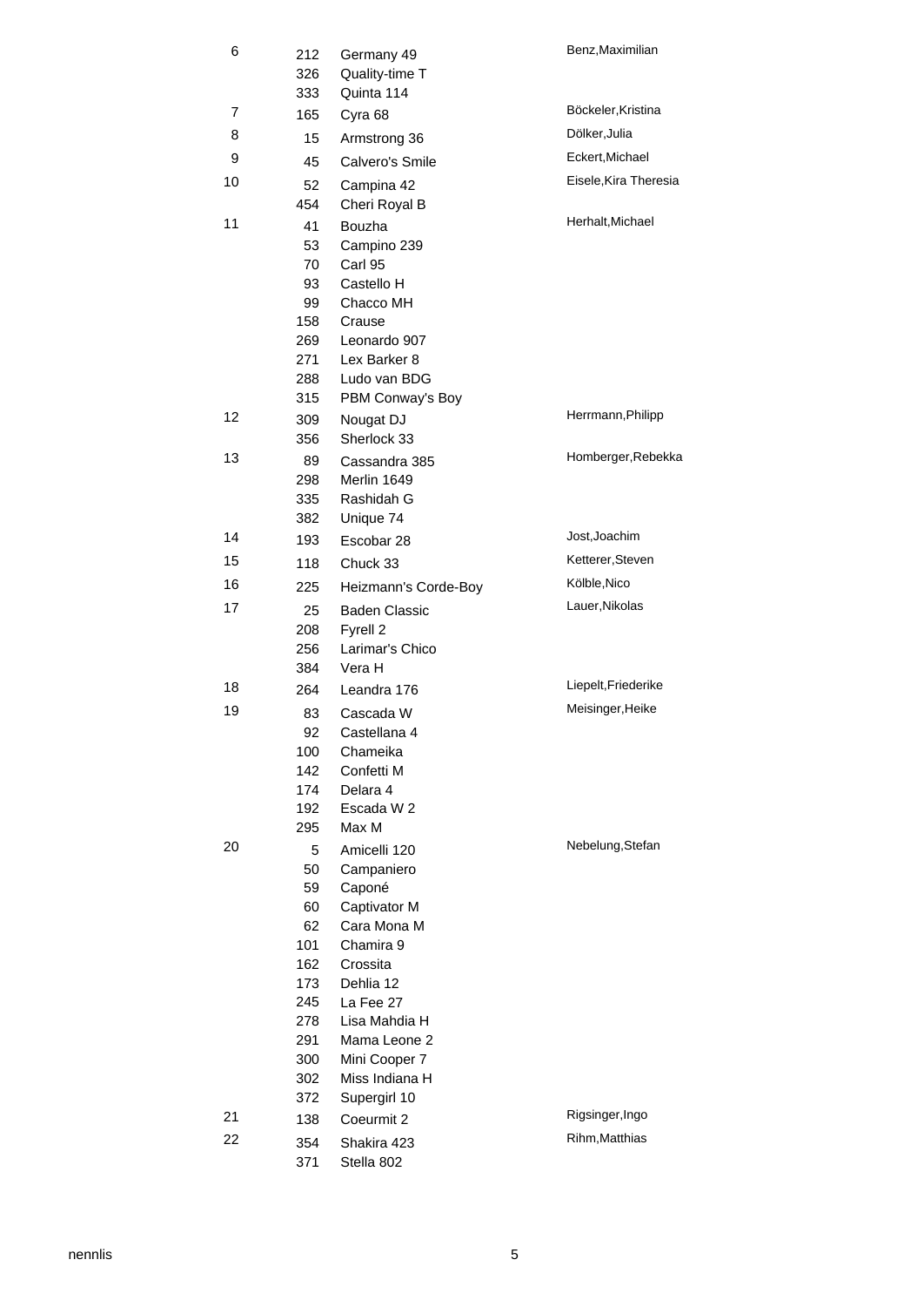| | | | |
|---|---|---|---|
| 6 | 212 | Germany 49 | Benz,Maximilian |
| | 326 | Quality-time T | |
| | 333 | Quinta 114 | |
| 7 | 165 | Cyra 68 | Böckeler,Kristina |
| 8 | 15 | Armstrong 36 | Dölker,Julia |
| 9 | 45 | Calvero's Smile | Eckert,Michael |
| 10 | 52 | Campina 42 | Eisele,Kira Theresia |
| | 454 | Cheri Royal B | |
| 11 | 41 | Bouzha | Herhalt,Michael |
| | 53 | Campino 239 | |
| | 70 | Carl 95 | |
| | 93 | Castello H | |
| | 99 | Chacco MH | |
| | 158 | Crause | |
| | 269 | Leonardo 907 | |
| | 271 | Lex Barker 8 | |
| | 288 | Ludo van BDG | |
| | 315 | PBM Conway's Boy | |
| 12 | 309 | Nougat DJ | Herrmann,Philipp |
| | 356 | Sherlock 33 | |
| 13 | 89 | Cassandra 385 | Homberger,Rebekka |
| | 298 | Merlin 1649 | |
| | 335 | Rashidah G | |
| | 382 | Unique 74 | |
| 14 | 193 | Escobar 28 | Jost,Joachim |
| 15 | 118 | Chuck 33 | Ketterer,Steven |
| 16 | 225 | Heizmann's Corde-Boy | Kölble,Nico |
| 17 | 25 | Baden Classic | Lauer,Nikolas |
| | 208 | Fyrell 2 | |
| | 256 | Larimar's Chico | |
| | 384 | Vera H | |
| 18 | 264 | Leandra 176 | Liepelt,Friederike |
| 19 | 83 | Cascada W | Meisinger,Heike |
| | 92 | Castellana 4 | |
| | 100 | Chameika | |
| | 142 | Confetti M | |
| | 174 | Delara 4 | |
| | 192 | Escada W 2 | |
| | 295 | Max M | |
| 20 | 5 | Amicelli 120 | Nebelung,Stefan |
| | 50 | Campaniero | |
| | 59 | Caponé | |
| | 60 | Captivator M | |
| | 62 | Cara Mona M | |
| | 101 | Chamira 9 | |
| | 162 | Crossita | |
| | 173 | Dehlia 12 | |
| | 245 | La Fee 27 | |
| | 278 | Lisa Mahdia H | |
| | 291 | Mama Leone 2 | |
| | 300 | Mini Cooper 7 | |
| | 302 | Miss Indiana H | |
| | 372 | Supergirl 10 | |
| 21 | 138 | Coeurmit 2 | Rigsinger,Ingo |
| 22 | 354 | Shakira 423 | Rihm,Matthias |
| | 371 | Stella 802 | |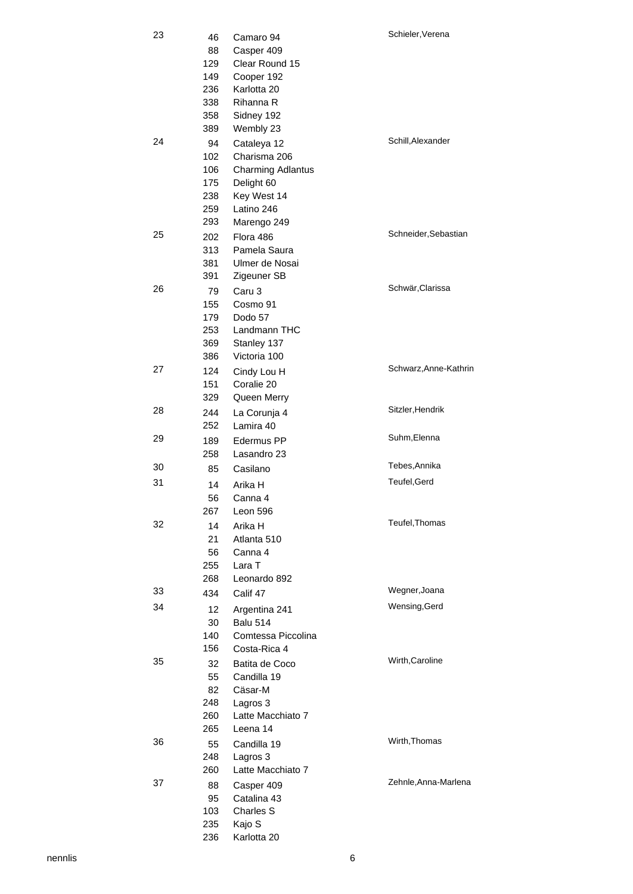| | | | |
|---|---|---|---|
| 23 | 46 | Camaro 94 | Schieler,Verena |
| | 88 | Casper 409 | |
| | 129 | Clear Round 15 | |
| | 149 | Cooper 192 | |
| | 236 | Karlotta 20 | |
| | 338 | Rihanna R | |
| | 358 | Sidney 192 | |
| | 389 | Wembly 23 | |
| 24 | 94 | Cataleya 12 | Schill,Alexander |
| | 102 | Charisma 206 | |
| | 106 | Charming Adlantus | |
| | 175 | Delight 60 | |
| | 238 | Key West 14 | |
| | 259 | Latino 246 | |
| | 293 | Marengo 249 | |
| 25 | 202 | Flora 486 | Schneider,Sebastian |
| | 313 | Pamela Saura | |
| | 381 | Ulmer de Nosai | |
| | 391 | Zigeuner SB | |
| 26 | 79 | Caru 3 | Schwär,Clarissa |
| | 155 | Cosmo 91 | |
| | 179 | Dodo 57 | |
| | 253 | Landmann THC | |
| | 369 | Stanley 137 | |
| | 386 | Victoria 100 | |
| 27 | 124 | Cindy Lou H | Schwarz,Anne-Kathrin |
| | 151 | Coralie 20 | |
| | 329 | Queen Merry | |
| 28 | 244 | La Corunja 4 | Sitzler,Hendrik |
| | 252 | Lamira 40 | |
| 29 | 189 | Edermus PP | Suhm,Elenna |
| | 258 | Lasandro 23 | |
| 30 | 85 | Casilano | Tebes,Annika |
| 31 | 14 | Arika H | Teufel,Gerd |
| | 56 | Canna 4 | |
| | 267 | Leon 596 | |
| 32 | 14 | Arika H | Teufel,Thomas |
| | 21 | Atlanta 510 | |
| | 56 | Canna 4 | |
| | 255 | Lara T | |
| | 268 | Leonardo 892 | |
| 33 | 434 | Calif 47 | Wegner,Joana |
| 34 | 12 | Argentina 241 | Wensing,Gerd |
| | 30 | Balu 514 | |
| | 140 | Comtessa Piccolina | |
| | 156 | Costa-Rica 4 | |
| 35 | 32 | Batita de Coco | Wirth,Caroline |
| | 55 | Candilla 19 | |
| | 82 | Cäsar-M | |
| | 248 | Lagros 3 | |
| | 260 | Latte Macchiato 7 | |
| | 265 | Leena 14 | |
| 36 | 55 | Candilla 19 | Wirth,Thomas |
| | 248 | Lagros 3 | |
| | 260 | Latte Macchiato 7 | |
| 37 | 88 | Casper 409 | Zehnle,Anna-Marlena |
| | 95 | Catalina 43 | |
| | 103 | Charles S | |
| | 235 | Kajo S | |
| | 236 | Karlotta 20 | |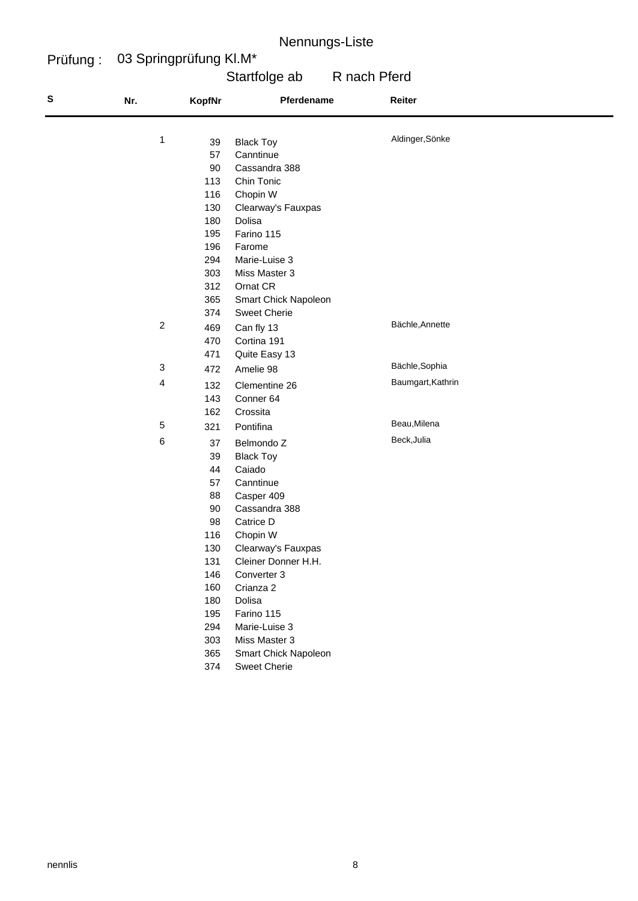# Nennungs-Liste

**Prüfung :** 03 Springprüfung Kl.M*

Startfolge ab R nach Pferd

| S | Nr. | KopfNr | Pferdename | Reiter |
|---|---|---|---|---|
| | 1 | 39 | Black Toy | Aldinger,Sönke |
| | | 57 | Canntinue | |
| | | 90 | Cassandra 388 | |
| | | 113 | Chin Tonic | |
| | | 116 | Chopin W | |
| | | 130 | Clearway's Fauxpas | |
| | | 180 | Dolisa | |
| | | 195 | Farino 115 | |
| | | 196 | Farome | |
| | | 294 | Marie-Luise 3 | |
| | | 303 | Miss Master 3 | |
| | | 312 | Ornat CR | |
| | | 365 | Smart Chick Napoleon | |
| | | 374 | Sweet Cherie | |
| | 2 | 469 | Can fly 13 | Bächle,Annette |
| | | 470 | Cortina 191 | |
| | | 471 | Quite Easy 13 | |
| | 3 | 472 | Amelie 98 | Bächle,Sophia |
| | 4 | 132 | Clementine 26 | Baumgart,Kathrin |
| | | 143 | Conner 64 | |
| | | 162 | Crossita | |
| | 5 | 321 | Pontifina | Beau,Milena |
| | 6 | 37 | Belmondo Z | Beck,Julia |
| | | 39 | Black Toy | |
| | | 44 | Caiado | |
| | | 57 | Canntinue | |
| | | 88 | Casper 409 | |
| | | 90 | Cassandra 388 | |
| | | 98 | Catrice D | |
| | | 116 | Chopin W | |
| | | 130 | Clearway's Fauxpas | |
| | | 131 | Cleiner Donner H.H. | |
| | | 146 | Converter 3 | |
| | | 160 | Crianza 2 | |
| | | 180 | Dolisa | |
| | | 195 | Farino 115 | |
| | | 294 | Marie-Luise 3 | |
| | | 303 | Miss Master 3 | |
| | | 365 | Smart Chick Napoleon | |
| | | 374 | Sweet Cherie | |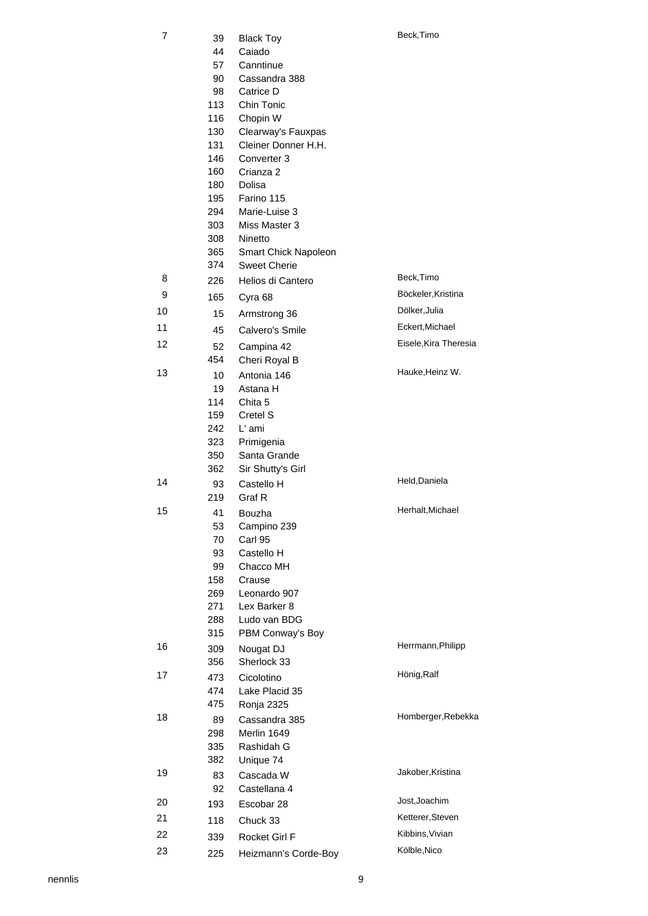| | | | |
|---|---|---|---|
| 7 | 39 | Black Toy | Beck,Timo |
| | 44 | Caiado | |
| | 57 | Canntinue | |
| | 90 | Cassandra 388 | |
| | 98 | Catrice D | |
| | 113 | Chin Tonic | |
| | 116 | Chopin W | |
| | 130 | Clearway's Fauxpas | |
| | 131 | Cleiner Donner H.H. | |
| | 146 | Converter 3 | |
| | 160 | Crianza 2 | |
| | 180 | Dolisa | |
| | 195 | Farino 115 | |
| | 294 | Marie-Luise 3 | |
| | 303 | Miss Master 3 | |
| | 308 | Ninetto | |
| | 365 | Smart Chick Napoleon | |
| | 374 | Sweet Cherie | |
| 8 | 226 | Helios di Cantero | Beck,Timo |
| 9 | 165 | Cyra 68 | Böckeler,Kristina |
| 10 | 15 | Armstrong 36 | Dölker,Julia |
| 11 | 45 | Calvero's Smile | Eckert,Michael |
| 12 | 52 | Campina 42 | Eisele,Kira Theresia |
| | 454 | Cheri Royal B | |
| 13 | 10 | Antonia 146 | Hauke,Heinz W. |
| | 19 | Astana H | |
| | 114 | Chita 5 | |
| | 159 | Cretel S | |
| | 242 | L' ami | |
| | 323 | Primigenia | |
| | 350 | Santa Grande | |
| | 362 | Sir Shutty's Girl | |
| 14 | 93 | Castello H | Held,Daniela |
| | 219 | Graf R | |
| 15 | 41 | Bouzha | Herhalt,Michael |
| | 53 | Campino 239 | |
| | 70 | Carl 95 | |
| | 93 | Castello H | |
| | 99 | Chacco MH | |
| | 158 | Crause | |
| | 269 | Leonardo 907 | |
| | 271 | Lex Barker 8 | |
| | 288 | Ludo van BDG | |
| | 315 | PBM Conway's Boy | |
| 16 | 309 | Nougat DJ | Herrmann,Philipp |
| | 356 | Sherlock 33 | |
| 17 | 473 | Cicolotino | Hönig,Ralf |
| | 474 | Lake Placid 35 | |
| | 475 | Ronja 2325 | |
| 18 | 89 | Cassandra 385 | Homberger,Rebekka |
| | 298 | Merlin 1649 | |
| | 335 | Rashidah G | |
| | 382 | Unique 74 | |
| 19 | 83 | Cascada W | Jakober,Kristina |
| | 92 | Castellana 4 | |
| 20 | 193 | Escobar 28 | Jost,Joachim |
| 21 | 118 | Chuck 33 | Ketterer,Steven |
| 22 | 339 | Rocket Girl F | Kibbins,Vivian |
| 23 | 225 | Heizmann's Corde-Boy | Kölble,Nico |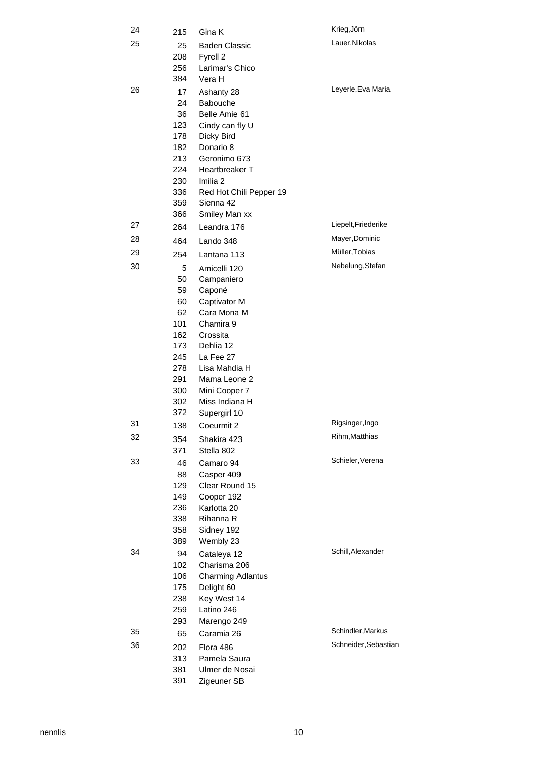| | | | |
|---|---|---|---|
| 24 | 215 | Gina K | Krieg,Jörn |
| 25 | 25 | Baden Classic | Lauer,Nikolas |
| | 208 | Fyrell 2 | |
| | 256 | Larimar's Chico | |
| | 384 | Vera H | |
| 26 | 17 | Ashanty 28 | Leyerle,Eva Maria |
| | 24 | Babouche | |
| | 36 | Belle Amie 61 | |
| | 123 | Cindy can fly U | |
| | 178 | Dicky Bird | |
| | 182 | Donario 8 | |
| | 213 | Geronimo 673 | |
| | 224 | Heartbreaker T | |
| | 230 | Imilia 2 | |
| | 336 | Red Hot Chili Pepper 19 | |
| | 359 | Sienna 42 | |
| | 366 | Smiley Man xx | |
| 27 | 264 | Leandra 176 | Liepelt,Friederike |
| 28 | 464 | Lando 348 | Mayer,Dominic |
| 29 | 254 | Lantana 113 | Müller,Tobias |
| 30 | 5 | Amicelli 120 | Nebelung,Stefan |
| | 50 | Campaniero | |
| | 59 | Caponé | |
| | 60 | Captivator M | |
| | 62 | Cara Mona M | |
| | 101 | Chamira 9 | |
| | 162 | Crossita | |
| | 173 | Dehlia 12 | |
| | 245 | La Fee 27 | |
| | 278 | Lisa Mahdia H | |
| | 291 | Mama Leone 2 | |
| | 300 | Mini Cooper 7 | |
| | 302 | Miss Indiana H | |
| | 372 | Supergirl 10 | |
| 31 | 138 | Coeurmit 2 | Rigsinger,Ingo |
| 32 | 354 | Shakira 423 | Rihm,Matthias |
| | 371 | Stella 802 | |
| 33 | 46 | Camaro 94 | Schieler,Verena |
| | 88 | Casper 409 | |
| | 129 | Clear Round 15 | |
| | 149 | Cooper 192 | |
| | 236 | Karlotta 20 | |
| | 338 | Rihanna R | |
| | 358 | Sidney 192 | |
| | 389 | Wembly 23 | |
| 34 | 94 | Cataleya 12 | Schill,Alexander |
| | 102 | Charisma 206 | |
| | 106 | Charming Adlantus | |
| | 175 | Delight 60 | |
| | 238 | Key West 14 | |
| | 259 | Latino 246 | |
| | 293 | Marengo 249 | |
| 35 | 65 | Caramia 26 | Schindler,Markus |
| 36 | 202 | Flora 486 | Schneider,Sebastian |
| | 313 | Pamela Saura | |
| | 381 | Ulmer de Nosai | |
| | 391 | Zigeuner SB | |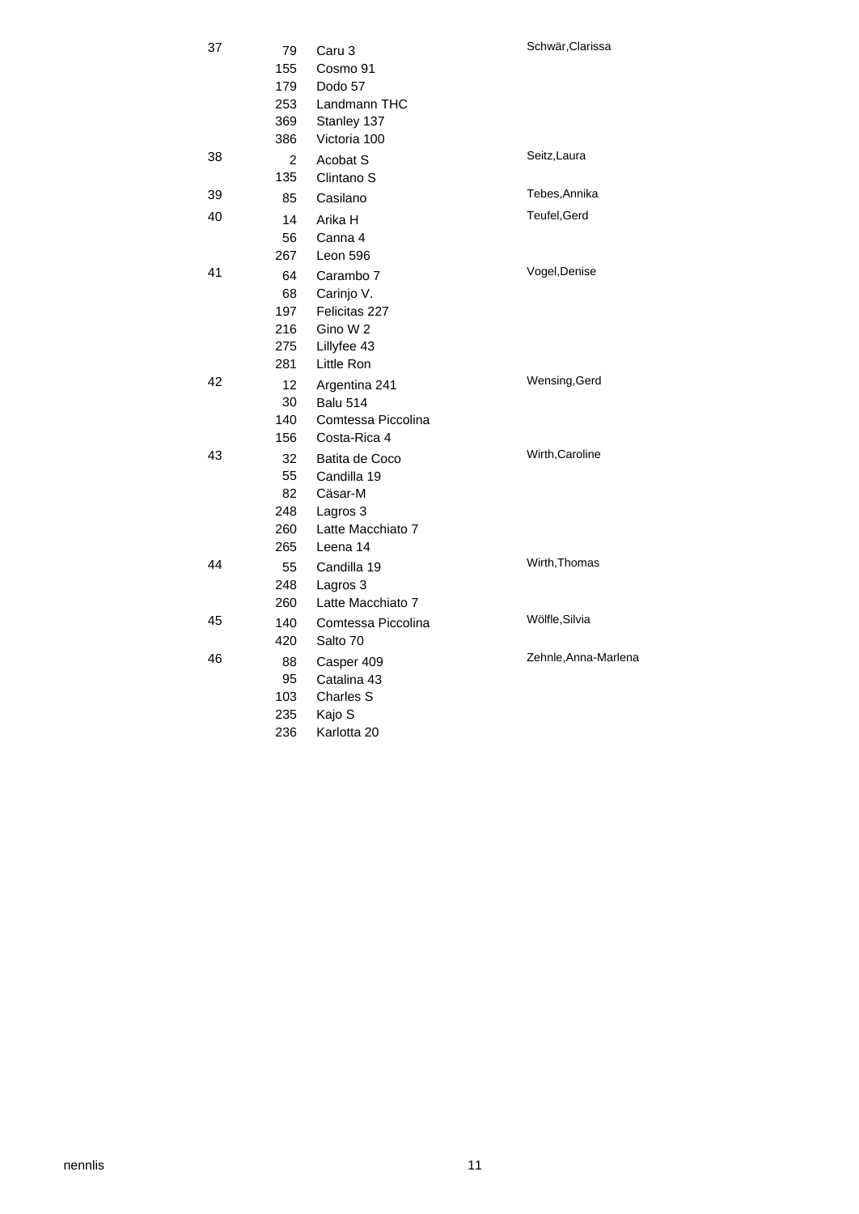| | | | |
|---|---|---|---|
| 37 | 79 | Caru 3 | Schwär,Clarissa |
| | 155 | Cosmo 91 | |
| | 179 | Dodo 57 | |
| | 253 | Landmann THC | |
| | 369 | Stanley 137 | |
| | 386 | Victoria 100 | |
| 38 | 2 | Acobat S | Seitz,Laura |
| | 135 | Clintano S | |
| 39 | 85 | Casilano | Tebes,Annika |
| 40 | 14 | Arika H | Teufel,Gerd |
| | 56 | Canna 4 | |
| | 267 | Leon 596 | |
| 41 | 64 | Carambo 7 | Vogel,Denise |
| | 68 | Carinjo V. | |
| | 197 | Felicitas 227 | |
| | 216 | Gino W 2 | |
| | 275 | Lillyfee 43 | |
| | 281 | Little Ron | |
| 42 | 12 | Argentina 241 | Wensing,Gerd |
| | 30 | Balu 514 | |
| | 140 | Comtessa Piccolina | |
| | 156 | Costa-Rica 4 | |
| 43 | 32 | Batita de Coco | Wirth,Caroline |
| | 55 | Candilla 19 | |
| | 82 | Cäsar-M | |
| | 248 | Lagros 3 | |
| | 260 | Latte Macchiato 7 | |
| | 265 | Leena 14 | |
| 44 | 55 | Candilla 19 | Wirth,Thomas |
| | 248 | Lagros 3 | |
| | 260 | Latte Macchiato 7 | |
| 45 | 140 | Comtessa Piccolina | Wölfle,Silvia |
| | 420 | Salto 70 | |
| 46 | 88 | Casper 409 | Zehnle,Anna-Marlena |
| | 95 | Catalina 43 | |
| | 103 | Charles S | |
| | 235 | Kajo S | |
| | 236 | Karlotta 20 | |

nennlis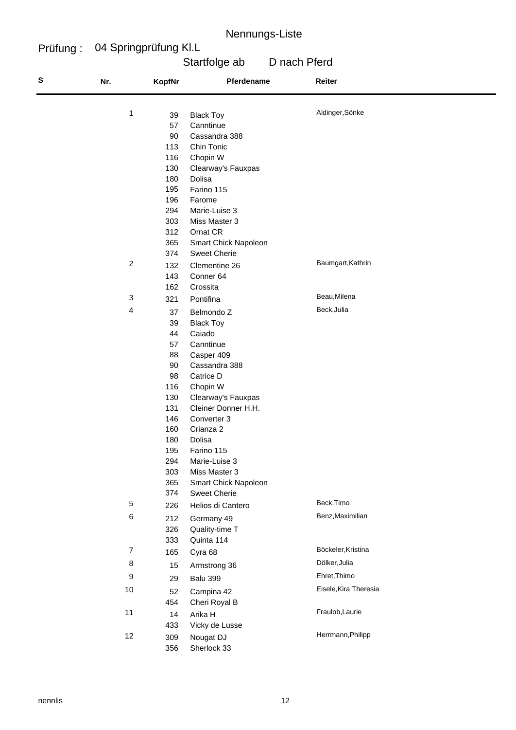# Nennungs-Liste

**Prüfung :** 04 Springprüfung Kl.L

Startfolge ab D nach Pferd

| S | Nr. | KopfNr | Pferdename | Reiter |
|---|---|---|---|---|
| | 1 | 39 | Black Toy | Aldinger,Sönke |
| | | 57 | Canntinue | |
| | | 90 | Cassandra 388 | |
| | | 113 | Chin Tonic | |
| | | 116 | Chopin W | |
| | | 130 | Clearway's Fauxpas | |
| | | 180 | Dolisa | |
| | | 195 | Farino 115 | |
| | | 196 | Farome | |
| | | 294 | Marie-Luise 3 | |
| | | 303 | Miss Master 3 | |
| | | 312 | Ornat CR | |
| | | 365 | Smart Chick Napoleon | |
| | | 374 | Sweet Cherie | |
| | 2 | 132 | Clementine 26 | Baumgart,Kathrin |
| | | 143 | Conner 64 | |
| | | 162 | Crossita | |
| | 3 | 321 | Pontifina | Beau,Milena |
| | 4 | 37 | Belmondo Z | Beck,Julia |
| | | 39 | Black Toy | |
| | | 44 | Caiado | |
| | | 57 | Canntinue | |
| | | 88 | Casper 409 | |
| | | 90 | Cassandra 388 | |
| | | 98 | Catrice D | |
| | | 116 | Chopin W | |
| | | 130 | Clearway's Fauxpas | |
| | | 131 | Cleiner Donner H.H. | |
| | | 146 | Converter 3 | |
| | | 160 | Crianza 2 | |
| | | 180 | Dolisa | |
| | | 195 | Farino 115 | |
| | | 294 | Marie-Luise 3 | |
| | | 303 | Miss Master 3 | |
| | | 365 | Smart Chick Napoleon | |
| | | 374 | Sweet Cherie | |
| | 5 | 226 | Helios di Cantero | Beck,Timo |
| | 6 | 212 | Germany 49 | Benz,Maximilian |
| | | 326 | Quality-time T | |
| | | 333 | Quinta 114 | |
| | 7 | 165 | Cyra 68 | Böckeler,Kristina |
| | 8 | 15 | Armstrong 36 | Dölker,Julia |
| | 9 | 29 | Balu 399 | Ehret,Thimo |
| | 10 | 52 | Campina 42 | Eisele,Kira Theresia |
| | | 454 | Cheri Royal B | |
| | 11 | 14 | Arika H | Fraulob,Laurie |
| | | 433 | Vicky de Lusse | |
| | 12 | 309 | Nougat DJ | Herrmann,Philipp |
| | | 356 | Sherlock 33 | |

nennlis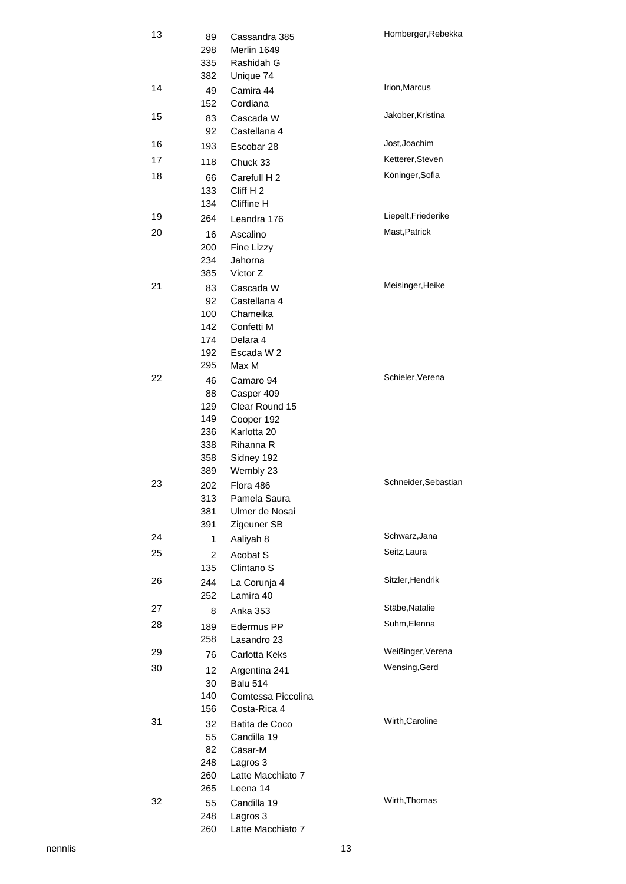| | | | |
|---|---|---|---|
| 13 | 89 | Cassandra 385 | Homberger,Rebekka |
| | 298 | Merlin 1649 | |
| | 335 | Rashidah G | |
| | 382 | Unique 74 | |
| 14 | 49 | Camira 44 | Irion,Marcus |
| | 152 | Cordiana | |
| 15 | 83 | Cascada W | Jakober,Kristina |
| | 92 | Castellana 4 | |
| 16 | 193 | Escobar 28 | Jost,Joachim |
| 17 | 118 | Chuck 33 | Ketterer,Steven |
| 18 | 66 | Carefull H 2 | Köninger,Sofia |
| | 133 | Cliff H 2 | |
| | 134 | Cliffine H | |
| 19 | 264 | Leandra 176 | Liepelt,Friederike |
| 20 | 16 | Ascalino | Mast,Patrick |
| | 200 | Fine Lizzy | |
| | 234 | Jahorna | |
| | 385 | Victor Z | |
| 21 | 83 | Cascada W | Meisinger,Heike |
| | 92 | Castellana 4 | |
| | 100 | Chameika | |
| | 142 | Confetti M | |
| | 174 | Delara 4 | |
| | 192 | Escada W 2 | |
| | 295 | Max M | |
| 22 | 46 | Camaro 94 | Schieler,Verena |
| | 88 | Casper 409 | |
| | 129 | Clear Round 15 | |
| | 149 | Cooper 192 | |
| | 236 | Karlotta 20 | |
| | 338 | Rihanna R | |
| | 358 | Sidney 192 | |
| | 389 | Wembly 23 | |
| 23 | 202 | Flora 486 | Schneider,Sebastian |
| | 313 | Pamela Saura | |
| | 381 | Ulmer de Nosai | |
| | 391 | Zigeuner SB | |
| 24 | 1 | Aaliyah 8 | Schwarz,Jana |
| 25 | 2 | Acobat S | Seitz,Laura |
| | 135 | Clintano S | |
| 26 | 244 | La Corunja 4 | Sitzler,Hendrik |
| | 252 | Lamira 40 | |
| 27 | 8 | Anka 353 | Stäbe,Natalie |
| 28 | 189 | Edermus PP | Suhm,Elenna |
| | 258 | Lasandro 23 | |
| 29 | 76 | Carlotta Keks | Weißinger,Verena |
| 30 | 12 | Argentina 241 | Wensing,Gerd |
| | 30 | Balu 514 | |
| | 140 | Comtessa Piccolina | |
| | 156 | Costa-Rica 4 | |
| 31 | 32 | Batita de Coco | Wirth,Caroline |
| | 55 | Candilla 19 | |
| | 82 | Cäsar-M | |
| | 248 | Lagros 3 | |
| | 260 | Latte Macchiato 7 | |
| | 265 | Leena 14 | |
| 32 | 55 | Candilla 19 | Wirth,Thomas |
| | 248 | Lagros 3 | |
| | 260 | Latte Macchiato 7 | |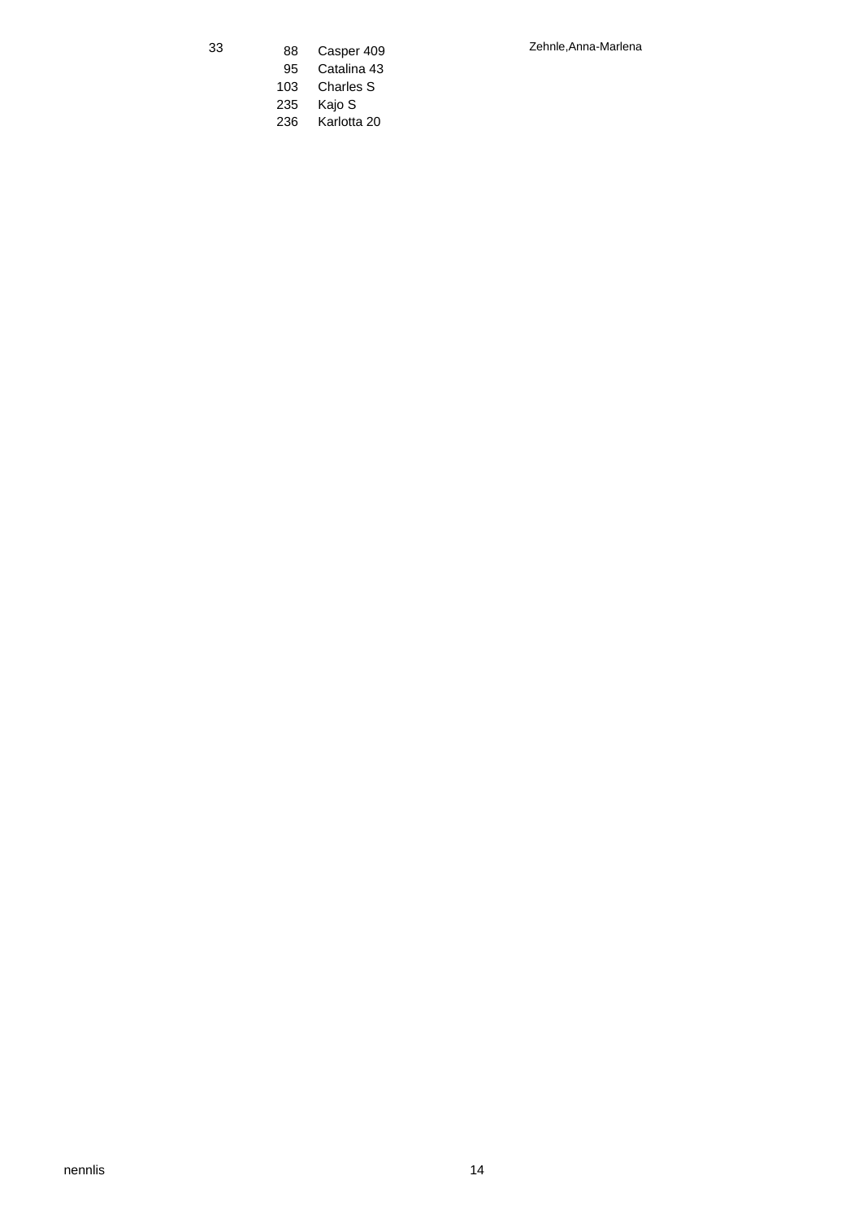| | | | |
|---|---|---|---|
| 33 | 88 | Casper 409 | Zehnle,Anna-Marlena |
| | 95 | Catalina 43 | |
| | 103 | Charles S | |
| | 235 | Kajo S | |
| | 236 | Karlotta 20 | |

nennlis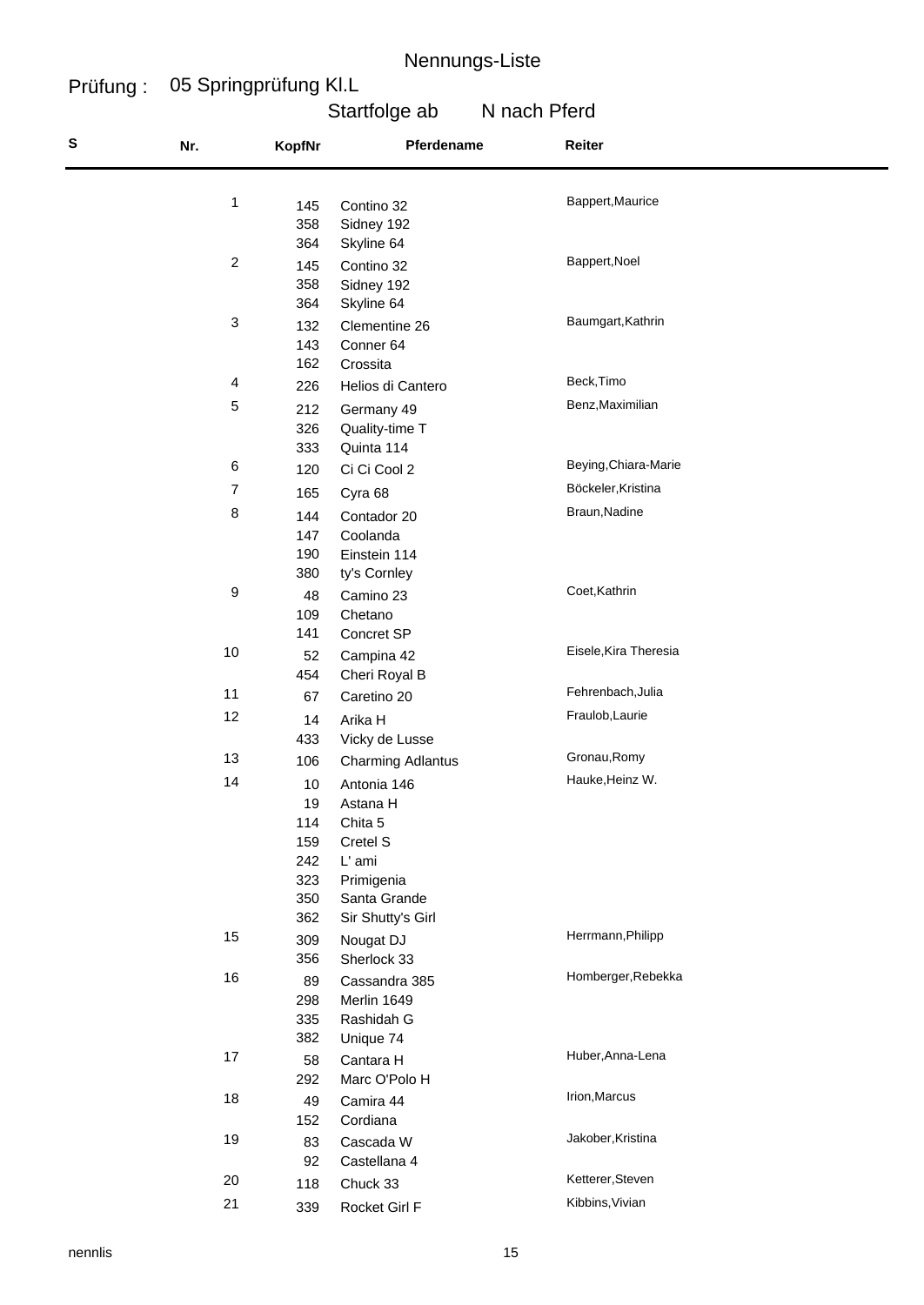# Nennungs-Liste

**Prüfung :** 05 Springprüfung Kl.L

Startfolge ab N nach Pferd

| S | Nr. | KopfNr | Pferdename | Reiter |
|---|---|---|---|---|
| | 1 | 145 | Contino 32 | Bappert,Maurice |
| | | 358 | Sidney 192 | |
| | | 364 | Skyline 64 | |
| | 2 | 145 | Contino 32 | Bappert,Noel |
| | | 358 | Sidney 192 | |
| | | 364 | Skyline 64 | |
| | 3 | 132 | Clementine 26 | Baumgart,Kathrin |
| | | 143 | Conner 64 | |
| | | 162 | Crossita | |
| | 4 | 226 | Helios di Cantero | Beck,Timo |
| | 5 | 212 | Germany 49 | Benz,Maximilian |
| | | 326 | Quality-time T | |
| | | 333 | Quinta 114 | |
| | 6 | 120 | Ci Ci Cool 2 | Beying,Chiara-Marie |
| | 7 | 165 | Cyra 68 | Böckeler,Kristina |
| | 8 | 144 | Contador 20 | Braun,Nadine |
| | | 147 | Coolanda | |
| | | 190 | Einstein 114 | |
| | | 380 | ty's Cornley | |
| | 9 | 48 | Camino 23 | Coet,Kathrin |
| | | 109 | Chetano | |
| | | 141 | Concret SP | |
| | 10 | 52 | Campina 42 | Eisele,Kira Theresia |
| | | 454 | Cheri Royal B | |
| | 11 | 67 | Caretino 20 | Fehrenbach,Julia |
| | 12 | 14 | Arika H | Fraulob,Laurie |
| | | 433 | Vicky de Lusse | |
| | 13 | 106 | Charming Adlantus | Gronau,Romy |
| | 14 | 10 | Antonia 146 | Hauke,Heinz W. |
| | | 19 | Astana H | |
| | | 114 | Chita 5 | |
| | | 159 | Cretel S | |
| | | 242 | L' ami | |
| | | 323 | Primigenia | |
| | | 350 | Santa Grande | |
| | | 362 | Sir Shutty's Girl | |
| | 15 | 309 | Nougat DJ | Herrmann,Philipp |
| | | 356 | Sherlock 33 | |
| | 16 | 89 | Cassandra 385 | Homberger,Rebekka |
| | | 298 | Merlin 1649 | |
| | | 335 | Rashidah G | |
| | | 382 | Unique 74 | |
| | 17 | 58 | Cantara H | Huber,Anna-Lena |
| | | 292 | Marc O'Polo H | |
| | 18 | 49 | Camira 44 | Irion,Marcus |
| | | 152 | Cordiana | |
| | 19 | 83 | Cascada W | Jakober,Kristina |
| | | 92 | Castellana 4 | |
| | 20 | 118 | Chuck 33 | Ketterer,Steven |
| | 21 | 339 | Rocket Girl F | Kibbins,Vivian |

nennlis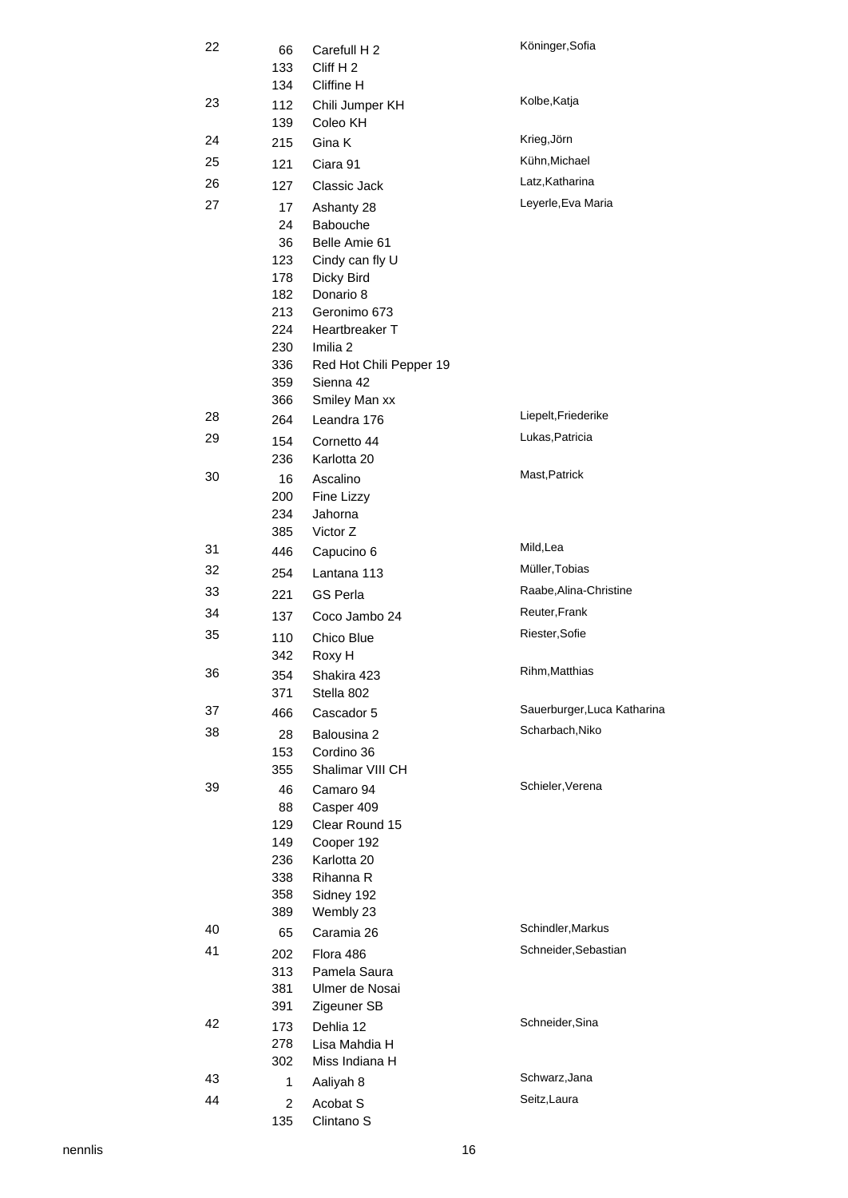| | | | |
|---|---|---|---|
| 22 | 66 | Carefull H 2 | Köninger,Sofia |
| | 133 | Cliff H 2 | |
| | 134 | Cliffine H | |
| 23 | 112 | Chili Jumper KH | Kolbe,Katja |
| | 139 | Coleo KH | |
| 24 | 215 | Gina K | Krieg,Jörn |
| 25 | 121 | Ciara 91 | Kühn,Michael |
| 26 | 127 | Classic Jack | Latz,Katharina |
| 27 | 17 | Ashanty 28 | Leyerle,Eva Maria |
| | 24 | Babouche | |
| | 36 | Belle Amie 61 | |
| | 123 | Cindy can fly U | |
| | 178 | Dicky Bird | |
| | 182 | Donario 8 | |
| | 213 | Geronimo 673 | |
| | 224 | Heartbreaker T | |
| | 230 | Imilia 2 | |
| | 336 | Red Hot Chili Pepper 19 | |
| | 359 | Sienna 42 | |
| | 366 | Smiley Man xx | |
| 28 | 264 | Leandra 176 | Liepelt,Friederike |
| 29 | 154 | Cornetto 44 | Lukas,Patricia |
| | 236 | Karlotta 20 | |
| 30 | 16 | Ascalino | Mast,Patrick |
| | 200 | Fine Lizzy | |
| | 234 | Jahorna | |
| | 385 | Victor Z | |
| 31 | 446 | Capucino 6 | Mild,Lea |
| 32 | 254 | Lantana 113 | Müller,Tobias |
| 33 | 221 | GS Perla | Raabe,Alina-Christine |
| 34 | 137 | Coco Jambo 24 | Reuter,Frank |
| 35 | 110 | Chico Blue | Riester,Sofie |
| | 342 | Roxy H | |
| 36 | 354 | Shakira 423 | Rihm,Matthias |
| | 371 | Stella 802 | |
| 37 | 466 | Cascador 5 | Sauerburger,Luca Katharina |
| 38 | 28 | Balousina 2 | Scharbach,Niko |
| | 153 | Cordino 36 | |
| | 355 | Shalimar VIII CH | |
| 39 | 46 | Camaro 94 | Schieler,Verena |
| | 88 | Casper 409 | |
| | 129 | Clear Round 15 | |
| | 149 | Cooper 192 | |
| | 236 | Karlotta 20 | |
| | 338 | Rihanna R | |
| | 358 | Sidney 192 | |
| | 389 | Wembly 23 | |
| 40 | 65 | Caramia 26 | Schindler,Markus |
| 41 | 202 | Flora 486 | Schneider,Sebastian |
| | 313 | Pamela Saura | |
| | 381 | Ulmer de Nosai | |
| | 391 | Zigeuner SB | |
| 42 | 173 | Dehlia 12 | Schneider,Sina |
| | 278 | Lisa Mahdia H | |
| | 302 | Miss Indiana H | |
| 43 | 1 | Aaliyah 8 | Schwarz,Jana |
| 44 | 2 | Acobat S | Seitz,Laura |
| | 135 | Clintano S | |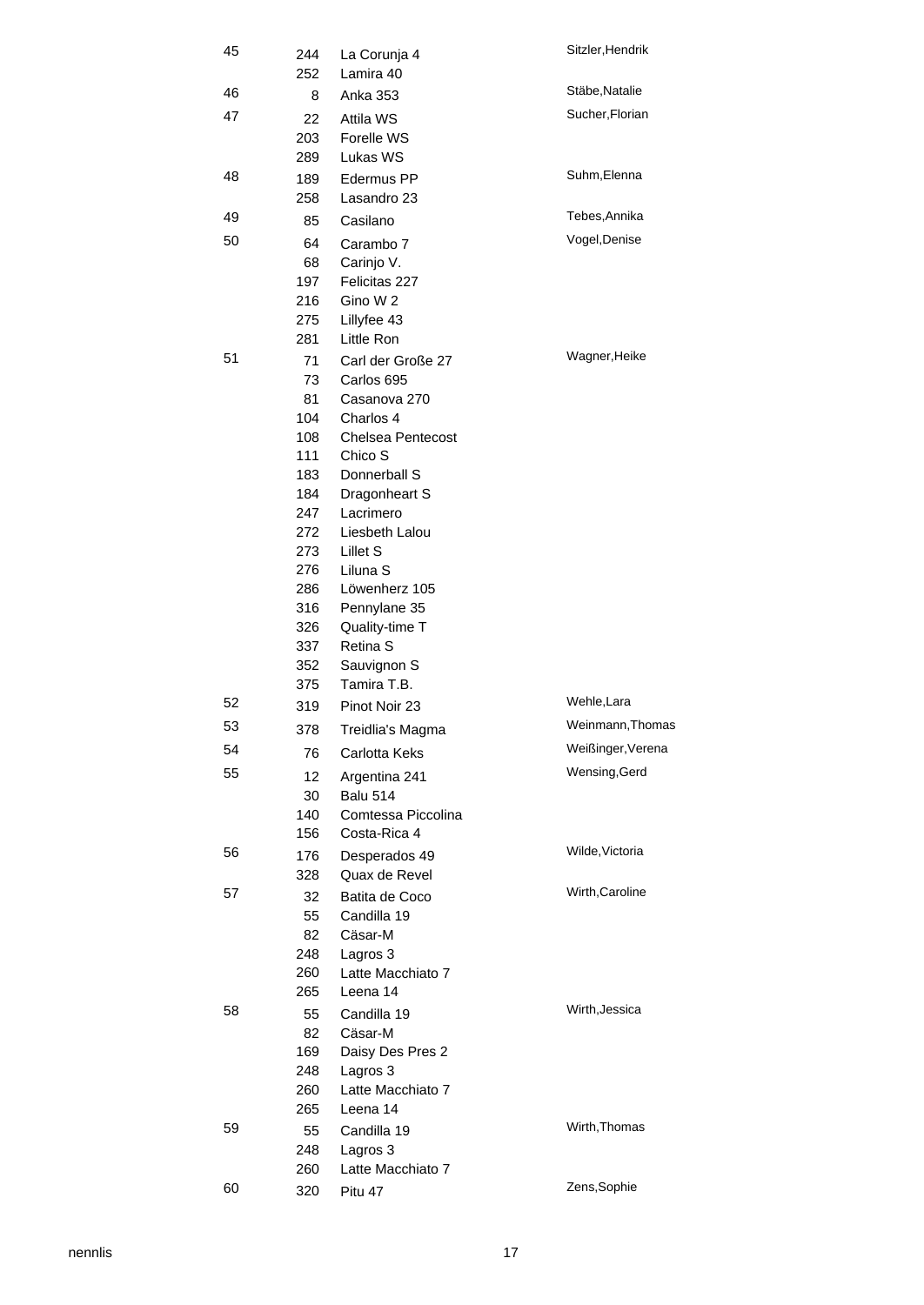| | | | |
|---|---|---|---|
| 45 | 244 | La Corunja 4 | Sitzler,Hendrik |
| | 252 | Lamira 40 | |
| 46 | 8 | Anka 353 | Stäbe,Natalie |
| 47 | 22 | Attila WS | Sucher,Florian |
| | 203 | Forelle WS | |
| | 289 | Lukas WS | |
| 48 | 189 | Edermus PP | Suhm,Elenna |
| | 258 | Lasandro 23 | |
| 49 | 85 | Casilano | Tebes,Annika |
| 50 | 64 | Carambo 7 | Vogel,Denise |
| | 68 | Carinjo V. | |
| | 197 | Felicitas 227 | |
| | 216 | Gino W 2 | |
| | 275 | Lillyfee 43 | |
| | 281 | Little Ron | |
| 51 | 71 | Carl der Große 27 | Wagner,Heike |
| | 73 | Carlos 695 | |
| | 81 | Casanova 270 | |
| | 104 | Charlos 4 | |
| | 108 | Chelsea Pentecost | |
| | 111 | Chico S | |
| | 183 | Donnerball S | |
| | 184 | Dragonheart S | |
| | 247 | Lacrimero | |
| | 272 | Liesbeth Lalou | |
| | 273 | Lillet S | |
| | 276 | Liluna S | |
| | 286 | Löwenherz 105 | |
| | 316 | Pennylane 35 | |
| | 326 | Quality-time T | |
| | 337 | Retina S | |
| | 352 | Sauvignon S | |
| | 375 | Tamira T.B. | |
| 52 | 319 | Pinot Noir 23 | Wehle,Lara |
| 53 | 378 | Treidlia's Magma | Weinmann,Thomas |
| 54 | 76 | Carlotta Keks | Weißinger,Verena |
| 55 | 12 | Argentina 241 | Wensing,Gerd |
| | 30 | Balu 514 | |
| | 140 | Comtessa Piccolina | |
| | 156 | Costa-Rica 4 | |
| 56 | 176 | Desperados 49 | Wilde,Victoria |
| | 328 | Quax de Revel | |
| 57 | 32 | Batita de Coco | Wirth,Caroline |
| | 55 | Candilla 19 | |
| | 82 | Cäsar-M | |
| | 248 | Lagros 3 | |
| | 260 | Latte Macchiato 7 | |
| | 265 | Leena 14 | |
| 58 | 55 | Candilla 19 | Wirth,Jessica |
| | 82 | Cäsar-M | |
| | 169 | Daisy Des Pres 2 | |
| | 248 | Lagros 3 | |
| | 260 | Latte Macchiato 7 | |
| | 265 | Leena 14 | |
| 59 | 55 | Candilla 19 | Wirth,Thomas |
| | 248 | Lagros 3 | |
| | 260 | Latte Macchiato 7 | |
| 60 | 320 | Pitu 47 | Zens,Sophie |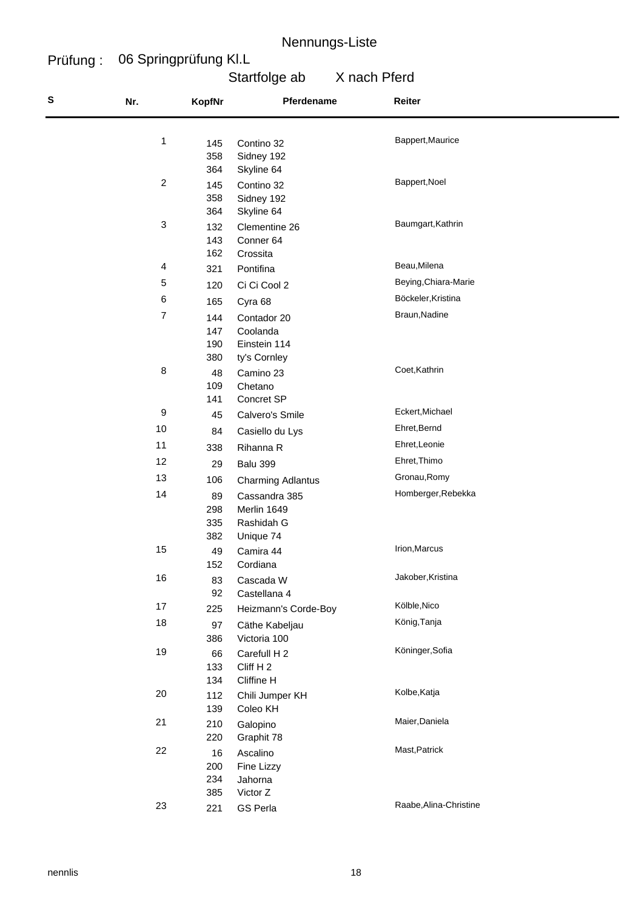# Nennungs-Liste

**Prüfung :** 06 Springprüfung Kl.L

Startfolge ab X nach Pferd

| S | Nr. | KopfNr | Pferdename | Reiter |
|---|---|---|---|---|
| | 1 | 145 | Contino 32 | Bappert,Maurice |
| | | 358 | Sidney 192 | |
| | | 364 | Skyline 64 | |
| | 2 | 145 | Contino 32 | Bappert,Noel |
| | | 358 | Sidney 192 | |
| | | 364 | Skyline 64 | |
| | 3 | 132 | Clementine 26 | Baumgart,Kathrin |
| | | 143 | Conner 64 | |
| | | 162 | Crossita | |
| | 4 | 321 | Pontifina | Beau,Milena |
| | 5 | 120 | Ci Ci Cool 2 | Beying,Chiara-Marie |
| | 6 | 165 | Cyra 68 | Böckeler,Kristina |
| | 7 | 144 | Contador 20 | Braun,Nadine |
| | | 147 | Coolanda | |
| | | 190 | Einstein 114 | |
| | | 380 | ty's Cornley | |
| | 8 | 48 | Camino 23 | Coet,Kathrin |
| | | 109 | Chetano | |
| | | 141 | Concret SP | |
| | 9 | 45 | Calvero's Smile | Eckert,Michael |
| | 10 | 84 | Casiello du Lys | Ehret,Bernd |
| | 11 | 338 | Rihanna R | Ehret,Leonie |
| | 12 | 29 | Balu 399 | Ehret,Thimo |
| | 13 | 106 | Charming Adlantus | Gronau,Romy |
| | 14 | 89 | Cassandra 385 | Homberger,Rebekka |
| | | 298 | Merlin 1649 | |
| | | 335 | Rashidah G | |
| | | 382 | Unique 74 | |
| | 15 | 49 | Camira 44 | Irion,Marcus |
| | | 152 | Cordiana | |
| | 16 | 83 | Cascada W | Jakober,Kristina |
| | | 92 | Castellana 4 | |
| | 17 | 225 | Heizmann's Corde-Boy | Kölble,Nico |
| | 18 | 97 | Käthe Kabeljau | König,Tanja |
| | | 386 | Victoria 100 | |
| | 19 | 66 | Carefull H 2 | Köninger,Sofia |
| | | 133 | Cliff H 2 | |
| | | 134 | Cliffine H | |
| | 20 | 112 | Chili Jumper KH | Kolbe,Katja |
| | | 139 | Coleo KH | |
| | 21 | 210 | Galopino | Maier,Daniela |
| | | 220 | Graphit 78 | |
| | 22 | 16 | Ascalino | Mast,Patrick |
| | | 200 | Fine Lizzy | |
| | | 234 | Jahorna | |
| | | 385 | Victor Z | |
| | 23 | 221 | GS Perla | Raabe,Alina-Christine |

nennlis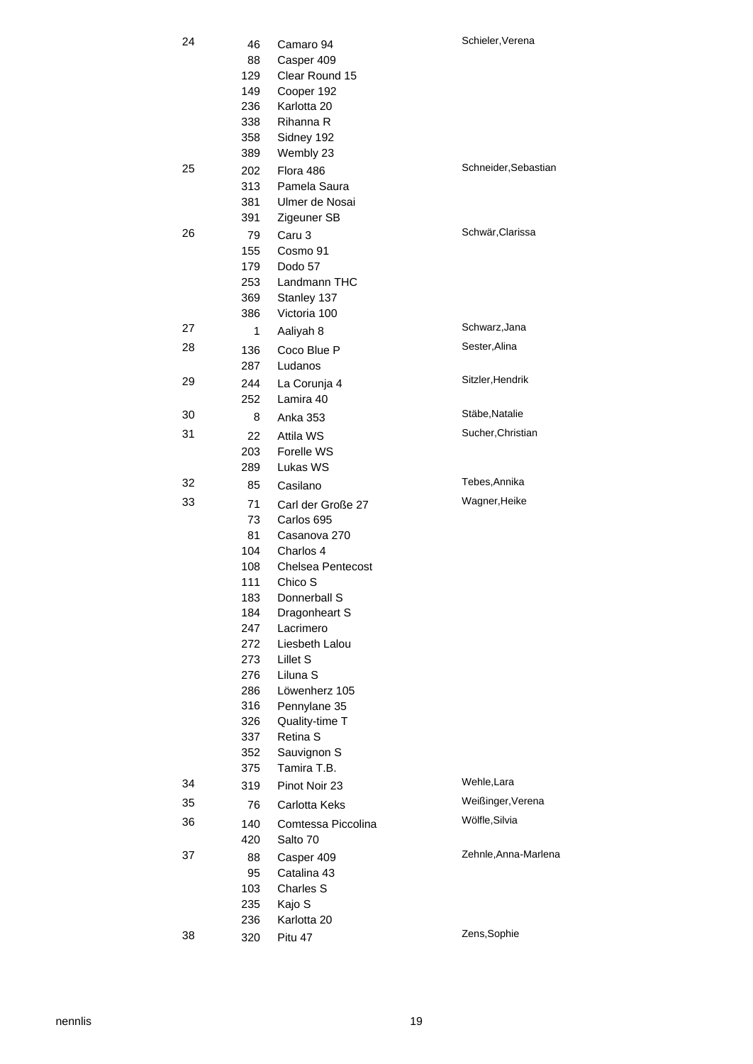| | | | |
|---|---|---|---|
| 24 | 46 | Camaro 94 | Schieler,Verena |
| | 88 | Casper 409 | |
| | 129 | Clear Round 15 | |
| | 149 | Cooper 192 | |
| | 236 | Karlotta 20 | |
| | 338 | Rihanna R | |
| | 358 | Sidney 192 | |
| | 389 | Wembly 23 | |
| 25 | 202 | Flora 486 | Schneider,Sebastian |
| | 313 | Pamela Saura | |
| | 381 | Ulmer de Nosai | |
| | 391 | Zigeuner SB | |
| 26 | 79 | Caru 3 | Schwär,Clarissa |
| | 155 | Cosmo 91 | |
| | 179 | Dodo 57 | |
| | 253 | Landmann THC | |
| | 369 | Stanley 137 | |
| | 386 | Victoria 100 | |
| 27 | 1 | Aaliyah 8 | Schwarz,Jana |
| 28 | 136 | Coco Blue P | Sester,Alina |
| | 287 | Ludanos | |
| 29 | 244 | La Corunja 4 | Sitzler,Hendrik |
| | 252 | Lamira 40 | |
| 30 | 8 | Anka 353 | Stäbe,Natalie |
| 31 | 22 | Attila WS | Sucher,Christian |
| | 203 | Forelle WS | |
| | 289 | Lukas WS | |
| 32 | 85 | Casilano | Tebes,Annika |
| 33 | 71 | Carl der Große 27 | Wagner,Heike |
| | 73 | Carlos 695 | |
| | 81 | Casanova 270 | |
| | 104 | Charlos 4 | |
| | 108 | Chelsea Pentecost | |
| | 111 | Chico S | |
| | 183 | Donnerball S | |
| | 184 | Dragonheart S | |
| | 247 | Lacrimero | |
| | 272 | Liesbeth Lalou | |
| | 273 | Lillet S | |
| | 276 | Liluna S | |
| | 286 | Löwenherz 105 | |
| | 316 | Pennylane 35 | |
| | 326 | Quality-time T | |
| | 337 | Retina S | |
| | 352 | Sauvignon S | |
| | 375 | Tamira T.B. | |
| 34 | 319 | Pinot Noir 23 | Wehle,Lara |
| 35 | 76 | Carlotta Keks | Weißinger,Verena |
| 36 | 140 | Comtessa Piccolina | Wölfle,Silvia |
| | 420 | Salto 70 | |
| 37 | 88 | Casper 409 | Zehnle,Anna-Marlena |
| | 95 | Catalina 43 | |
| | 103 | Charles S | |
| | 235 | Kajo S | |
| | 236 | Karlotta 20 | |
| 38 | 320 | Pitu 47 | Zens,Sophie |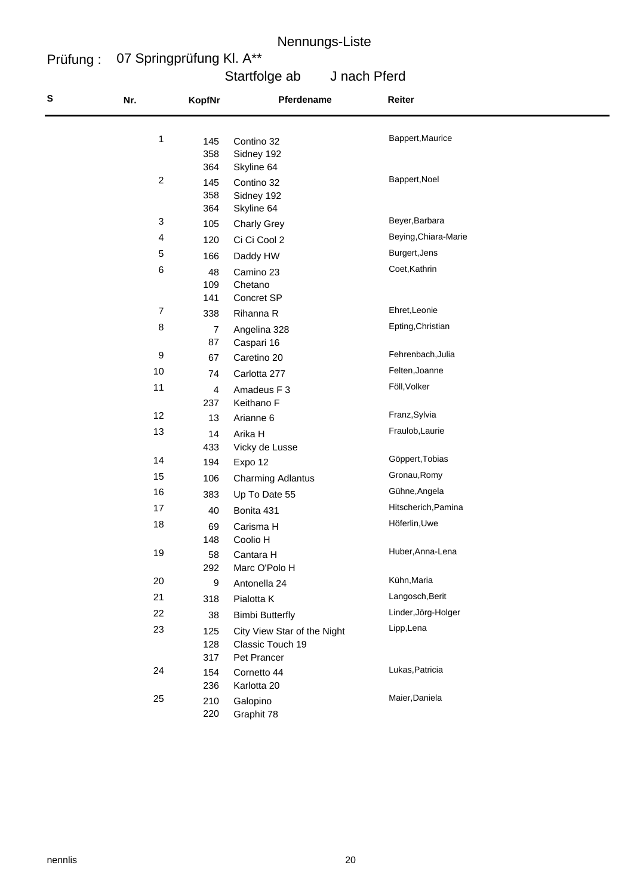# Nennungs-Liste

**Prüfung :** 07 Springprüfung Kl. A**

Startfolge ab J nach Pferd

| S | Nr. | KopfNr | Pferdename | Reiter |
|---|---|---|---|---|
| | 1 | 145 | Contino 32 | Bappert,Maurice |
| | | 358 | Sidney 192 | |
| | | 364 | Skyline 64 | |
| | 2 | 145 | Contino 32 | Bappert,Noel |
| | | 358 | Sidney 192 | |
| | | 364 | Skyline 64 | |
| | 3 | 105 | Charly Grey | Beyer,Barbara |
| | 4 | 120 | Ci Ci Cool 2 | Beying,Chiara-Marie |
| | 5 | 166 | Daddy HW | Burgert,Jens |
| | 6 | 48 | Camino 23 | Coet,Kathrin |
| | | 109 | Chetano | |
| | | 141 | Concret SP | |
| | 7 | 338 | Rihanna R | Ehret,Leonie |
| | 8 | 7 | Angelina 328 | Epting,Christian |
| | | 87 | Caspari 16 | |
| | 9 | 67 | Caretino 20 | Fehrenbach,Julia |
| | 10 | 74 | Carlotta 277 | Felten,Joanne |
| | 11 | 4 | Amadeus F 3 | Föll,Volker |
| | | 237 | Keithano F | |
| | 12 | 13 | Arianne 6 | Franz,Sylvia |
| | 13 | 14 | Arika H | Fraulob,Laurie |
| | | 433 | Vicky de Lusse | |
| | 14 | 194 | Expo 12 | Göppert,Tobias |
| | 15 | 106 | Charming Adlantus | Gronau,Romy |
| | 16 | 383 | Up To Date 55 | Gühne,Angela |
| | 17 | 40 | Bonita 431 | Hitscherich,Pamina |
| | 18 | 69 | Carisma H | Höferlin,Uwe |
| | | 148 | Coolio H | |
| | 19 | 58 | Cantara H | Huber,Anna-Lena |
| | | 292 | Marc O'Polo H | |
| | 20 | 9 | Antonella 24 | Kühn,Maria |
| | 21 | 318 | Pialotta K | Langosch,Berit |
| | 22 | 38 | Bimbi Butterfly | Linder,Jörg-Holger |
| | 23 | 125 | City View Star of the Night | Lipp,Lena |
| | | 128 | Classic Touch 19 | |
| | | 317 | Pet Prancer | |
| | 24 | 154 | Cornetto 44 | Lukas,Patricia |
| | | 236 | Karlotta 20 | |
| | 25 | 210 | Galopino | Maier,Daniela |
| | | 220 | Graphit 78 | |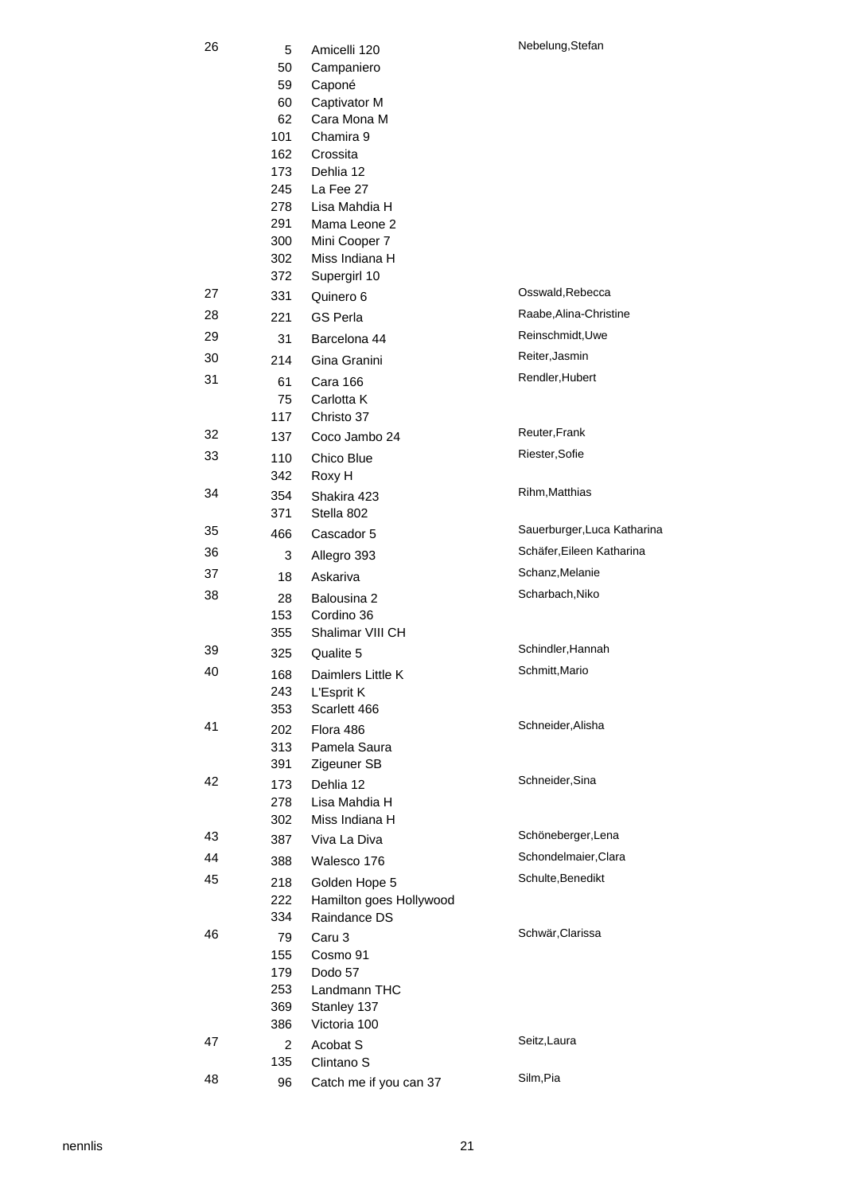| | | | |
|---|---|---|---|
| 26 | 5 | Amicelli 120 | Nebelung,Stefan |
| | 50 | Campaniero | |
| | 59 | Caponé | |
| | 60 | Captivator M | |
| | 62 | Cara Mona M | |
| | 101 | Chamira 9 | |
| | 162 | Crossita | |
| | 173 | Dehlia 12 | |
| | 245 | La Fee 27 | |
| | 278 | Lisa Mahdia H | |
| | 291 | Mama Leone 2 | |
| | 300 | Mini Cooper 7 | |
| | 302 | Miss Indiana H | |
| | 372 | Supergirl 10 | |
| 27 | 331 | Quinero 6 | Osswald,Rebecca |
| 28 | 221 | GS Perla | Raabe,Alina-Christine |
| 29 | 31 | Barcelona 44 | Reinschmidt,Uwe |
| 30 | 214 | Gina Granini | Reiter,Jasmin |
| 31 | 61 | Cara 166 | Rendler,Hubert |
| | 75 | Carlotta K | |
| | 117 | Christo 37 | |
| 32 | 137 | Coco Jambo 24 | Reuter,Frank |
| 33 | 110 | Chico Blue | Riester,Sofie |
| | 342 | Roxy H | |
| 34 | 354 | Shakira 423 | Rihm,Matthias |
| | 371 | Stella 802 | |
| 35 | 466 | Cascador 5 | Sauerburger,Luca Katharina |
| 36 | 3 | Allegro 393 | Schäfer,Eileen Katharina |
| 37 | 18 | Askariva | Schanz,Melanie |
| 38 | 28 | Balousina 2 | Scharbach,Niko |
| | 153 | Cordino 36 | |
| | 355 | Shalimar VIII CH | |
| 39 | 325 | Qualite 5 | Schindler,Hannah |
| 40 | 168 | Daimlers Little K | Schmitt,Mario |
| | 243 | L'Esprit K | |
| | 353 | Scarlett 466 | |
| 41 | 202 | Flora 486 | Schneider,Alisha |
| | 313 | Pamela Saura | |
| | 391 | Zigeuner SB | |
| 42 | 173 | Dehlia 12 | Schneider,Sina |
| | 278 | Lisa Mahdia H | |
| | 302 | Miss Indiana H | |
| 43 | 387 | Viva La Diva | Schöneberger,Lena |
| 44 | 388 | Walesco 176 | Schondelmaier,Clara |
| 45 | 218 | Golden Hope 5 | Schulte,Benedikt |
| | 222 | Hamilton goes Hollywood | |
| | 334 | Raindance DS | |
| 46 | 79 | Caru 3 | Schwär,Clarissa |
| | 155 | Cosmo 91 | |
| | 179 | Dodo 57 | |
| | 253 | Landmann THC | |
| | 369 | Stanley 137 | |
| | 386 | Victoria 100 | |
| 47 | 2 | Acobat S | Seitz,Laura |
| | 135 | Clintano S | |
| 48 | 96 | Catch me if you can 37 | Silm,Pia |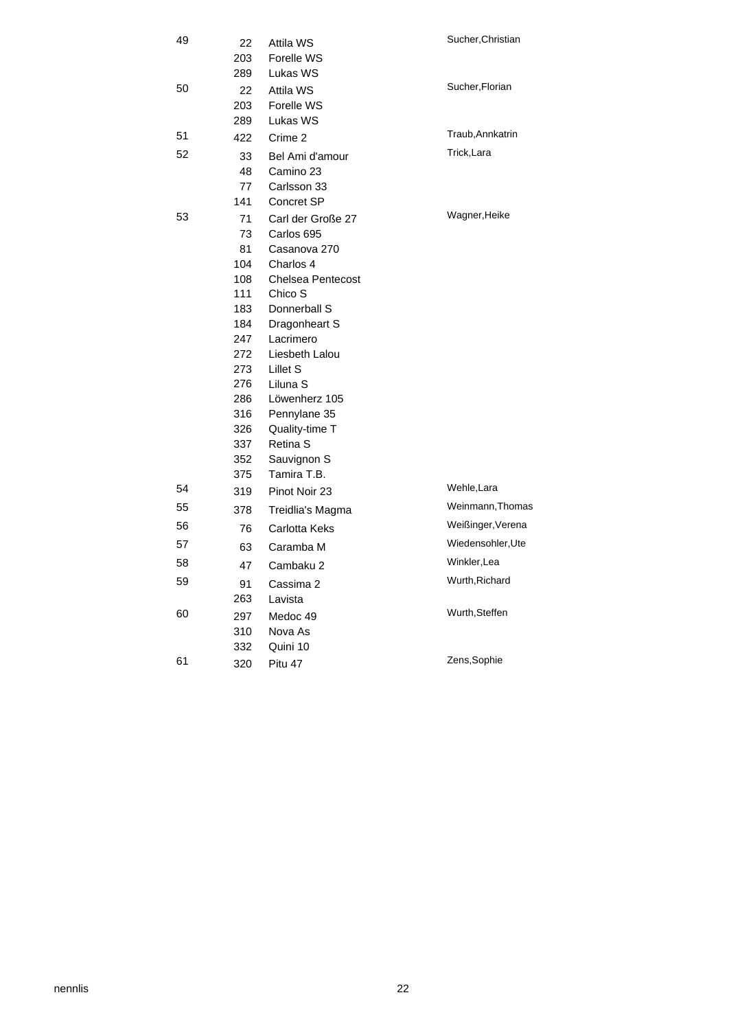| | | | |
|---|---|---|---|
| 49 | 22 | Attila WS | Sucher,Christian |
| | 203 | Forelle WS | |
| | 289 | Lukas WS | |
| 50 | 22 | Attila WS | Sucher,Florian |
| | 203 | Forelle WS | |
| | 289 | Lukas WS | |
| 51 | 422 | Crime 2 | Traub,Annkatrin |
| 52 | 33 | Bel Ami d'amour | Trick,Lara |
| | 48 | Camino 23 | |
| | 77 | Carlsson 33 | |
| | 141 | Concret SP | |
| 53 | 71 | Carl der Große 27 | Wagner,Heike |
| | 73 | Carlos 695 | |
| | 81 | Casanova 270 | |
| | 104 | Charlos 4 | |
| | 108 | Chelsea Pentecost | |
| | 111 | Chico S | |
| | 183 | Donnerball S | |
| | 184 | Dragonheart S | |
| | 247 | Lacrimero | |
| | 272 | Liesbeth Lalou | |
| | 273 | Lillet S | |
| | 276 | Liluna S | |
| | 286 | Löwenherz 105 | |
| | 316 | Pennylane 35 | |
| | 326 | Quality-time T | |
| | 337 | Retina S | |
| | 352 | Sauvignon S | |
| | 375 | Tamira T.B. | |
| 54 | 319 | Pinot Noir 23 | Wehle,Lara |
| 55 | 378 | Treidlia's Magma | Weinmann,Thomas |
| 56 | 76 | Carlotta Keks | Weißinger,Verena |
| 57 | 63 | Caramba M | Wiedensohler,Ute |
| 58 | 47 | Cambaku 2 | Winkler,Lea |
| 59 | 91 | Cassima 2 | Wurth,Richard |
| | 263 | Lavista | |
| 60 | 297 | Medoc 49 | Wurth,Steffen |
| | 310 | Nova As | |
| | 332 | Quini 10 | |
| 61 | 320 | Pitu 47 | Zens,Sophie |

nennlis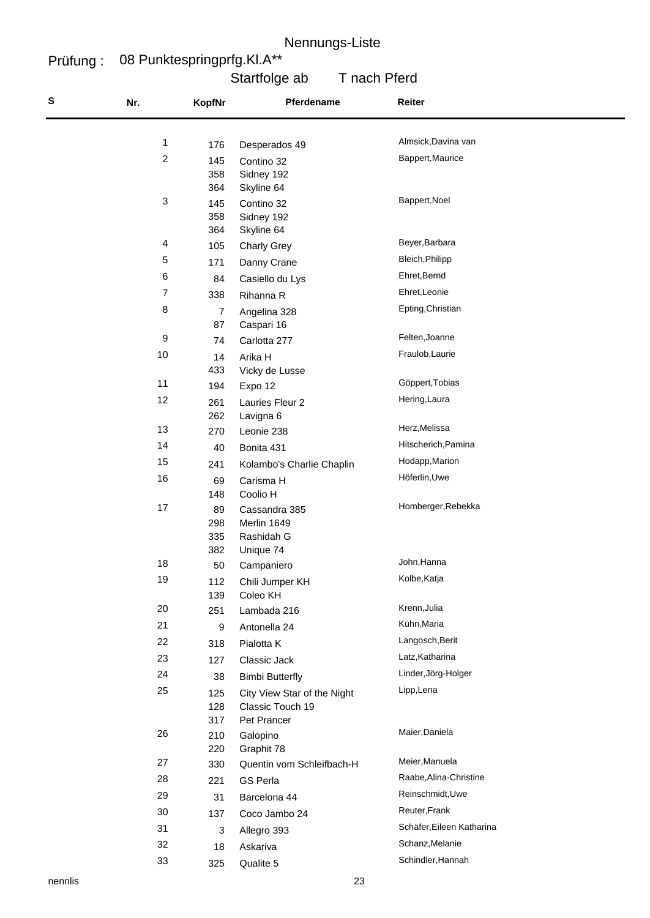# Nennungs-Liste

**Prüfung :** 08 Punktespringprfg.Kl.A**

Startfolge ab T nach Pferd

| S | Nr. | KopfNr | Pferdename | Reiter |
|---|---|---|---|---|
| | 1 | 176 | Desperados 49 | Almsick,Davina van |
| | 2 | 145 | Contino 32 | Bappert,Maurice |
| | | 358 | Sidney 192 | |
| | | 364 | Skyline 64 | |
| | 3 | 145 | Contino 32 | Bappert,Noel |
| | | 358 | Sidney 192 | |
| | | 364 | Skyline 64 | |
| | 4 | 105 | Charly Grey | Beyer,Barbara |
| | 5 | 171 | Danny Crane | Bleich,Philipp |
| | 6 | 84 | Casiello du Lys | Ehret,Bernd |
| | 7 | 338 | Rihanna R | Ehret,Leonie |
| | 8 | 7 | Angelina 328 | Epting,Christian |
| | | 87 | Caspari 16 | |
| | 9 | 74 | Carlotta 277 | Felten,Joanne |
| | 10 | 14 | Arika H | Fraulob,Laurie |
| | | 433 | Vicky de Lusse | |
| | 11 | 194 | Expo 12 | Göppert,Tobias |
| | 12 | 261 | Lauries Fleur 2 | Hering,Laura |
| | | 262 | Lavigna 6 | |
| | 13 | 270 | Leonie 238 | Herz,Melissa |
| | 14 | 40 | Bonita 431 | Hitscherich,Pamina |
| | 15 | 241 | Kolambo's Charlie Chaplin | Hodapp,Marion |
| | 16 | 69 | Carisma H | Höferlin,Uwe |
| | | 148 | Coolio H | |
| | 17 | 89 | Cassandra 385 | Homberger,Rebekka |
| | | 298 | Merlin 1649 | |
| | | 335 | Rashidah G | |
| | | 382 | Unique 74 | |
| | 18 | 50 | Campaniero | John,Hanna |
| | 19 | 112 | Chili Jumper KH | Kolbe,Katja |
| | | 139 | Coleo KH | |
| | 20 | 251 | Lambada 216 | Krenn,Julia |
| | 21 | 9 | Antonella 24 | Kühn,Maria |
| | 22 | 318 | Pialotta K | Langosch,Berit |
| | 23 | 127 | Classic Jack | Latz,Katharina |
| | 24 | 38 | Bimbi Butterfly | Linder,Jörg-Holger |
| | 25 | 125 | City View Star of the Night | Lipp,Lena |
| | | 128 | Classic Touch 19 | |
| | | 317 | Pet Prancer | |
| | 26 | 210 | Galopino | Maier,Daniela |
| | | 220 | Graphit 78 | |
| | 27 | 330 | Quentin vom Schleifbach-H | Meier,Manuela |
| | 28 | 221 | GS Perla | Raabe,Alina-Christine |
| | 29 | 31 | Barcelona 44 | Reinschmidt,Uwe |
| | 30 | 137 | Coco Jambo 24 | Reuter,Frank |
| | 31 | 3 | Allegro 393 | Schäfer,Eileen Katharina |
| | 32 | 18 | Askariva | Schanz,Melanie |
| | 33 | 325 | Qualite 5 | Schindler,Hannah |

nennlis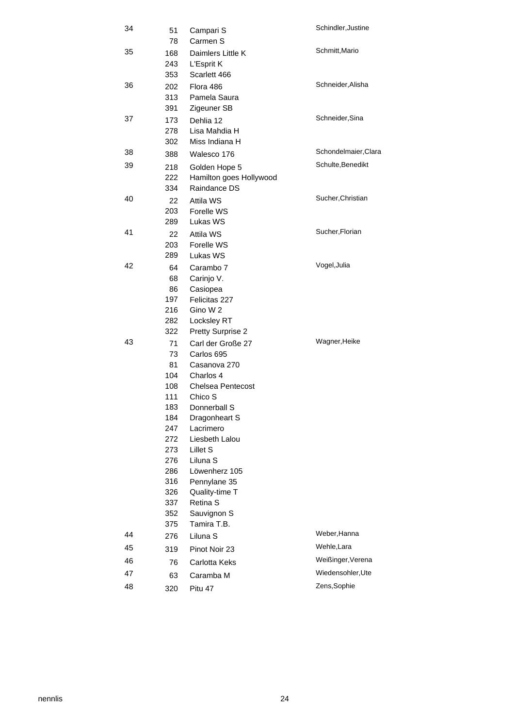| | | | |
|---|---|---|---|
| 34 | 51 | Campari S | Schindler,Justine |
| | 78 | Carmen S | |
| 35 | 168 | Daimlers Little K | Schmitt,Mario |
| | 243 | L'Esprit K | |
| | 353 | Scarlett 466 | |
| 36 | 202 | Flora 486 | Schneider,Alisha |
| | 313 | Pamela Saura | |
| | 391 | Zigeuner SB | |
| 37 | 173 | Dehlia 12 | Schneider,Sina |
| | 278 | Lisa Mahdia H | |
| | 302 | Miss Indiana H | |
| 38 | 388 | Walesco 176 | Schondelmaier,Clara |
| 39 | 218 | Golden Hope 5 | Schulte,Benedikt |
| | 222 | Hamilton goes Hollywood | |
| | 334 | Raindance DS | |
| 40 | 22 | Attila WS | Sucher,Christian |
| | 203 | Forelle WS | |
| | 289 | Lukas WS | |
| 41 | 22 | Attila WS | Sucher,Florian |
| | 203 | Forelle WS | |
| | 289 | Lukas WS | |
| 42 | 64 | Carambo 7 | Vogel,Julia |
| | 68 | Carinjo V. | |
| | 86 | Casiopea | |
| | 197 | Felicitas 227 | |
| | 216 | Gino W 2 | |
| | 282 | Locksley RT | |
| | 322 | Pretty Surprise 2 | |
| 43 | 71 | Carl der Große 27 | Wagner,Heike |
| | 73 | Carlos 695 | |
| | 81 | Casanova 270 | |
| | 104 | Charlos 4 | |
| | 108 | Chelsea Pentecost | |
| | 111 | Chico S | |
| | 183 | Donnerball S | |
| | 184 | Dragonheart S | |
| | 247 | Lacrimero | |
| | 272 | Liesbeth Lalou | |
| | 273 | Lillet S | |
| | 276 | Liluna S | |
| | 286 | Löwenherz 105 | |
| | 316 | Pennylane 35 | |
| | 326 | Quality-time T | |
| | 337 | Retina S | |
| | 352 | Sauvignon S | |
| | 375 | Tamira T.B. | |
| 44 | 276 | Liluna S | Weber,Hanna |
| 45 | 319 | Pinot Noir 23 | Wehle,Lara |
| 46 | 76 | Carlotta Keks | Weißinger,Verena |
| 47 | 63 | Caramba M | Wiedensohler,Ute |
| 48 | 320 | Pitu 47 | Zens,Sophie |

nennlis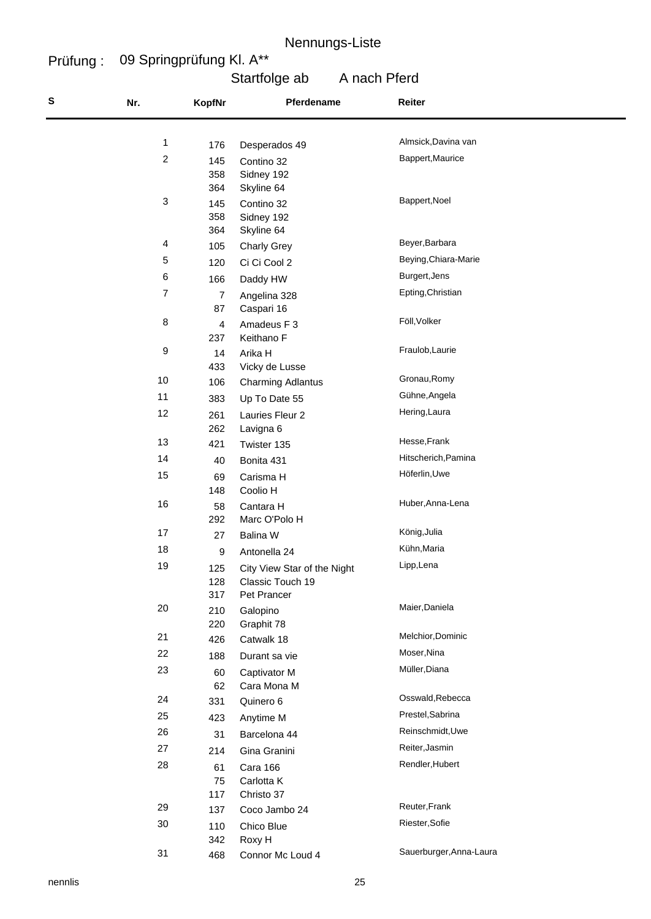# Nennungs-Liste

**Prüfung :** 09 Springprüfung Kl. A**

Startfolge ab A nach Pferd

| S | Nr. | KopfNr | Pferdename | Reiter |
|---|---|---|---|---|
| | 1 | 176 | Desperados 49 | Almsick,Davina van |
| | 2 | 145 | Contino 32 | Bappert,Maurice |
| | | 358 | Sidney 192 | |
| | | 364 | Skyline 64 | |
| | 3 | 145 | Contino 32 | Bappert,Noel |
| | | 358 | Sidney 192 | |
| | | 364 | Skyline 64 | |
| | 4 | 105 | Charly Grey | Beyer,Barbara |
| | 5 | 120 | Ci Ci Cool 2 | Beying,Chiara-Marie |
| | 6 | 166 | Daddy HW | Burgert,Jens |
| | 7 | 7 | Angelina 328 | Epting,Christian |
| | | 87 | Caspari 16 | |
| | 8 | 4 | Amadeus F 3 | Föll,Volker |
| | | 237 | Keithano F | |
| | 9 | 14 | Arika H | Fraulob,Laurie |
| | | 433 | Vicky de Lusse | |
| | 10 | 106 | Charming Adlantus | Gronau,Romy |
| | 11 | 383 | Up To Date 55 | Gühne,Angela |
| | 12 | 261 | Lauries Fleur 2 | Hering,Laura |
| | | 262 | Lavigna 6 | |
| | 13 | 421 | Twister 135 | Hesse,Frank |
| | 14 | 40 | Bonita 431 | Hitscherich,Pamina |
| | 15 | 69 | Carisma H | Höferlin,Uwe |
| | | 148 | Coolio H | |
| | 16 | 58 | Cantara H | Huber,Anna-Lena |
| | | 292 | Marc O'Polo H | |
| | 17 | 27 | Balina W | König,Julia |
| | 18 | 9 | Antonella 24 | Kühn,Maria |
| | 19 | 125 | City View Star of the Night | Lipp,Lena |
| | | 128 | Classic Touch 19 | |
| | | 317 | Pet Prancer | |
| | 20 | 210 | Galopino | Maier,Daniela |
| | | 220 | Graphit 78 | |
| | 21 | 426 | Catwalk 18 | Melchior,Dominic |
| | 22 | 188 | Durant sa vie | Moser,Nina |
| | 23 | 60 | Captivator M | Müller,Diana |
| | | 62 | Cara Mona M | |
| | 24 | 331 | Quinero 6 | Osswald,Rebecca |
| | 25 | 423 | Anytime M | Prestel,Sabrina |
| | 26 | 31 | Barcelona 44 | Reinschmidt,Uwe |
| | 27 | 214 | Gina Granini | Reiter,Jasmin |
| | 28 | 61 | Cara 166 | Rendler,Hubert |
| | | 75 | Carlotta K | |
| | | 117 | Christo 37 | |
| | 29 | 137 | Coco Jambo 24 | Reuter,Frank |
| | 30 | 110 | Chico Blue | Riester,Sofie |
| | | 342 | Roxy H | |
| | 31 | 468 | Connor Mc Loud 4 | Sauerburger,Anna-Laura |

nennlis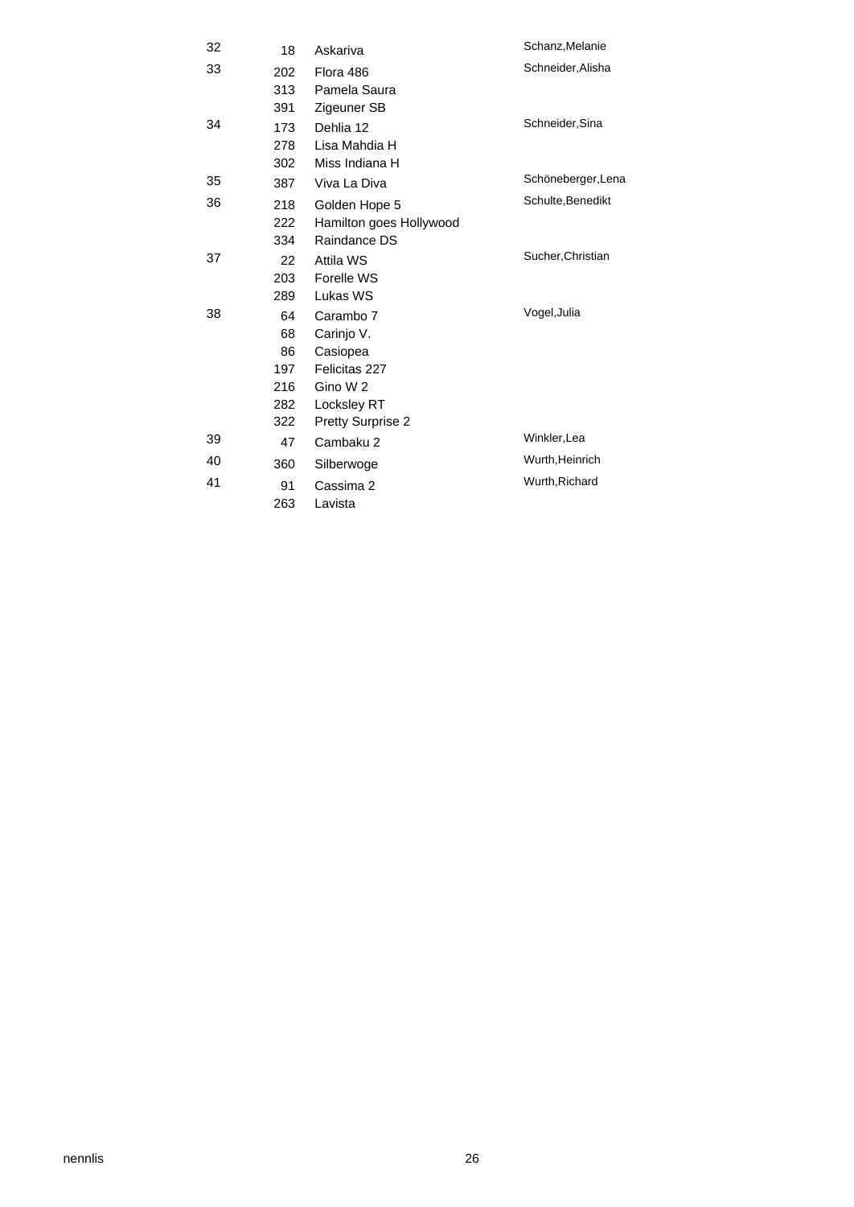| | | | |
|---|---|---|---|
| 32 | 18 | Askariva | Schanz,Melanie |
| 33 | 202 | Flora 486 | Schneider,Alisha |
| | 313 | Pamela Saura | |
| | 391 | Zigeuner SB | |
| 34 | 173 | Dehlia 12 | Schneider,Sina |
| | 278 | Lisa Mahdia H | |
| | 302 | Miss Indiana H | |
| 35 | 387 | Viva La Diva | Schöneberger,Lena |
| 36 | 218 | Golden Hope 5 | Schulte,Benedikt |
| | 222 | Hamilton goes Hollywood | |
| | 334 | Raindance DS | |
| 37 | 22 | Attila WS | Sucher,Christian |
| | 203 | Forelle WS | |
| | 289 | Lukas WS | |
| 38 | 64 | Carambo 7 | Vogel,Julia |
| | 68 | Carinjo V. | |
| | 86 | Casiopea | |
| | 197 | Felicitas 227 | |
| | 216 | Gino W 2 | |
| | 282 | Locksley RT | |
| | 322 | Pretty Surprise 2 | |
| 39 | 47 | Cambaku 2 | Winkler,Lea |
| 40 | 360 | Silberwoge | Wurth,Heinrich |
| 41 | 91 | Cassima 2 | Wurth,Richard |
| | 263 | Lavista | |

nennlis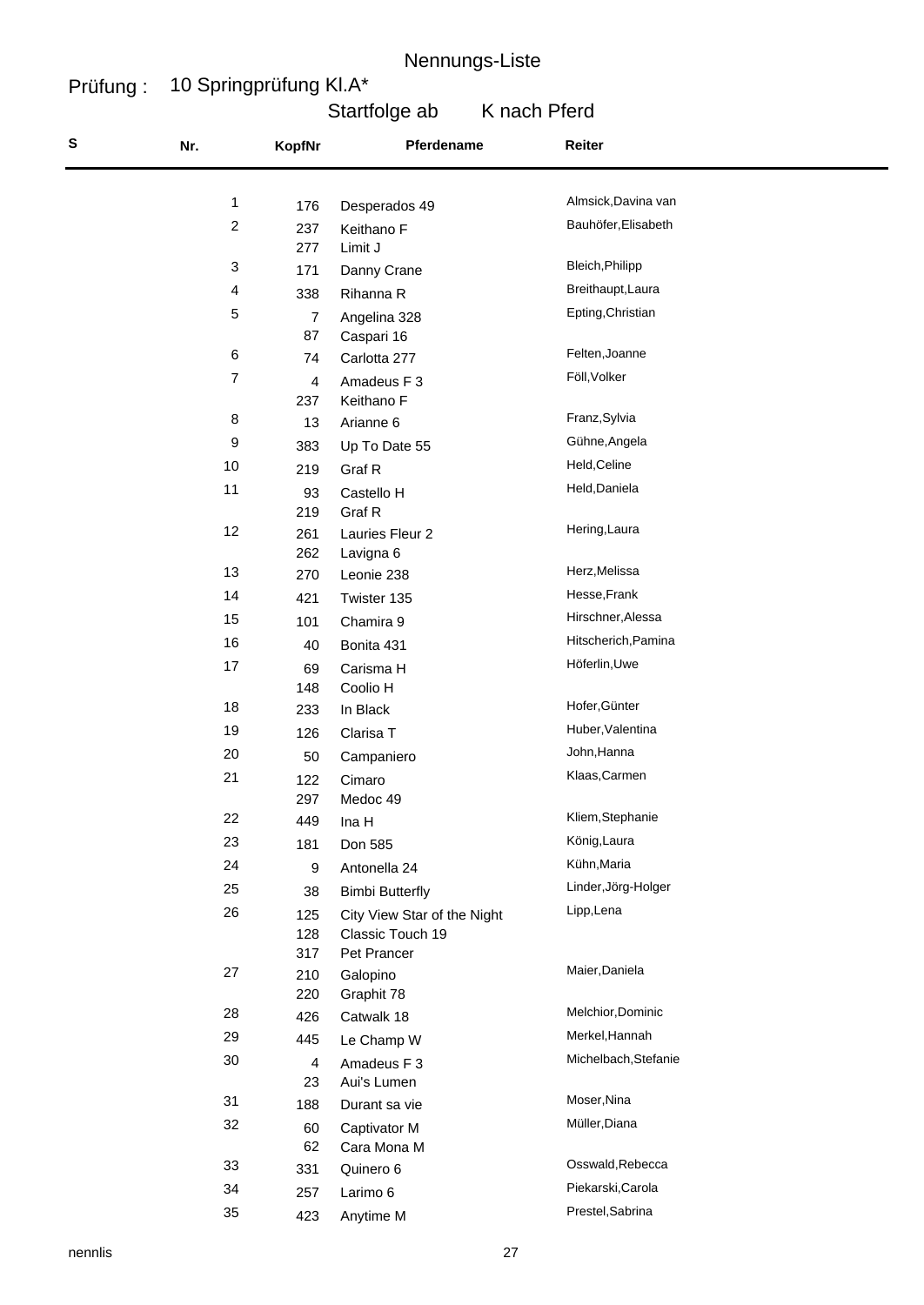# Nennungs-Liste

**Prüfung :** 10 Springprüfung Kl.A*

Startfolge ab K nach Pferd

| S | Nr. | KopfNr | Pferdename | Reiter |
|---|---|---|---|---|
| | 1 | 176 | Desperados 49 | Almsick,Davina van |
| | 2 | 237 | Keithano F | Bauhöfer,Elisabeth |
| | | 277 | Limit J | |
| | 3 | 171 | Danny Crane | Bleich,Philipp |
| | 4 | 338 | Rihanna R | Breithaupt,Laura |
| | 5 | 7 | Angelina 328 | Epting,Christian |
| | | 87 | Caspari 16 | |
| | 6 | 74 | Carlotta 277 | Felten,Joanne |
| | 7 | 4 | Amadeus F 3 | Föll,Volker |
| | | 237 | Keithano F | |
| | 8 | 13 | Arianne 6 | Franz,Sylvia |
| | 9 | 383 | Up To Date 55 | Gühne,Angela |
| | 10 | 219 | Graf R | Held,Celine |
| | 11 | 93 | Castello H | Held,Daniela |
| | | 219 | Graf R | |
| | 12 | 261 | Lauries Fleur 2 | Hering,Laura |
| | | 262 | Lavigna 6 | |
| | 13 | 270 | Leonie 238 | Herz,Melissa |
| | 14 | 421 | Twister 135 | Hesse,Frank |
| | 15 | 101 | Chamira 9 | Hirschner,Alessa |
| | 16 | 40 | Bonita 431 | Hitscherich,Pamina |
| | 17 | 69 | Carisma H | Höferlin,Uwe |
| | | 148 | Coolio H | |
| | 18 | 233 | In Black | Hofer,Günter |
| | 19 | 126 | Clarisa T | Huber,Valentina |
| | 20 | 50 | Campaniero | John,Hanna |
| | 21 | 122 | Cimaro | Klaas,Carmen |
| | | 297 | Medoc 49 | |
| | 22 | 449 | Ina H | Kliem,Stephanie |
| | 23 | 181 | Don 585 | König,Laura |
| | 24 | 9 | Antonella 24 | Kühn,Maria |
| | 25 | 38 | Bimbi Butterfly | Linder,Jörg-Holger |
| | 26 | 125 | City View Star of the Night | Lipp,Lena |
| | | 128 | Classic Touch 19 | |
| | | 317 | Pet Prancer | |
| | 27 | 210 | Galopino | Maier,Daniela |
| | | 220 | Graphit 78 | |
| | 28 | 426 | Catwalk 18 | Melchior,Dominic |
| | 29 | 445 | Le Champ W | Merkel,Hannah |
| | 30 | 4 | Amadeus F 3 | Michelbach,Stefanie |
| | | 23 | Aui's Lumen | |
| | 31 | 188 | Durant sa vie | Moser,Nina |
| | 32 | 60 | Captivator M | Müller,Diana |
| | | 62 | Cara Mona M | |
| | 33 | 331 | Quinero 6 | Osswald,Rebecca |
| | 34 | 257 | Larimo 6 | Piekarski,Carola |
| | 35 | 423 | Anytime M | Prestel,Sabrina |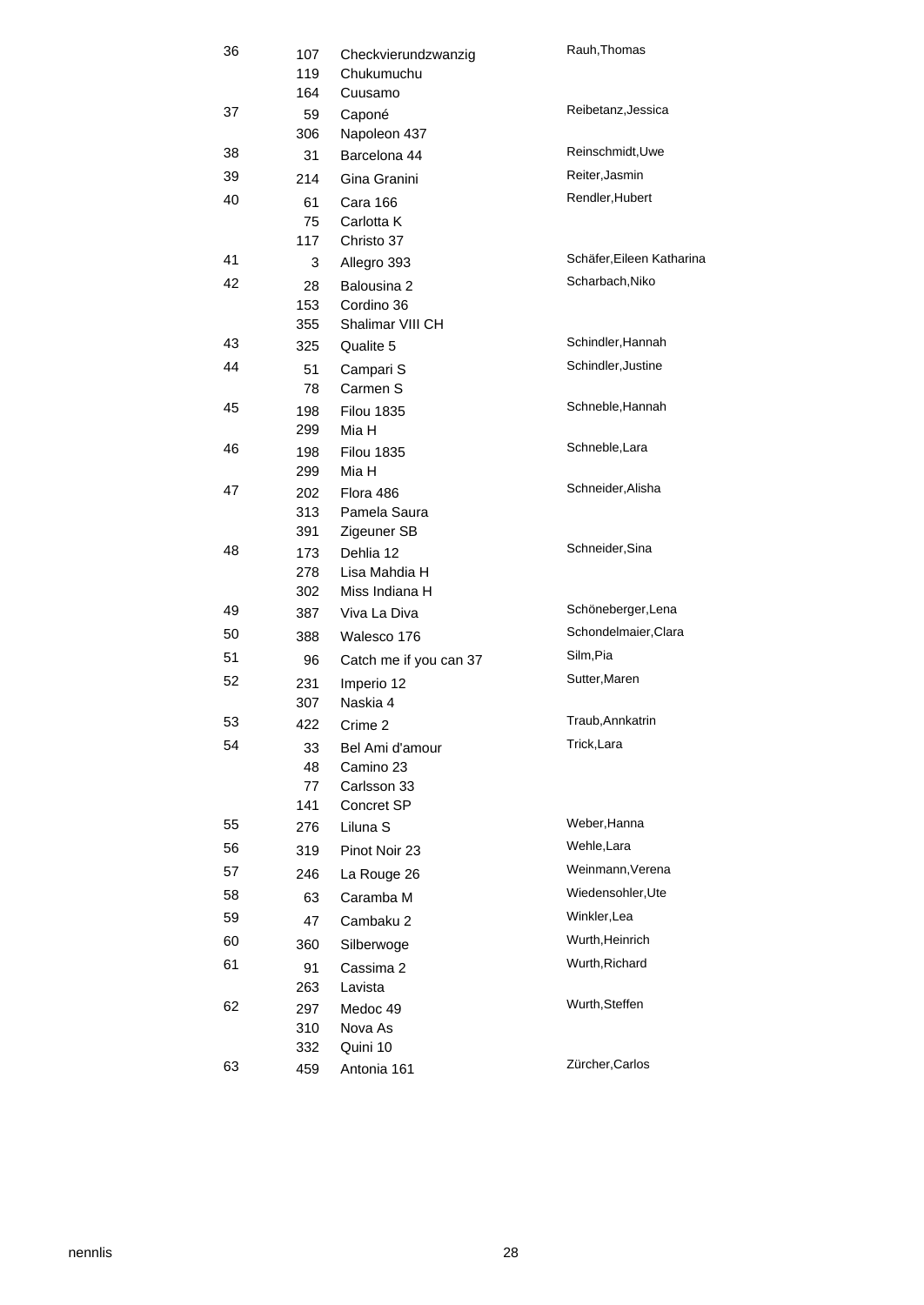| | | | |
|---|---|---|---|
| 36 | 107 | Checkvierundzwanzig | Rauh,Thomas |
| | 119 | Chukumuchu | |
| | 164 | Cuusamo | |
| 37 | 59 | Caponé | Reibetanz,Jessica |
| | 306 | Napoleon 437 | |
| 38 | 31 | Barcelona 44 | Reinschmidt,Uwe |
| 39 | 214 | Gina Granini | Reiter,Jasmin |
| 40 | 61 | Cara 166 | Rendler,Hubert |
| | 75 | Carlotta K | |
| | 117 | Christo 37 | |
| 41 | 3 | Allegro 393 | Schäfer,Eileen Katharina |
| 42 | 28 | Balousina 2 | Scharbach,Niko |
| | 153 | Cordino 36 | |
| | 355 | Shalimar VIII CH | |
| 43 | 325 | Qualite 5 | Schindler,Hannah |
| 44 | 51 | Campari S | Schindler,Justine |
| | 78 | Carmen S | |
| 45 | 198 | Filou 1835 | Schneble,Hannah |
| | 299 | Mia H | |
| 46 | 198 | Filou 1835 | Schneble,Lara |
| | 299 | Mia H | |
| 47 | 202 | Flora 486 | Schneider,Alisha |
| | 313 | Pamela Saura | |
| | 391 | Zigeuner SB | |
| 48 | 173 | Dehlia 12 | Schneider,Sina |
| | 278 | Lisa Mahdia H | |
| | 302 | Miss Indiana H | |
| 49 | 387 | Viva La Diva | Schöneberger,Lena |
| 50 | 388 | Walesco 176 | Schondelmaier,Clara |
| 51 | 96 | Catch me if you can 37 | Silm,Pia |
| 52 | 231 | Imperio 12 | Sutter,Maren |
| | 307 | Naskia 4 | |
| 53 | 422 | Crime 2 | Traub,Annkatrin |
| 54 | 33 | Bel Ami d'amour | Trick,Lara |
| | 48 | Camino 23 | |
| | 77 | Carlsson 33 | |
| | 141 | Concret SP | |
| 55 | 276 | Liluna S | Weber,Hanna |
| 56 | 319 | Pinot Noir 23 | Wehle,Lara |
| 57 | 246 | La Rouge 26 | Weinmann,Verena |
| 58 | 63 | Caramba M | Wiedensohler,Ute |
| 59 | 47 | Cambaku 2 | Winkler,Lea |
| 60 | 360 | Silberwoge | Wurth,Heinrich |
| 61 | 91 | Cassima 2 | Wurth,Richard |
| | 263 | Lavista | |
| 62 | 297 | Medoc 49 | Wurth,Steffen |
| | 310 | Nova As | |
| | 332 | Quini 10 | |
| 63 | 459 | Antonia 161 | Zürcher,Carlos |

nennlis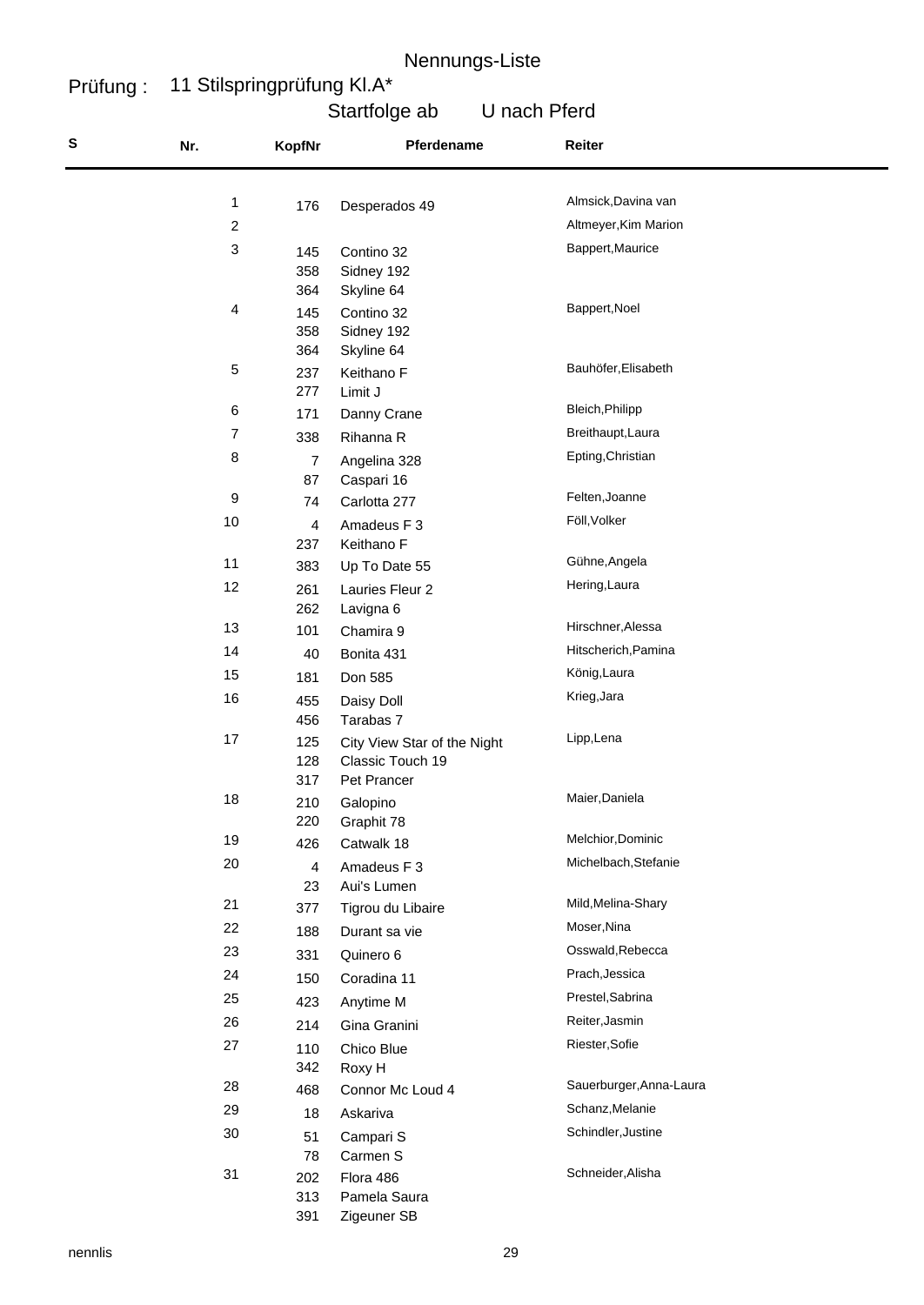# Nennungs-Liste

**Prüfung :** 11 Stilspringprüfung Kl.A*

Startfolge ab U nach Pferd

| S | Nr. | KopfNr | Pferdename | Reiter |
|---|---|---|---|---|
| | 1 | 176 | Desperados 49 | Almsick,Davina van |
| | 2 | | | Altmeyer,Kim Marion |
| | 3 | 145 | Contino 32 | Bappert,Maurice |
| | | 358 | Sidney 192 | |
| | | 364 | Skyline 64 | |
| | 4 | 145 | Contino 32 | Bappert,Noel |
| | | 358 | Sidney 192 | |
| | | 364 | Skyline 64 | |
| | 5 | 237 | Keithano F | Bauhöfer,Elisabeth |
| | | 277 | Limit J | |
| | 6 | 171 | Danny Crane | Bleich,Philipp |
| | 7 | 338 | Rihanna R | Breithaupt,Laura |
| | 8 | 7 | Angelina 328 | Epting,Christian |
| | | 87 | Caspari 16 | |
| | 9 | 74 | Carlotta 277 | Felten,Joanne |
| | 10 | 4 | Amadeus F 3 | Föll,Volker |
| | | 237 | Keithano F | |
| | 11 | 383 | Up To Date 55 | Gühne,Angela |
| | 12 | 261 | Lauries Fleur 2 | Hering,Laura |
| | | 262 | Lavigna 6 | |
| | 13 | 101 | Chamira 9 | Hirschner,Alessa |
| | 14 | 40 | Bonita 431 | Hitscherich,Pamina |
| | 15 | 181 | Don 585 | König,Laura |
| | 16 | 455 | Daisy Doll | Krieg,Jara |
| | | 456 | Tarabas 7 | |
| | 17 | 125 | City View Star of the Night | Lipp,Lena |
| | | 128 | Classic Touch 19 | |
| | | 317 | Pet Prancer | |
| | 18 | 210 | Galopino | Maier,Daniela |
| | | 220 | Graphit 78 | |
| | 19 | 426 | Catwalk 18 | Melchior,Dominic |
| | 20 | 4 | Amadeus F 3 | Michelbach,Stefanie |
| | | 23 | Aui's Lumen | |
| | 21 | 377 | Tigrou du Libaire | Mild,Melina-Shary |
| | 22 | 188 | Durant sa vie | Moser,Nina |
| | 23 | 331 | Quinero 6 | Osswald,Rebecca |
| | 24 | 150 | Coradina 11 | Prach,Jessica |
| | 25 | 423 | Anytime M | Prestel,Sabrina |
| | 26 | 214 | Gina Granini | Reiter,Jasmin |
| | 27 | 110 | Chico Blue | Riester,Sofie |
| | | 342 | Roxy H | |
| | 28 | 468 | Connor Mc Loud 4 | Sauerburger,Anna-Laura |
| | 29 | 18 | Askariva | Schanz,Melanie |
| | 30 | 51 | Campari S | Schindler,Justine |
| | | 78 | Carmen S | |
| | 31 | 202 | Flora 486 | Schneider,Alisha |
| | | 313 | Pamela Saura | |
| | | 391 | Zigeuner SB | |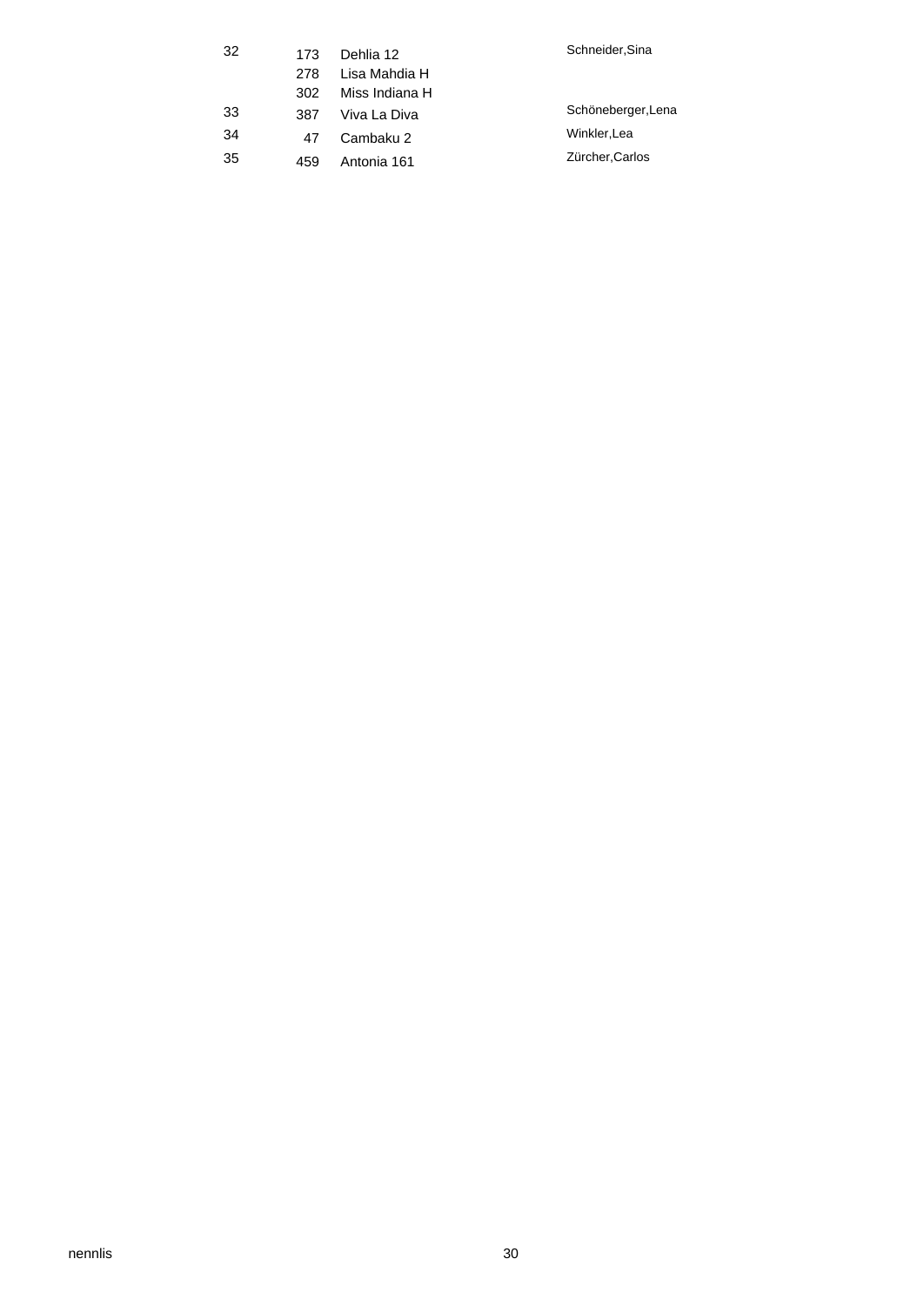| | | | |
|---|---|---|---|
| 32 | 173 | Dehlia 12 | Schneider,Sina |
| | 278 | Lisa Mahdia H | |
| | 302 | Miss Indiana H | |
| 33 | 387 | Viva La Diva | Schöneberger,Lena |
| 34 | 47 | Cambaku 2 | Winkler,Lea |
| 35 | 459 | Antonia 161 | Zürcher,Carlos |

nennlis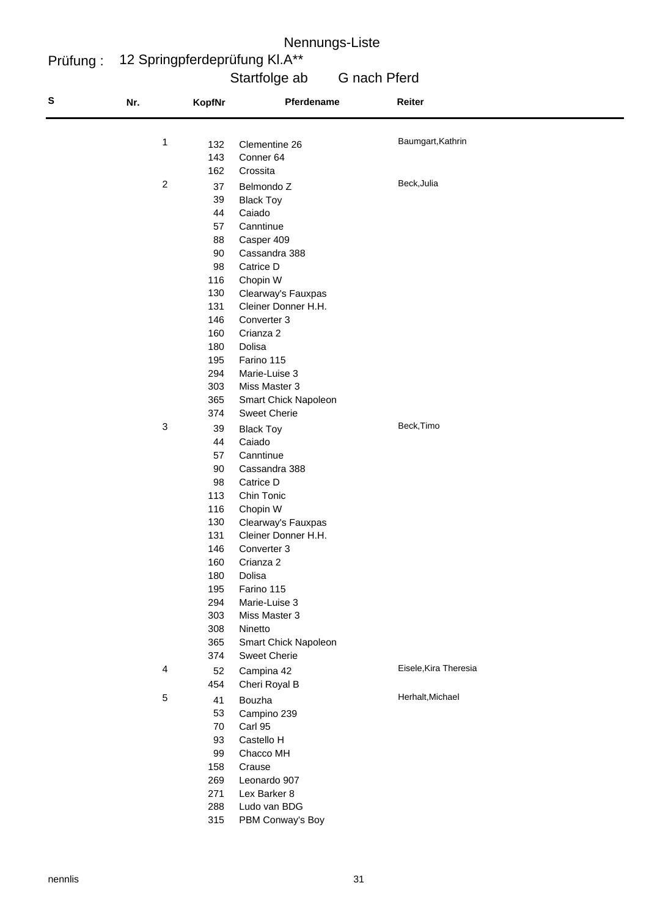# Nennungs-Liste

**Prüfung :** 12 Springpferdeprüfung Kl.A**

Startfolge ab G nach Pferd

| S | Nr. | KopfNr | Pferdename | Reiter |
|---|---|---|---|---|
| | 1 | 132 | Clementine 26 | Baumgart,Kathrin |
| | | 143 | Conner 64 | |
| | | 162 | Crossita | |
| | 2 | 37 | Belmondo Z | Beck,Julia |
| | | 39 | Black Toy | |
| | | 44 | Caiado | |
| | | 57 | Canntinue | |
| | | 88 | Casper 409 | |
| | | 90 | Cassandra 388 | |
| | | 98 | Catrice D | |
| | | 116 | Chopin W | |
| | | 130 | Clearway's Fauxpas | |
| | | 131 | Cleiner Donner H.H. | |
| | | 146 | Converter 3 | |
| | | 160 | Crianza 2 | |
| | | 180 | Dolisa | |
| | | 195 | Farino 115 | |
| | | 294 | Marie-Luise 3 | |
| | | 303 | Miss Master 3 | |
| | | 365 | Smart Chick Napoleon | |
| | | 374 | Sweet Cherie | |
| | 3 | 39 | Black Toy | Beck,Timo |
| | | 44 | Caiado | |
| | | 57 | Canntinue | |
| | | 90 | Cassandra 388 | |
| | | 98 | Catrice D | |
| | | 113 | Chin Tonic | |
| | | 116 | Chopin W | |
| | | 130 | Clearway's Fauxpas | |
| | | 131 | Cleiner Donner H.H. | |
| | | 146 | Converter 3 | |
| | | 160 | Crianza 2 | |
| | | 180 | Dolisa | |
| | | 195 | Farino 115 | |
| | | 294 | Marie-Luise 3 | |
| | | 303 | Miss Master 3 | |
| | | 308 | Ninetto | |
| | | 365 | Smart Chick Napoleon | |
| | | 374 | Sweet Cherie | |
| | 4 | 52 | Campina 42 | Eisele,Kira Theresia |
| | | 454 | Cheri Royal B | |
| | 5 | 41 | Bouzha | Herhalt,Michael |
| | | 53 | Campino 239 | |
| | | 70 | Carl 95 | |
| | | 93 | Castello H | |
| | | 99 | Chacco MH | |
| | | 158 | Crause | |
| | | 269 | Leonardo 907 | |
| | | 271 | Lex Barker 8 | |
| | | 288 | Ludo van BDG | |
| | | 315 | PBM Conway's Boy | |

nennlis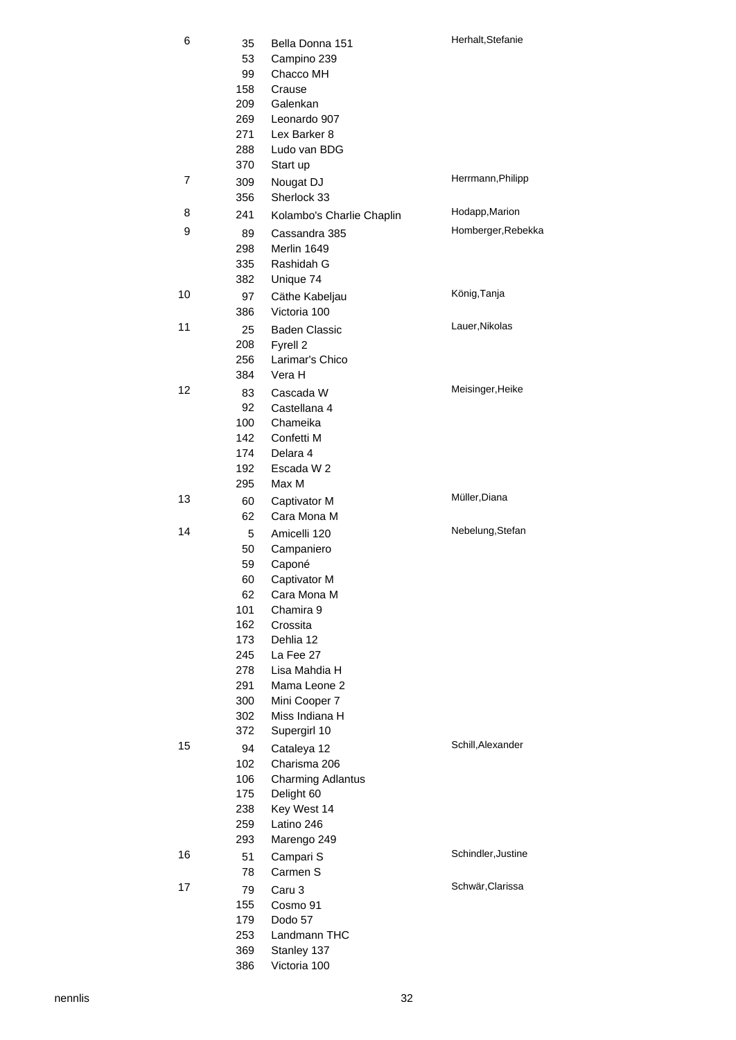| | | | |
|---|---|---|---|
| 6 | 35 | Bella Donna 151 | Herhalt,Stefanie |
| | 53 | Campino 239 | |
| | 99 | Chacco MH | |
| | 158 | Crause | |
| | 209 | Galenkan | |
| | 269 | Leonardo 907 | |
| | 271 | Lex Barker 8 | |
| | 288 | Ludo van BDG | |
| | 370 | Start up | |
| 7 | 309 | Nougat DJ | Herrmann,Philipp |
| | 356 | Sherlock 33 | |
| 8 | 241 | Kolambo's Charlie Chaplin | Hodapp,Marion |
| 9 | 89 | Cassandra 385 | Homberger,Rebekka |
| | 298 | Merlin 1649 | |
| | 335 | Rashidah G | |
| | 382 | Unique 74 | |
| 10 | 97 | Cäthe Kabeljau | König,Tanja |
| | 386 | Victoria 100 | |
| 11 | 25 | Baden Classic | Lauer,Nikolas |
| | 208 | Fyrell 2 | |
| | 256 | Larimar's Chico | |
| | 384 | Vera H | |
| 12 | 83 | Cascada W | Meisinger,Heike |
| | 92 | Castellana 4 | |
| | 100 | Chameika | |
| | 142 | Confetti M | |
| | 174 | Delara 4 | |
| | 192 | Escada W 2 | |
| | 295 | Max M | |
| 13 | 60 | Captivator M | Müller,Diana |
| | 62 | Cara Mona M | |
| 14 | 5 | Amicelli 120 | Nebelung,Stefan |
| | 50 | Campaniero | |
| | 59 | Caponé | |
| | 60 | Captivator M | |
| | 62 | Cara Mona M | |
| | 101 | Chamira 9 | |
| | 162 | Crossita | |
| | 173 | Dehlia 12 | |
| | 245 | La Fee 27 | |
| | 278 | Lisa Mahdia H | |
| | 291 | Mama Leone 2 | |
| | 300 | Mini Cooper 7 | |
| | 302 | Miss Indiana H | |
| | 372 | Supergirl 10 | |
| 15 | 94 | Cataleya 12 | Schill,Alexander |
| | 102 | Charisma 206 | |
| | 106 | Charming Adlantus | |
| | 175 | Delight 60 | |
| | 238 | Key West 14 | |
| | 259 | Latino 246 | |
| | 293 | Marengo 249 | |
| 16 | 51 | Campari S | Schindler,Justine |
| | 78 | Carmen S | |
| 17 | 79 | Caru 3 | Schwär,Clarissa |
| | 155 | Cosmo 91 | |
| | 179 | Dodo 57 | |
| | 253 | Landmann THC | |
| | 369 | Stanley 137 | |
| | 386 | Victoria 100 | |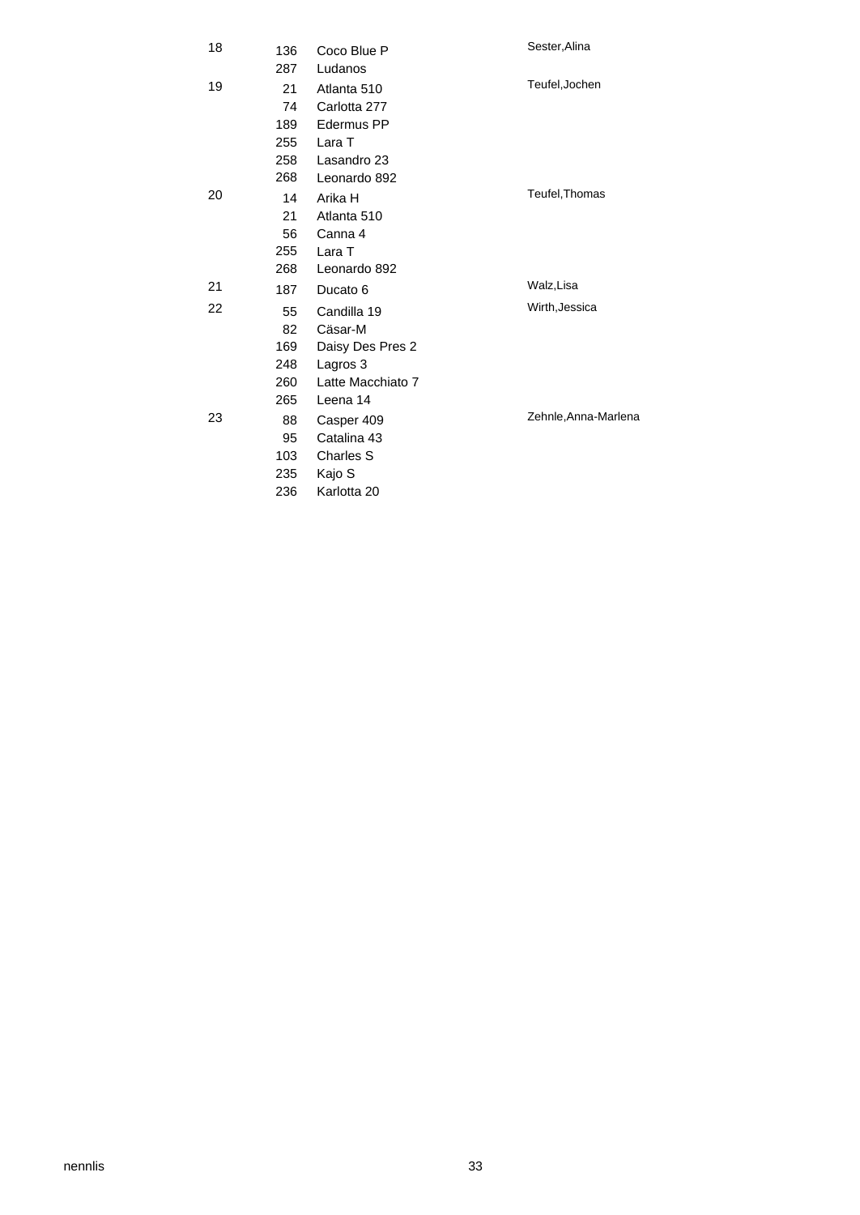| | | | |
|---|---|---|---|
| 18 | 136 | Coco Blue P | Sester,Alina |
| | 287 | Ludanos | |
| 19 | 21 | Atlanta 510 | Teufel,Jochen |
| | 74 | Carlotta 277 | |
| | 189 | Edermus PP | |
| | 255 | Lara T | |
| | 258 | Lasandro 23 | |
| | 268 | Leonardo 892 | |
| 20 | 14 | Arika H | Teufel,Thomas |
| | 21 | Atlanta 510 | |
| | 56 | Canna 4 | |
| | 255 | Lara T | |
| | 268 | Leonardo 892 | |
| 21 | 187 | Ducato 6 | Walz,Lisa |
| 22 | 55 | Candilla 19 | Wirth,Jessica |
| | 82 | Cäsar-M | |
| | 169 | Daisy Des Pres 2 | |
| | 248 | Lagros 3 | |
| | 260 | Latte Macchiato 7 | |
| | 265 | Leena 14 | |
| 23 | 88 | Casper 409 | Zehnle,Anna-Marlena |
| | 95 | Catalina 43 | |
| | 103 | Charles S | |
| | 235 | Kajo S | |
| | 236 | Karlotta 20 | |

nennlis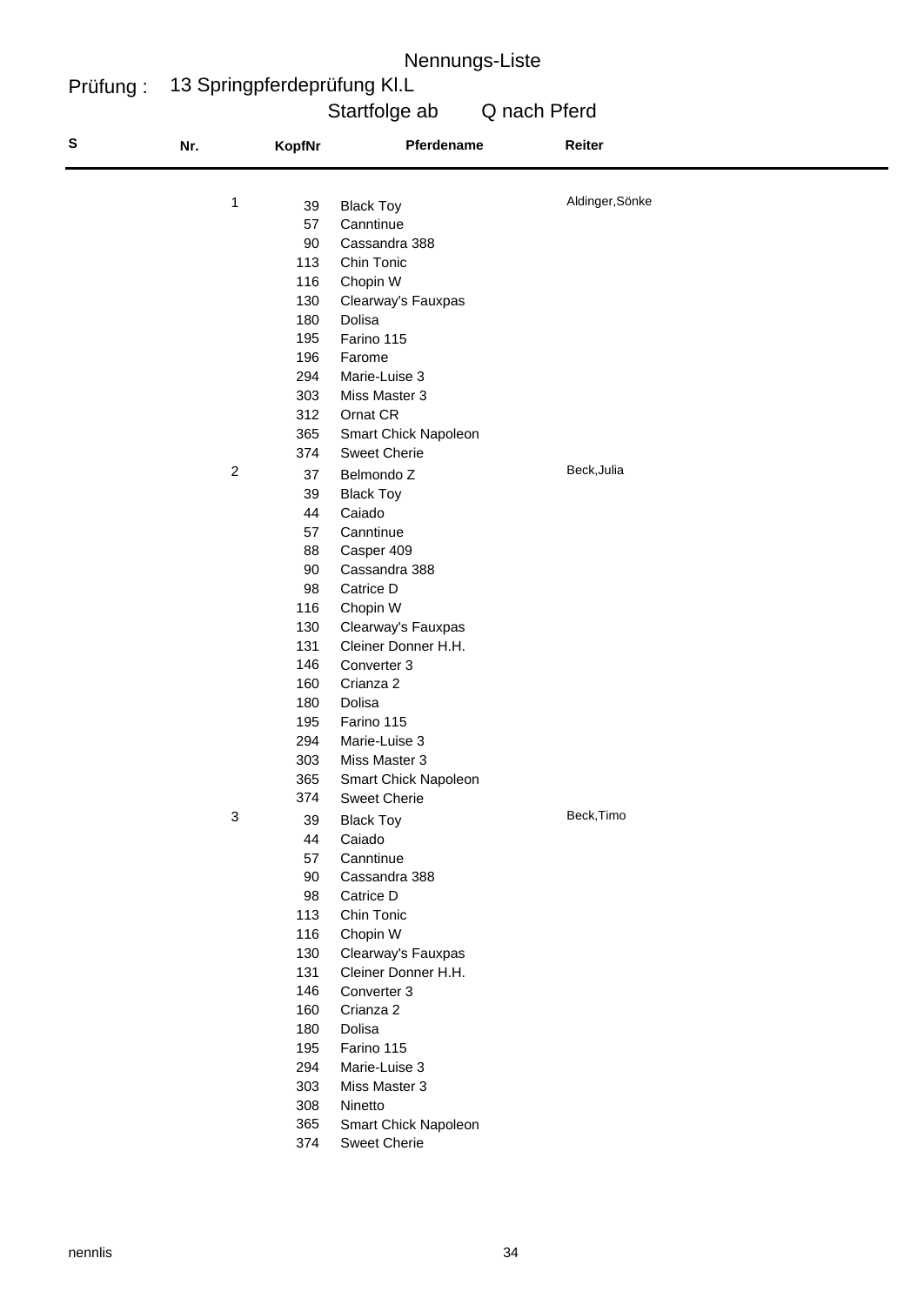# Nennungs-Liste

**Prüfung :** 13 Springpferdeprüfung Kl.L

Startfolge ab Q nach Pferd

| S | Nr. | KopfNr | Pferdename | Reiter |
|---|---|---|---|---|
| | 1 | 39 | Black Toy | Aldinger,Sönke |
| | | 57 | Canntinue | |
| | | 90 | Cassandra 388 | |
| | | 113 | Chin Tonic | |
| | | 116 | Chopin W | |
| | | 130 | Clearway's Fauxpas | |
| | | 180 | Dolisa | |
| | | 195 | Farino 115 | |
| | | 196 | Farome | |
| | | 294 | Marie-Luise 3 | |
| | | 303 | Miss Master 3 | |
| | | 312 | Ornat CR | |
| | | 365 | Smart Chick Napoleon | |
| | | 374 | Sweet Cherie | |
| | 2 | 37 | Belmondo Z | Beck,Julia |
| | | 39 | Black Toy | |
| | | 44 | Caiado | |
| | | 57 | Canntinue | |
| | | 88 | Casper 409 | |
| | | 90 | Cassandra 388 | |
| | | 98 | Catrice D | |
| | | 116 | Chopin W | |
| | | 130 | Clearway's Fauxpas | |
| | | 131 | Cleiner Donner H.H. | |
| | | 146 | Converter 3 | |
| | | 160 | Crianza 2 | |
| | | 180 | Dolisa | |
| | | 195 | Farino 115 | |
| | | 294 | Marie-Luise 3 | |
| | | 303 | Miss Master 3 | |
| | | 365 | Smart Chick Napoleon | |
| | | 374 | Sweet Cherie | |
| | 3 | 39 | Black Toy | Beck,Timo |
| | | 44 | Caiado | |
| | | 57 | Canntinue | |
| | | 90 | Cassandra 388 | |
| | | 98 | Catrice D | |
| | | 113 | Chin Tonic | |
| | | 116 | Chopin W | |
| | | 130 | Clearway's Fauxpas | |
| | | 131 | Cleiner Donner H.H. | |
| | | 146 | Converter 3 | |
| | | 160 | Crianza 2 | |
| | | 180 | Dolisa | |
| | | 195 | Farino 115 | |
| | | 294 | Marie-Luise 3 | |
| | | 303 | Miss Master 3 | |
| | | 308 | Ninetto | |
| | | 365 | Smart Chick Napoleon | |
| | | 374 | Sweet Cherie | |

nennlis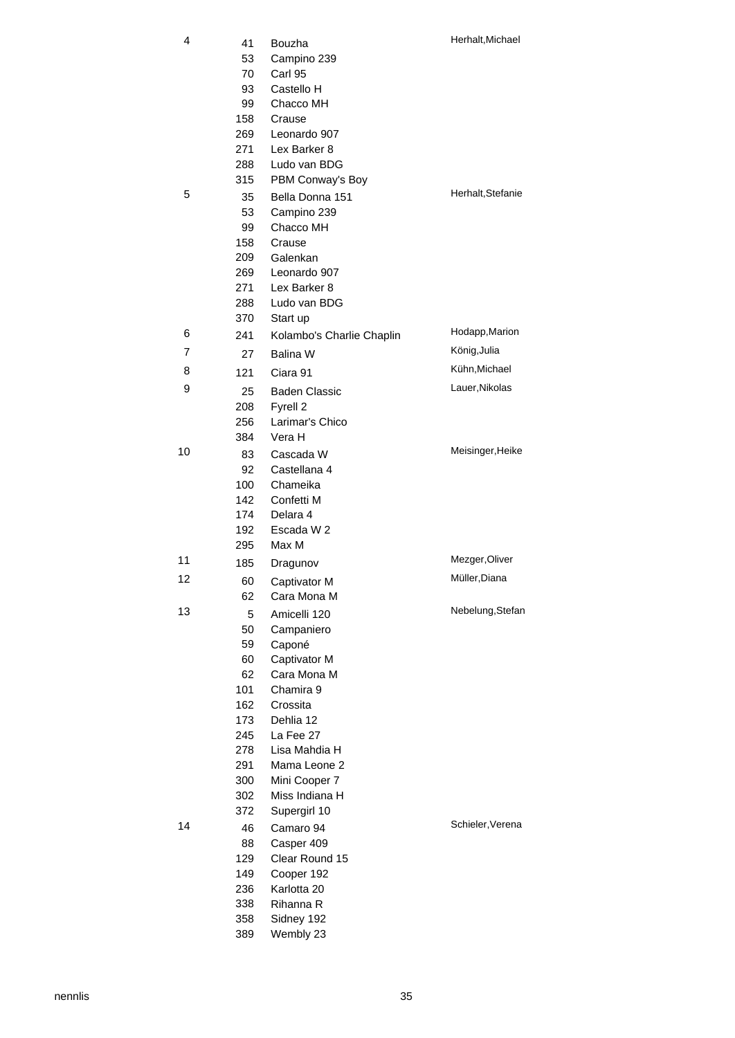| | | | |
|---|---|---|---|
| 4 | 41 | Bouzha | Herhalt,Michael |
| | 53 | Campino 239 | |
| | 70 | Carl 95 | |
| | 93 | Castello H | |
| | 99 | Chacco MH | |
| | 158 | Crause | |
| | 269 | Leonardo 907 | |
| | 271 | Lex Barker 8 | |
| | 288 | Ludo van BDG | |
| | 315 | PBM Conway's Boy | |
| 5 | 35 | Bella Donna 151 | Herhalt,Stefanie |
| | 53 | Campino 239 | |
| | 99 | Chacco MH | |
| | 158 | Crause | |
| | 209 | Galenkan | |
| | 269 | Leonardo 907 | |
| | 271 | Lex Barker 8 | |
| | 288 | Ludo van BDG | |
| | 370 | Start up | |
| 6 | 241 | Kolambo's Charlie Chaplin | Hodapp,Marion |
| 7 | 27 | Balina W | König,Julia |
| 8 | 121 | Ciara 91 | Kühn,Michael |
| 9 | 25 | Baden Classic | Lauer,Nikolas |
| | 208 | Fyrell 2 | |
| | 256 | Larimar's Chico | |
| | 384 | Vera H | |
| 10 | 83 | Cascada W | Meisinger,Heike |
| | 92 | Castellana 4 | |
| | 100 | Chameika | |
| | 142 | Confetti M | |
| | 174 | Delara 4 | |
| | 192 | Escada W 2 | |
| | 295 | Max M | |
| 11 | 185 | Dragunov | Mezger,Oliver |
| 12 | 60 | Captivator M | Müller,Diana |
| | 62 | Cara Mona M | |
| 13 | 5 | Amicelli 120 | Nebelung,Stefan |
| | 50 | Campaniero | |
| | 59 | Caponé | |
| | 60 | Captivator M | |
| | 62 | Cara Mona M | |
| | 101 | Chamira 9 | |
| | 162 | Crossita | |
| | 173 | Dehlia 12 | |
| | 245 | La Fee 27 | |
| | 278 | Lisa Mahdia H | |
| | 291 | Mama Leone 2 | |
| | 300 | Mini Cooper 7 | |
| | 302 | Miss Indiana H | |
| | 372 | Supergirl 10 | |
| 14 | 46 | Camaro 94 | Schieler,Verena |
| | 88 | Casper 409 | |
| | 129 | Clear Round 15 | |
| | 149 | Cooper 192 | |
| | 236 | Karlotta 20 | |
| | 338 | Rihanna R | |
| | 358 | Sidney 192 | |
| | 389 | Wembly 23 | |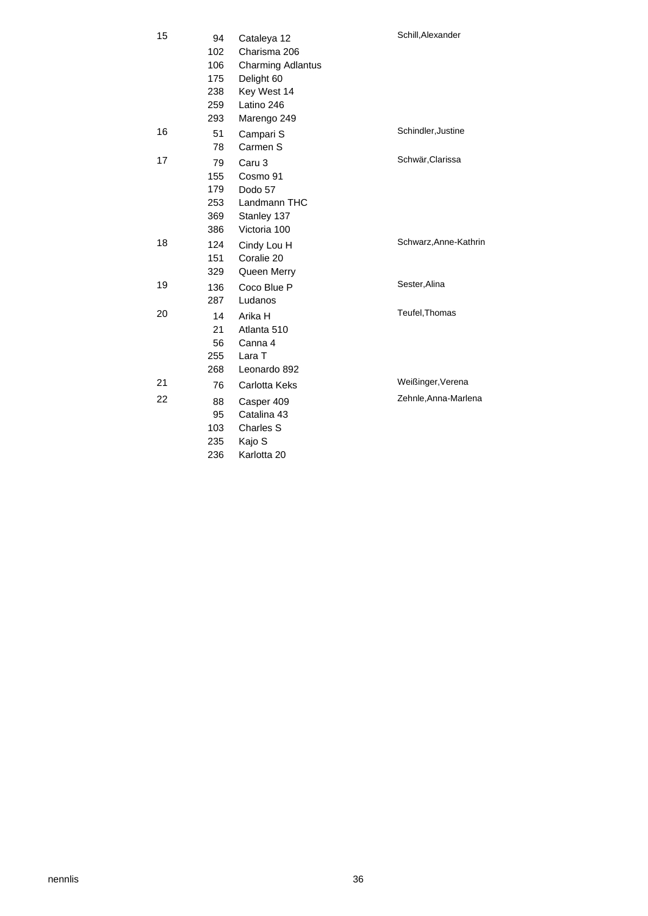| | | | |
|---|---|---|---|
| 15 | 94 | Cataleya 12 | Schill,Alexander |
| | 102 | Charisma 206 | |
| | 106 | Charming Adlantus | |
| | 175 | Delight 60 | |
| | 238 | Key West 14 | |
| | 259 | Latino 246 | |
| | 293 | Marengo 249 | |
| 16 | 51 | Campari S | Schindler,Justine |
| | 78 | Carmen S | |
| 17 | 79 | Caru 3 | Schwär,Clarissa |
| | 155 | Cosmo 91 | |
| | 179 | Dodo 57 | |
| | 253 | Landmann THC | |
| | 369 | Stanley 137 | |
| | 386 | Victoria 100 | |
| 18 | 124 | Cindy Lou H | Schwarz,Anne-Kathrin |
| | 151 | Coralie 20 | |
| | 329 | Queen Merry | |
| 19 | 136 | Coco Blue P | Sester,Alina |
| | 287 | Ludanos | |
| 20 | 14 | Arika H | Teufel,Thomas |
| | 21 | Atlanta 510 | |
| | 56 | Canna 4 | |
| | 255 | Lara T | |
| | 268 | Leonardo 892 | |
| 21 | 76 | Carlotta Keks | Weißinger,Verena |
| 22 | 88 | Casper 409 | Zehnle,Anna-Marlena |
| | 95 | Catalina 43 | |
| | 103 | Charles S | |
| | 235 | Kajo S | |
| | 236 | Karlotta 20 | |

nennlis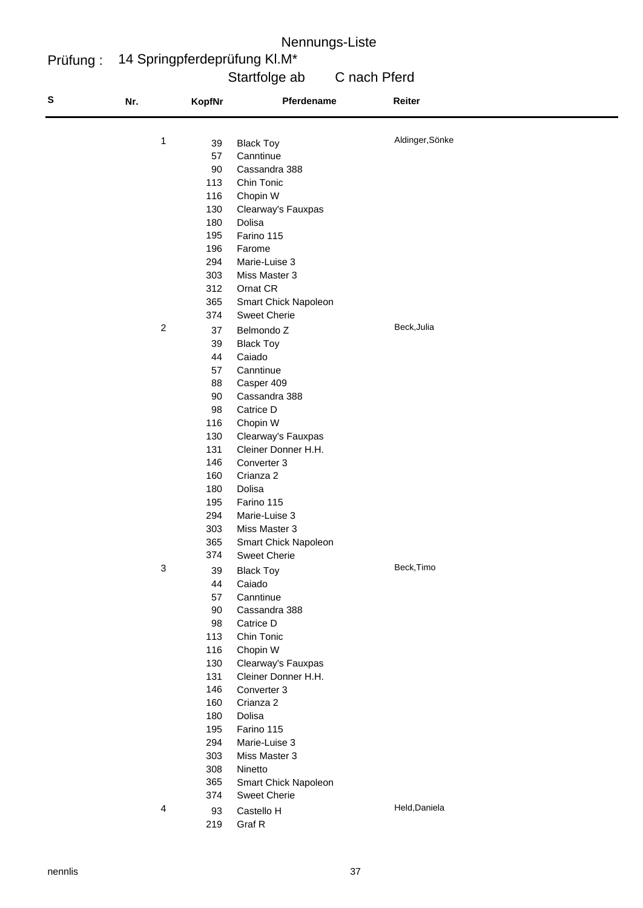# Nennungs-Liste

**Prüfung :** 14 Springpferdeprüfung Kl.M*

Startfolge ab C nach Pferd

| S | Nr. | KopfNr | Pferdename | Reiter |
|---|---|---|---|---|
| | 1 | 39 | Black Toy | Aldinger,Sönke |
| | | 57 | Canntinue | |
| | | 90 | Cassandra 388 | |
| | | 113 | Chin Tonic | |
| | | 116 | Chopin W | |
| | | 130 | Clearway's Fauxpas | |
| | | 180 | Dolisa | |
| | | 195 | Farino 115 | |
| | | 196 | Farome | |
| | | 294 | Marie-Luise 3 | |
| | | 303 | Miss Master 3 | |
| | | 312 | Ornat CR | |
| | | 365 | Smart Chick Napoleon | |
| | | 374 | Sweet Cherie | |
| | 2 | 37 | Belmondo Z | Beck,Julia |
| | | 39 | Black Toy | |
| | | 44 | Caiado | |
| | | 57 | Canntinue | |
| | | 88 | Casper 409 | |
| | | 90 | Cassandra 388 | |
| | | 98 | Catrice D | |
| | | 116 | Chopin W | |
| | | 130 | Clearway's Fauxpas | |
| | | 131 | Cleiner Donner H.H. | |
| | | 146 | Converter 3 | |
| | | 160 | Crianza 2 | |
| | | 180 | Dolisa | |
| | | 195 | Farino 115 | |
| | | 294 | Marie-Luise 3 | |
| | | 303 | Miss Master 3 | |
| | | 365 | Smart Chick Napoleon | |
| | | 374 | Sweet Cherie | |
| | 3 | 39 | Black Toy | Beck,Timo |
| | | 44 | Caiado | |
| | | 57 | Canntinue | |
| | | 90 | Cassandra 388 | |
| | | 98 | Catrice D | |
| | | 113 | Chin Tonic | |
| | | 116 | Chopin W | |
| | | 130 | Clearway's Fauxpas | |
| | | 131 | Cleiner Donner H.H. | |
| | | 146 | Converter 3 | |
| | | 160 | Crianza 2 | |
| | | 180 | Dolisa | |
| | | 195 | Farino 115 | |
| | | 294 | Marie-Luise 3 | |
| | | 303 | Miss Master 3 | |
| | | 308 | Ninetto | |
| | | 365 | Smart Chick Napoleon | |
| | | 374 | Sweet Cherie | |
| | 4 | 93 | Castello H | Held,Daniela |
| | | 219 | Graf R | |

nennlis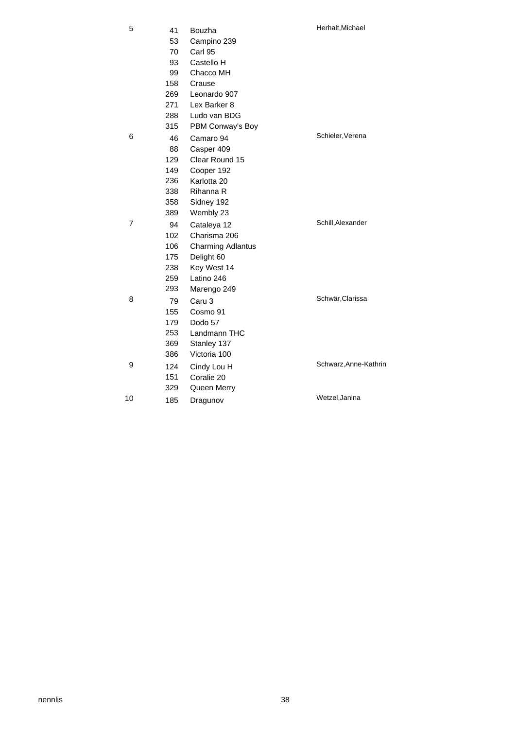| | | | |
|---|---|---|---|
| 5 | 41 | Bouzha | Herhalt,Michael |
| | 53 | Campino 239 | |
| | 70 | Carl 95 | |
| | 93 | Castello H | |
| | 99 | Chacco MH | |
| | 158 | Crause | |
| | 269 | Leonardo 907 | |
| | 271 | Lex Barker 8 | |
| | 288 | Ludo van BDG | |
| | 315 | PBM Conway's Boy | |
| 6 | 46 | Camaro 94 | Schieler,Verena |
| | 88 | Casper 409 | |
| | 129 | Clear Round 15 | |
| | 149 | Cooper 192 | |
| | 236 | Karlotta 20 | |
| | 338 | Rihanna R | |
| | 358 | Sidney 192 | |
| | 389 | Wembly 23 | |
| 7 | 94 | Cataleya 12 | Schill,Alexander |
| | 102 | Charisma 206 | |
| | 106 | Charming Adlantus | |
| | 175 | Delight 60 | |
| | 238 | Key West 14 | |
| | 259 | Latino 246 | |
| | 293 | Marengo 249 | |
| 8 | 79 | Caru 3 | Schwär,Clarissa |
| | 155 | Cosmo 91 | |
| | 179 | Dodo 57 | |
| | 253 | Landmann THC | |
| | 369 | Stanley 137 | |
| | 386 | Victoria 100 | |
| 9 | 124 | Cindy Lou H | Schwarz,Anne-Kathrin |
| | 151 | Coralie 20 | |
| | 329 | Queen Merry | |
| 10 | 185 | Dragunov | Wetzel,Janina |

nennlis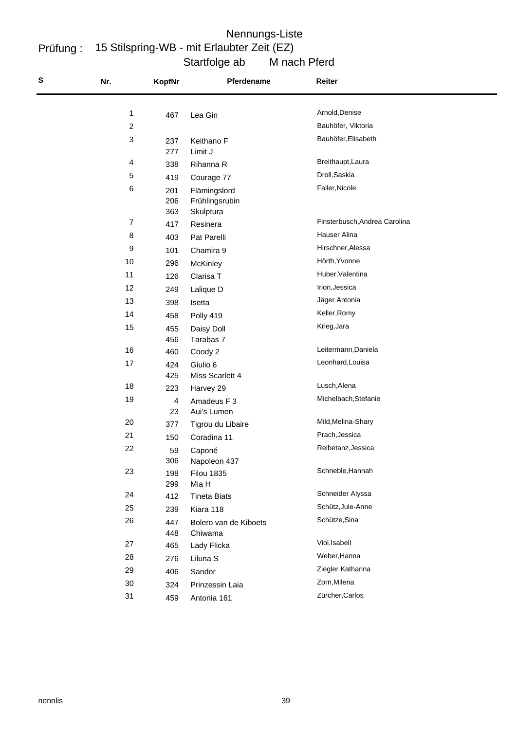# Nennungs-Liste

Prüfung : 15 Stilspring-WB - mit Erlaubter Zeit (EZ)

Startfolge ab M nach Pferd

| S | Nr. | KopfNr | Pferdename | Reiter |
|---|---|---|---|---|
| | 1 | 467 | Lea Gin | Arnold,Denise |
| | 2 | | | Bauhöfer, Viktoria |
| | 3 | 237 | Keithano F | Bauhöfer,Elisabeth |
| | | 277 | Limit J | |
| | 4 | 338 | Rihanna R | Breithaupt,Laura |
| | 5 | 419 | Courage 77 | Droll,Saskia |
| | 6 | 201 | Flämingslord | Faller,Nicole |
| | | 206 | Frühlingsrubin | |
| | | 363 | Skulptura | |
| | 7 | 417 | Resinera | Finsterbusch,Andrea Carolina |
| | 8 | 403 | Pat Parelli | Hauser Alina |
| | 9 | 101 | Chamira 9 | Hirschner,Alessa |
| | 10 | 296 | McKinley | Hörth,Yvonne |
| | 11 | 126 | Clarisa T | Huber,Valentina |
| | 12 | 249 | Lalique D | Irion,Jessica |
| | 13 | 398 | Isetta | Jäger Antonia |
| | 14 | 458 | Polly 419 | Keller,Romy |
| | 15 | 455 | Daisy Doll | Krieg,Jara |
| | | 456 | Tarabas 7 | |
| | 16 | 460 | Coody 2 | Leitermann,Daniela |
| | 17 | 424 | Giulio 6 | Leonhard,Louisa |
| | | 425 | Miss Scarlett 4 | |
| | 18 | 223 | Harvey 29 | Lusch,Alena |
| | 19 | 4 | Amadeus F 3 | Michelbach,Stefanie |
| | | 23 | Aui's Lumen | |
| | 20 | 377 | Tigrou du Libaire | Mild,Melina-Shary |
| | 21 | 150 | Coradina 11 | Prach,Jessica |
| | 22 | 59 | Caponé | Reibetanz,Jessica |
| | | 306 | Napoleon 437 | |
| | 23 | 198 | Filou 1835 | Schneble,Hannah |
| | | 299 | Mia H | |
| | 24 | 412 | Tineta Biats | Schneider Alyssa |
| | 25 | 239 | Kiara 118 | Schütz,Jule-Anne |
| | 26 | 447 | Bolero van de Kiboets | Schütze,Sina |
| | | 448 | Chiwama | |
| | 27 | 465 | Lady Flicka | Viol,Isabell |
| | 28 | 276 | Liluna S | Weber,Hanna |
| | 29 | 406 | Sandor | Ziegler Katharina |
| | 30 | 324 | Prinzessin Laia | Zorn,Milena |
| | 31 | 459 | Antonia 161 | Zürcher,Carlos |

nennlis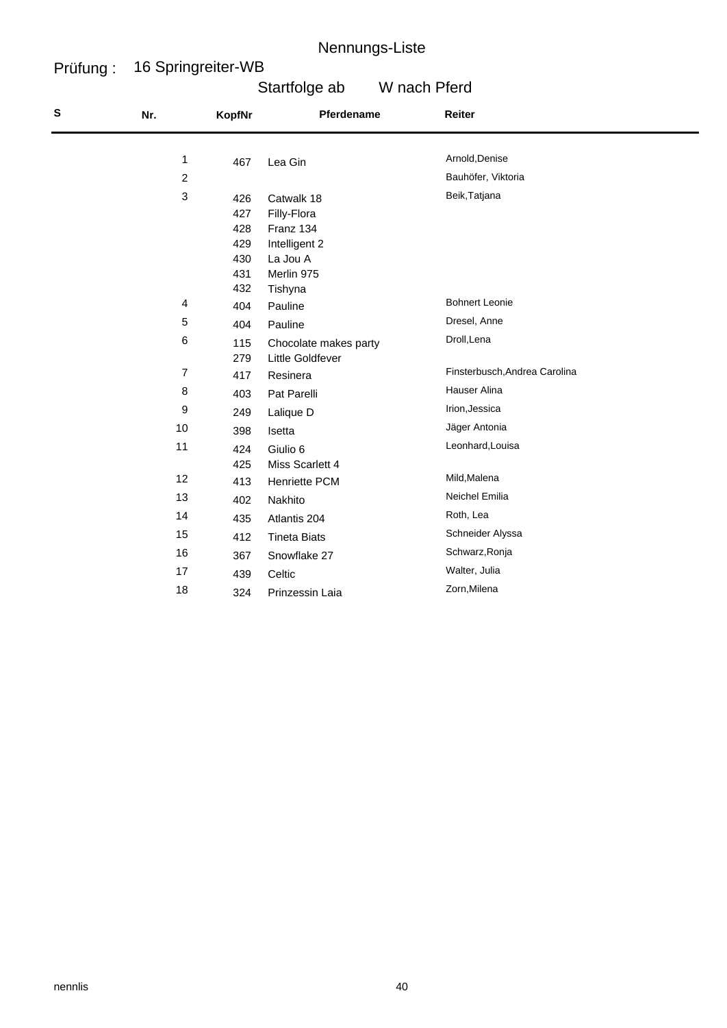# Nennungs-Liste

**Prüfung :** 16 Springreiter-WB

Startfolge ab W nach Pferd

| S | Nr. | KopfNr | Pferdename | Reiter |
|---|---|---|---|---|
| | 1 | 467 | Lea Gin | Arnold,Denise |
| | 2 | | | Bauhöfer, Viktoria |
| | 3 | 426 | Catwalk 18 | Beik,Tatjana |
| | | 427 | Filly-Flora | |
| | | 428 | Franz 134 | |
| | | 429 | Intelligent 2 | |
| | | 430 | La Jou A | |
| | | 431 | Merlin 975 | |
| | | 432 | Tishyna | |
| | 4 | 404 | Pauline | Bohnert Leonie |
| | 5 | 404 | Pauline | Dresel, Anne |
| | 6 | 115 | Chocolate makes party | Droll,Lena |
| | | 279 | Little Goldfever | |
| | 7 | 417 | Resinera | Finsterbusch,Andrea Carolina |
| | 8 | 403 | Pat Parelli | Hauser Alina |
| | 9 | 249 | Lalique D | Irion,Jessica |
| | 10 | 398 | Isetta | Jäger Antonia |
| | 11 | 424 | Giulio 6 | Leonhard,Louisa |
| | | 425 | Miss Scarlett 4 | |
| | 12 | 413 | Henriette PCM | Mild,Malena |
| | 13 | 402 | Nakhito | Neichel Emilia |
| | 14 | 435 | Atlantis 204 | Roth, Lea |
| | 15 | 412 | Tineta Biats | Schneider Alyssa |
| | 16 | 367 | Snowflake 27 | Schwarz,Ronja |
| | 17 | 439 | Celtic | Walter, Julia |
| | 18 | 324 | Prinzessin Laia | Zorn,Milena |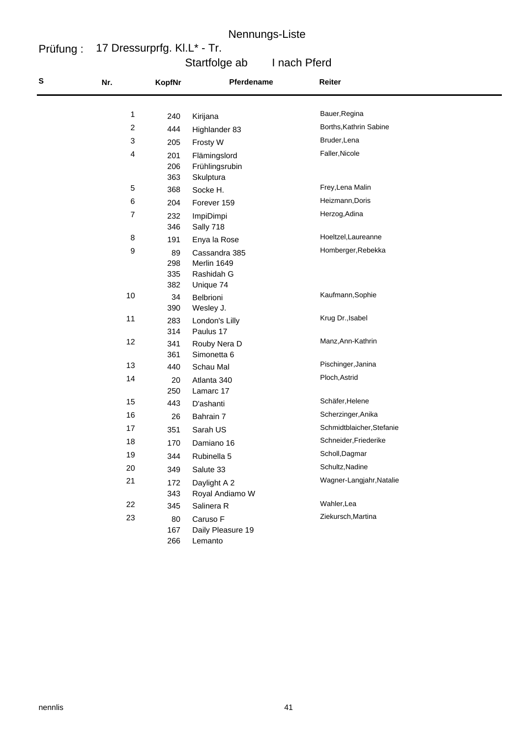# Nennungs-Liste

**Prüfung :** 17 Dressurprfg. Kl.L* - Tr.

Startfolge ab I nach Pferd

| S | Nr. | KopfNr | Pferdename | Reiter |
|---|---|---|---|---|
| | 1 | 240 | Kirijana | Bauer,Regina |
| | 2 | 444 | Highlander 83 | Borths,Kathrin Sabine |
| | 3 | 205 | Frosty W | Bruder,Lena |
| | 4 | 201 | Flämingslord | Faller,Nicole |
| | | 206 | Frühlingsrubin | |
| | | 363 | Skulptura | |
| | 5 | 368 | Socke H. | Frey,Lena Malin |
| | 6 | 204 | Forever 159 | Heizmann,Doris |
| | 7 | 232 | ImpiDimpi | Herzog,Adina |
| | | 346 | Sally 718 | |
| | 8 | 191 | Enya la Rose | Hoeltzel,Laureanne |
| | 9 | 89 | Cassandra 385 | Homberger,Rebekka |
| | | 298 | Merlin 1649 | |
| | | 335 | Rashidah G | |
| | | 382 | Unique 74 | |
| | 10 | 34 | Belbrioni | Kaufmann,Sophie |
| | | 390 | Wesley J. | |
| | 11 | 283 | London's Lilly | Krug Dr.,Isabel |
| | | 314 | Paulus 17 | |
| | 12 | 341 | Rouby Nera D | Manz,Ann-Kathrin |
| | | 361 | Simonetta 6 | |
| | 13 | 440 | Schau Mal | Pischinger,Janina |
| | 14 | 20 | Atlanta 340 | Ploch,Astrid |
| | | 250 | Lamarc 17 | |
| | 15 | 443 | D'ashanti | Schäfer,Helene |
| | 16 | 26 | Bahrain 7 | Scherzinger,Anika |
| | 17 | 351 | Sarah US | Schmidtblaicher,Stefanie |
| | 18 | 170 | Damiano 16 | Schneider,Friederike |
| | 19 | 344 | Rubinella 5 | Scholl,Dagmar |
| | 20 | 349 | Salute 33 | Schultz,Nadine |
| | 21 | 172 | Daylight A 2 | Wagner-Langjahr,Natalie |
| | | 343 | Royal Andiamo W | |
| | 22 | 345 | Salinera R | Wahler,Lea |
| | 23 | 80 | Caruso F | Ziekursch,Martina |
| | | 167 | Daily Pleasure 19 | |
| | | 266 | Lemanto | |

nennlis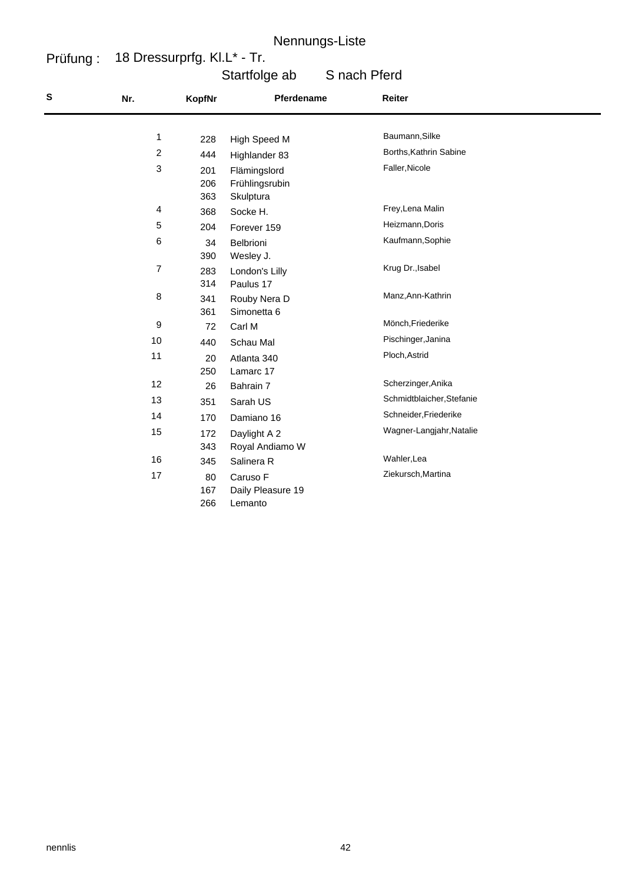# Nennungs-Liste

**Prüfung :** 18 Dressurprfg. Kl.L* - Tr.

Startfolge ab S nach Pferd

| S | Nr. | KopfNr | Pferdename | Reiter |
|---|---|---|---|---|
| | 1 | 228 | High Speed M | Baumann,Silke |
| | 2 | 444 | Highlander 83 | Borths,Kathrin Sabine |
| | 3 | 201 | Flämingslord | Faller,Nicole |
| | | 206 | Frühlingsrubin | |
| | | 363 | Skulptura | |
| | 4 | 368 | Socke H. | Frey,Lena Malin |
| | 5 | 204 | Forever 159 | Heizmann,Doris |
| | 6 | 34 | Belbrioni | Kaufmann,Sophie |
| | | 390 | Wesley J. | |
| | 7 | 283 | London's Lilly | Krug Dr.,Isabel |
| | | 314 | Paulus 17 | |
| | 8 | 341 | Rouby Nera D | Manz,Ann-Kathrin |
| | | 361 | Simonetta 6 | |
| | 9 | 72 | Carl M | Mönch,Friederike |
| | 10 | 440 | Schau Mal | Pischinger,Janina |
| | 11 | 20 | Atlanta 340 | Ploch,Astrid |
| | | 250 | Lamarc 17 | |
| | 12 | 26 | Bahrain 7 | Scherzinger,Anika |
| | 13 | 351 | Sarah US | Schmidtblaicher,Stefanie |
| | 14 | 170 | Damiano 16 | Schneider,Friederike |
| | 15 | 172 | Daylight A 2 | Wagner-Langjahr,Natalie |
| | | 343 | Royal Andiamo W | |
| | 16 | 345 | Salinera R | Wahler,Lea |
| | 17 | 80 | Caruso F | Ziekursch,Martina |
| | | 167 | Daily Pleasure 19 | |
| | | 266 | Lemanto | |

nennlis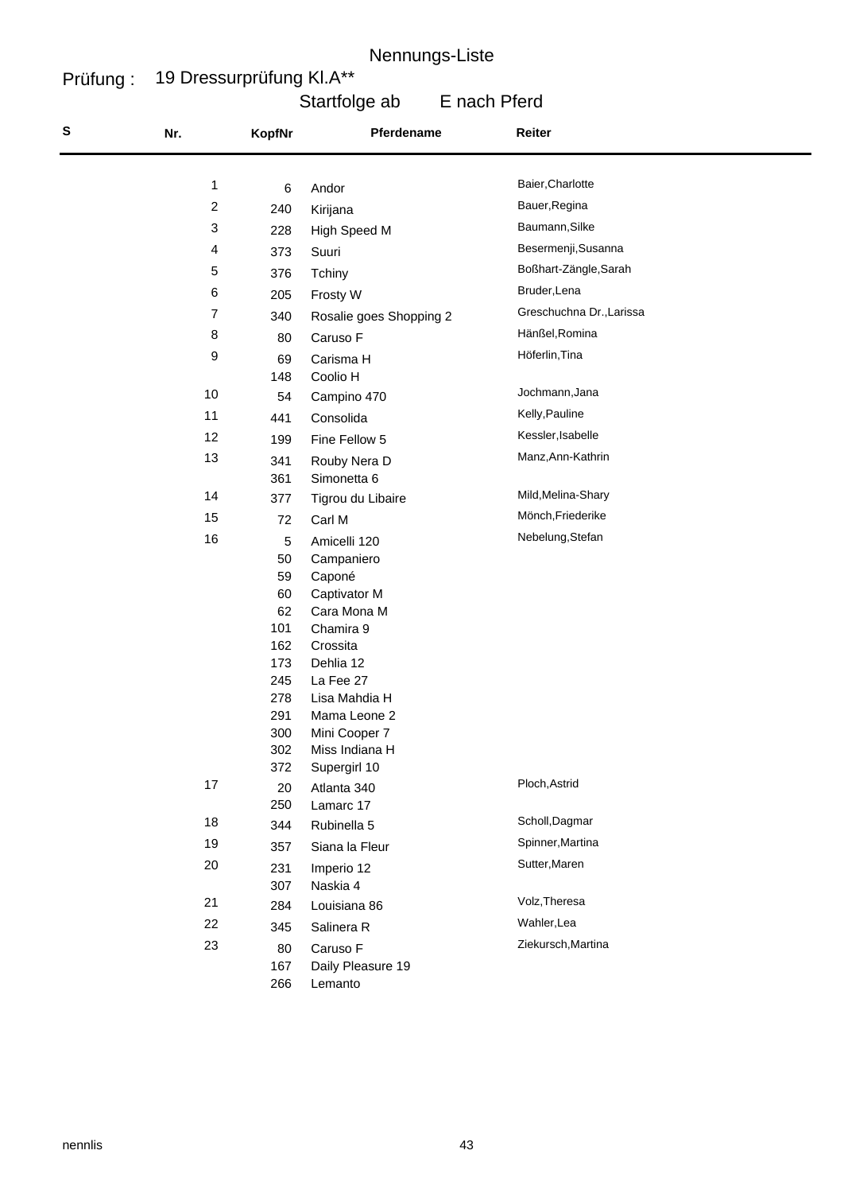# Nennungs-Liste

**Prüfung :** 19 Dressurprüfung Kl.A**

Startfolge ab E nach Pferd

| S | Nr. | KopfNr | Pferdename | Reiter |
|---|---|---|---|---|
| | 1 | 6 | Andor | Baier,Charlotte |
| | 2 | 240 | Kirijana | Bauer,Regina |
| | 3 | 228 | High Speed M | Baumann,Silke |
| | 4 | 373 | Suuri | Besermenji,Susanna |
| | 5 | 376 | Tchiny | Boßhart-Zängle,Sarah |
| | 6 | 205 | Frosty W | Bruder,Lena |
| | 7 | 340 | Rosalie goes Shopping 2 | Greschuchna Dr.,Larissa |
| | 8 | 80 | Caruso F | Hänßel,Romina |
| | 9 | 69 | Carisma H | Höferlin,Tina |
| | | 148 | Coolio H | |
| | 10 | 54 | Campino 470 | Jochmann,Jana |
| | 11 | 441 | Consolida | Kelly,Pauline |
| | 12 | 199 | Fine Fellow 5 | Kessler,Isabelle |
| | 13 | 341 | Rouby Nera D | Manz,Ann-Kathrin |
| | | 361 | Simonetta 6 | |
| | 14 | 377 | Tigrou du Libaire | Mild,Melina-Shary |
| | 15 | 72 | Carl M | Mönch,Friederike |
| | 16 | 5 | Amicelli 120 | Nebelung,Stefan |
| | | 50 | Campaniero | |
| | | 59 | Caponé | |
| | | 60 | Captivator M | |
| | | 62 | Cara Mona M | |
| | | 101 | Chamira 9 | |
| | | 162 | Crossita | |
| | | 173 | Dehlia 12 | |
| | | 245 | La Fee 27 | |
| | | 278 | Lisa Mahdia H | |
| | | 291 | Mama Leone 2 | |
| | | 300 | Mini Cooper 7 | |
| | | 302 | Miss Indiana H | |
| | | 372 | Supergirl 10 | |
| | 17 | 20 | Atlanta 340 | Ploch,Astrid |
| | | 250 | Lamarc 17 | |
| | 18 | 344 | Rubinella 5 | Scholl,Dagmar |
| | 19 | 357 | Siana la Fleur | Spinner,Martina |
| | 20 | 231 | Imperio 12 | Sutter,Maren |
| | | 307 | Naskia 4 | |
| | 21 | 284 | Louisiana 86 | Volz,Theresa |
| | 22 | 345 | Salinera R | Wahler,Lea |
| | 23 | 80 | Caruso F | Ziekursch,Martina |
| | | 167 | Daily Pleasure 19 | |
| | | 266 | Lemanto | |

nennlis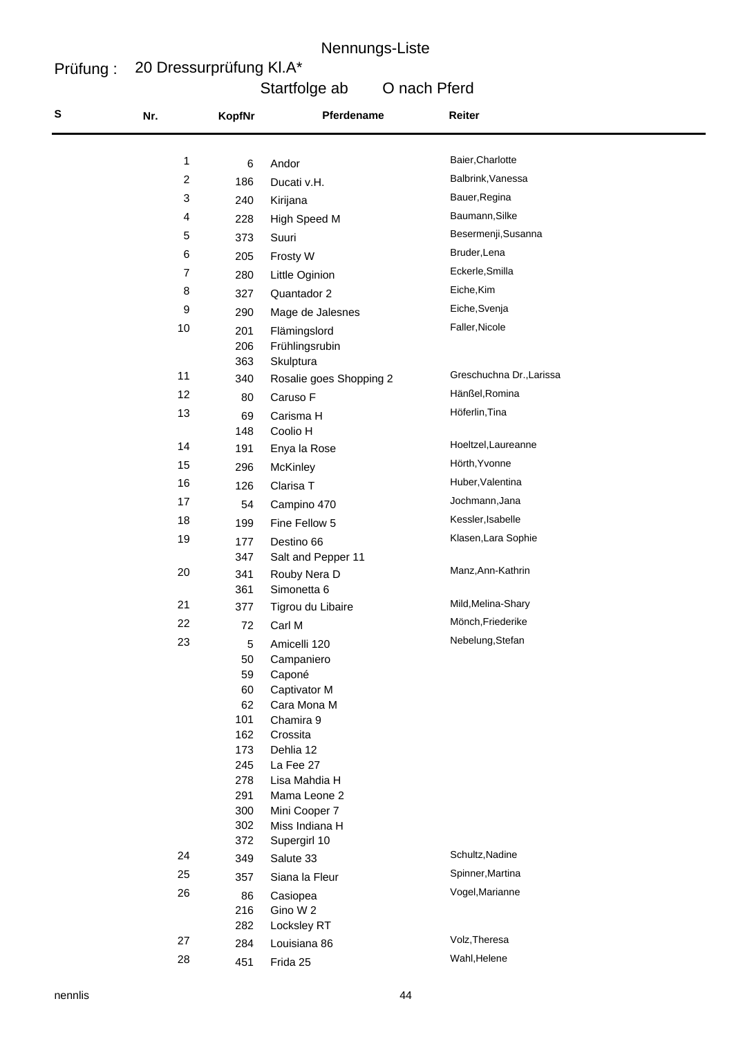Nennungs-Liste

Prüfung : 20 Dressurprüfung Kl.A*

Startfolge ab O nach Pferd

| S | Nr. | KopfNr | Pferdename | Reiter |
|---|---|---|---|---|
| | 1 | 6 | Andor | Baier,Charlotte |
| | 2 | 186 | Ducati v.H. | Balbrink,Vanessa |
| | 3 | 240 | Kirijana | Bauer,Regina |
| | 4 | 228 | High Speed M | Baumann,Silke |
| | 5 | 373 | Suuri | Besermenji,Susanna |
| | 6 | 205 | Frosty W | Bruder,Lena |
| | 7 | 280 | Little Oginion | Eckerle,Smilla |
| | 8 | 327 | Quantador 2 | Eiche,Kim |
| | 9 | 290 | Mage de Jalesnes | Eiche,Svenja |
| | 10 | 201 | Flämingslord | Faller,Nicole |
| | | 206 | Frühlingsrubin | |
| | | 363 | Skulptura | |
| | 11 | 340 | Rosalie goes Shopping 2 | Greschuchna Dr.,Larissa |
| | 12 | 80 | Caruso F | Hänßel,Romina |
| | 13 | 69 | Carisma H | Höferlin,Tina |
| | | 148 | Coolio H | |
| | 14 | 191 | Enya la Rose | Hoeltzel,Laureanne |
| | 15 | 296 | McKinley | Hörth,Yvonne |
| | 16 | 126 | Clarisa T | Huber,Valentina |
| | 17 | 54 | Campino 470 | Jochmann,Jana |
| | 18 | 199 | Fine Fellow 5 | Kessler,Isabelle |
| | 19 | 177 | Destino 66 | Klasen,Lara Sophie |
| | | 347 | Salt and Pepper 11 | |
| | 20 | 341 | Rouby Nera D | Manz,Ann-Kathrin |
| | | 361 | Simonetta 6 | |
| | 21 | 377 | Tigrou du Libaire | Mild,Melina-Shary |
| | 22 | 72 | Carl M | Mönch,Friederike |
| | 23 | 5 | Amicelli 120 | Nebelung,Stefan |
| | | 50 | Campaniero | |
| | | 59 | Caponé | |
| | | 60 | Captivator M | |
| | | 62 | Cara Mona M | |
| | | 101 | Chamira 9 | |
| | | 162 | Crossita | |
| | | 173 | Dehlia 12 | |
| | | 245 | La Fee 27 | |
| | | 278 | Lisa Mahdia H | |
| | | 291 | Mama Leone 2 | |
| | | 300 | Mini Cooper 7 | |
| | | 302 | Miss Indiana H | |
| | | 372 | Supergirl 10 | |
| | 24 | 349 | Salute 33 | Schultz,Nadine |
| | 25 | 357 | Siana la Fleur | Spinner,Martina |
| | 26 | 86 | Casiopea | Vogel,Marianne |
| | | 216 | Gino W 2 | |
| | | 282 | Locksley RT | |
| | 27 | 284 | Louisiana 86 | Volz,Theresa |
| | 28 | 451 | Frida 25 | Wahl,Helene |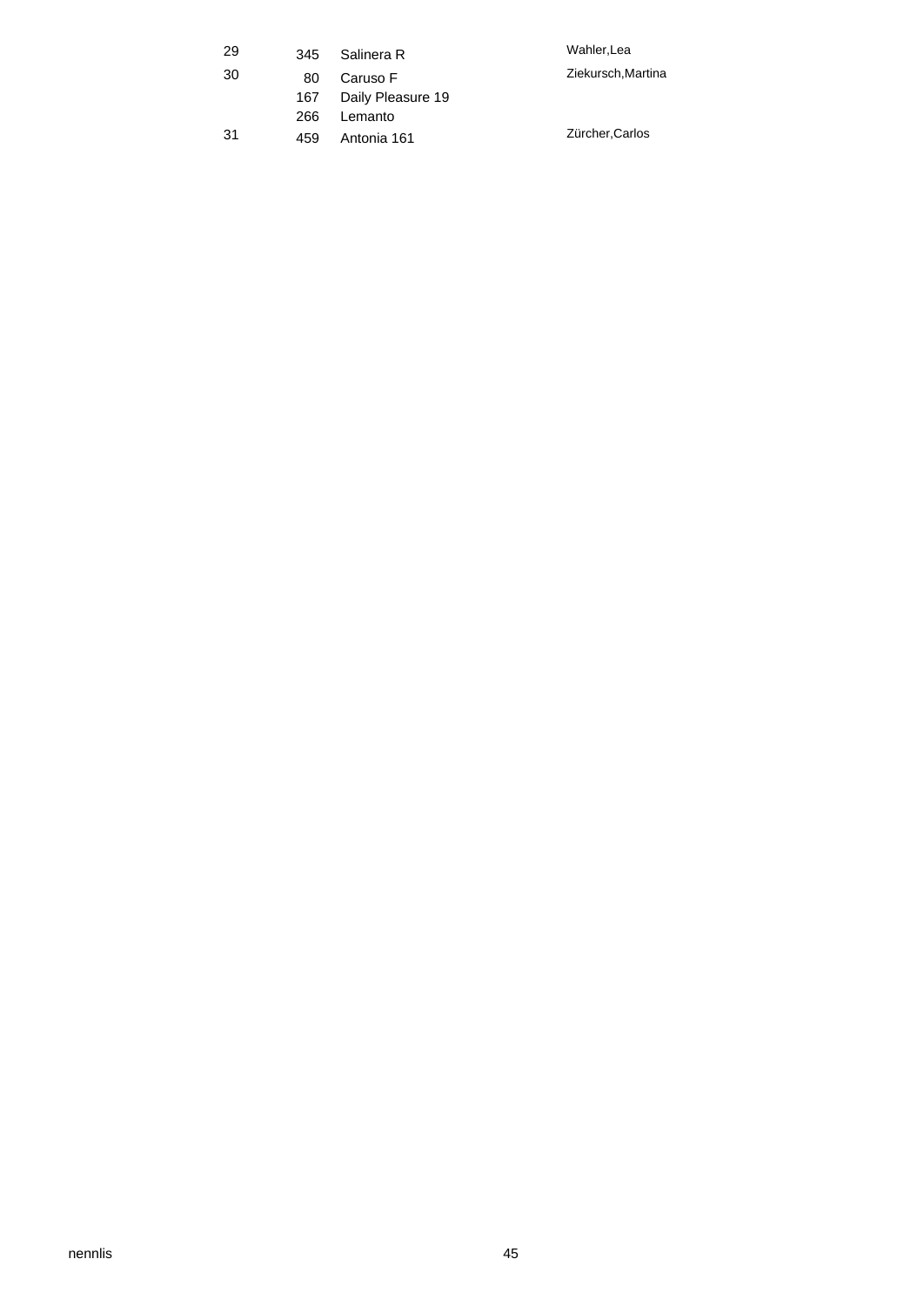| | | | |
|---|---|---|---|
| 29 | 345 | Salinera R | Wahler,Lea |
| 30 | 80 | Caruso F | Ziekursch,Martina |
| | 167 | Daily Pleasure 19 | |
| | 266 | Lemanto | |
| 31 | 459 | Antonia 161 | Zürcher,Carlos |

nennlis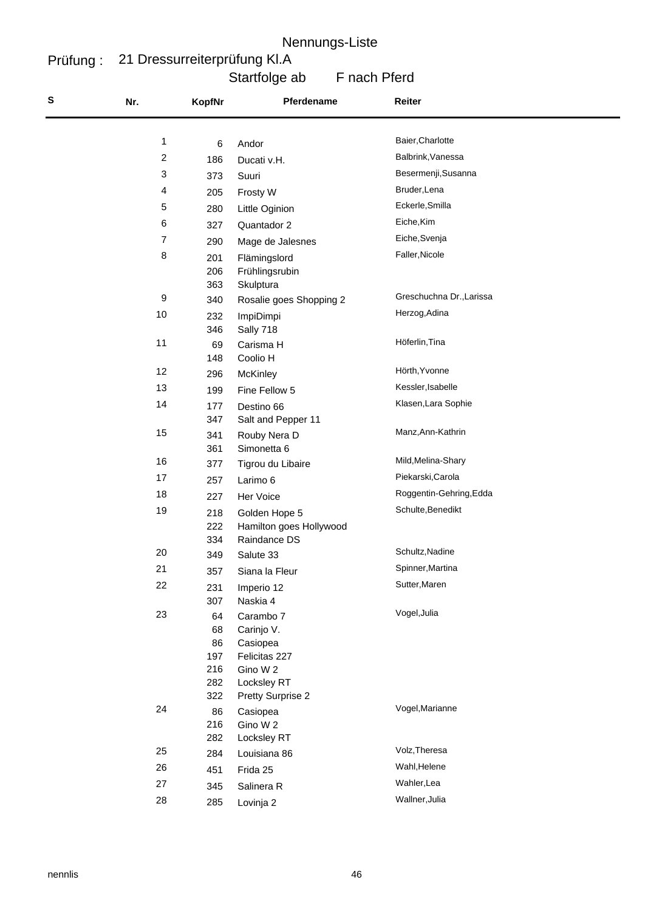# Nennungs-Liste

**Prüfung :** 21 Dressurreiterprüfung Kl.A

Startfolge ab F nach Pferd

| S | Nr. | KopfNr | Pferdename | Reiter |
|---|---|---|---|---|
| | 1 | 6 | Andor | Baier,Charlotte |
| | 2 | 186 | Ducati v.H. | Balbrink,Vanessa |
| | 3 | 373 | Suuri | Besermenji,Susanna |
| | 4 | 205 | Frosty W | Bruder,Lena |
| | 5 | 280 | Little Oginion | Eckerle,Smilla |
| | 6 | 327 | Quantador 2 | Eiche,Kim |
| | 7 | 290 | Mage de Jalesnes | Eiche,Svenja |
| | 8 | 201 | Flämingslord | Faller,Nicole |
| | | 206 | Frühlingsrubin | |
| | | 363 | Skulptura | |
| | 9 | 340 | Rosalie goes Shopping 2 | Greschuchna Dr.,Larissa |
| | 10 | 232 | ImpiDimpi | Herzog,Adina |
| | | 346 | Sally 718 | |
| | 11 | 69 | Carisma H | Höferlin,Tina |
| | | 148 | Coolio H | |
| | 12 | 296 | McKinley | Hörth,Yvonne |
| | 13 | 199 | Fine Fellow 5 | Kessler,Isabelle |
| | 14 | 177 | Destino 66 | Klasen,Lara Sophie |
| | | 347 | Salt and Pepper 11 | |
| | 15 | 341 | Rouby Nera D | Manz,Ann-Kathrin |
| | | 361 | Simonetta 6 | |
| | 16 | 377 | Tigrou du Libaire | Mild,Melina-Shary |
| | 17 | 257 | Larimo 6 | Piekarski,Carola |
| | 18 | 227 | Her Voice | Roggentin-Gehring,Edda |
| | 19 | 218 | Golden Hope 5 | Schulte,Benedikt |
| | | 222 | Hamilton goes Hollywood | |
| | | 334 | Raindance DS | |
| | 20 | 349 | Salute 33 | Schultz,Nadine |
| | 21 | 357 | Siana la Fleur | Spinner,Martina |
| | 22 | 231 | Imperio 12 | Sutter,Maren |
| | | 307 | Naskia 4 | |
| | 23 | 64 | Carambo 7 | Vogel,Julia |
| | | 68 | Carinjo V. | |
| | | 86 | Casiopea | |
| | | 197 | Felicitas 227 | |
| | | 216 | Gino W 2 | |
| | | 282 | Locksley RT | |
| | | 322 | Pretty Surprise 2 | |
| | 24 | 86 | Casiopea | Vogel,Marianne |
| | | 216 | Gino W 2 | |
| | | 282 | Locksley RT | |
| | 25 | 284 | Louisiana 86 | Volz,Theresa |
| | 26 | 451 | Frida 25 | Wahl,Helene |
| | 27 | 345 | Salinera R | Wahler,Lea |
| | 28 | 285 | Lovinja 2 | Wallner,Julia |

nennlis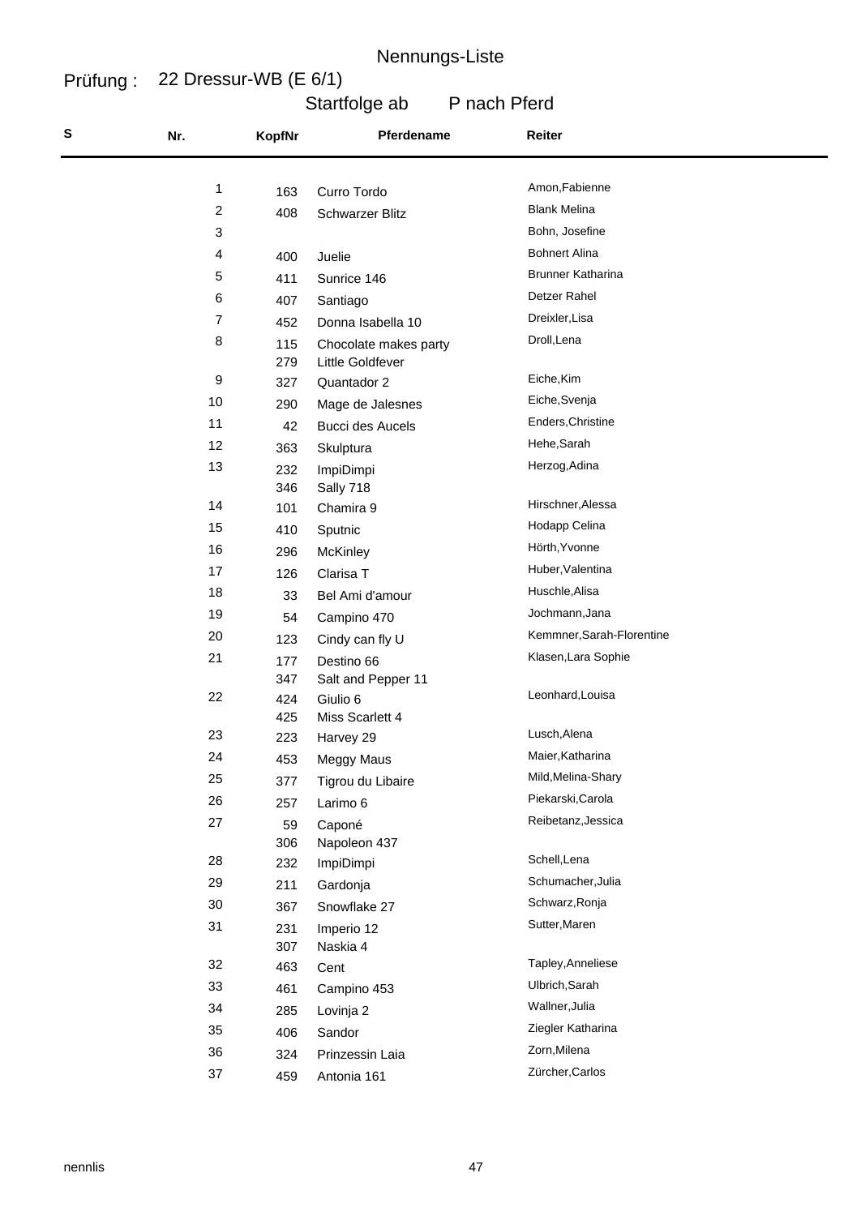# Nennungs-Liste

**Prüfung :** 22 Dressur-WB (E 6/1)

Startfolge ab P nach Pferd

| S | Nr. | KopfNr | Pferdename | Reiter |
|---|---|---|---|---|
| | 1 | 163 | Curro Tordo | Amon,Fabienne |
| | 2 | 408 | Schwarzer Blitz | Blank Melina |
| | 3 | | | Bohn, Josefine |
| | 4 | 400 | Juelie | Bohnert Alina |
| | 5 | 411 | Sunrice 146 | Brunner Katharina |
| | 6 | 407 | Santiago | Detzer Rahel |
| | 7 | 452 | Donna Isabella 10 | Dreixler,Lisa |
| | 8 | 115 | Chocolate makes party | Droll,Lena |
| | | 279 | Little Goldfever | |
| | 9 | 327 | Quantador 2 | Eiche,Kim |
| | 10 | 290 | Mage de Jalesnes | Eiche,Svenja |
| | 11 | 42 | Bucci des Aucels | Enders,Christine |
| | 12 | 363 | Skulptura | Hehe,Sarah |
| | 13 | 232 | ImpiDimpi | Herzog,Adina |
| | | 346 | Sally 718 | |
| | 14 | 101 | Chamira 9 | Hirschner,Alessa |
| | 15 | 410 | Sputnic | Hodapp Celina |
| | 16 | 296 | McKinley | Hörth,Yvonne |
| | 17 | 126 | Clarisa T | Huber,Valentina |
| | 18 | 33 | Bel Ami d'amour | Huschle,Alisa |
| | 19 | 54 | Campino 470 | Jochmann,Jana |
| | 20 | 123 | Cindy can fly U | Kemmner,Sarah-Florentine |
| | 21 | 177 | Destino 66 | Klasen,Lara Sophie |
| | | 347 | Salt and Pepper 11 | |
| | 22 | 424 | Giulio 6 | Leonhard,Louisa |
| | | 425 | Miss Scarlett 4 | |
| | 23 | 223 | Harvey 29 | Lusch,Alena |
| | 24 | 453 | Meggy Maus | Maier,Katharina |
| | 25 | 377 | Tigrou du Libaire | Mild,Melina-Shary |
| | 26 | 257 | Larimo 6 | Piekarski,Carola |
| | 27 | 59 | Caponé | Reibetanz,Jessica |
| | | 306 | Napoleon 437 | |
| | 28 | 232 | ImpiDimpi | Schell,Lena |
| | 29 | 211 | Gardonja | Schumacher,Julia |
| | 30 | 367 | Snowflake 27 | Schwarz,Ronja |
| | 31 | 231 | Imperio 12 | Sutter,Maren |
| | | 307 | Naskia 4 | |
| | 32 | 463 | Cent | Tapley,Anneliese |
| | 33 | 461 | Campino 453 | Ulbrich,Sarah |
| | 34 | 285 | Lovinja 2 | Wallner,Julia |
| | 35 | 406 | Sandor | Ziegler Katharina |
| | 36 | 324 | Prinzessin Laia | Zorn,Milena |
| | 37 | 459 | Antonia 161 | Zürcher,Carlos |

nennlis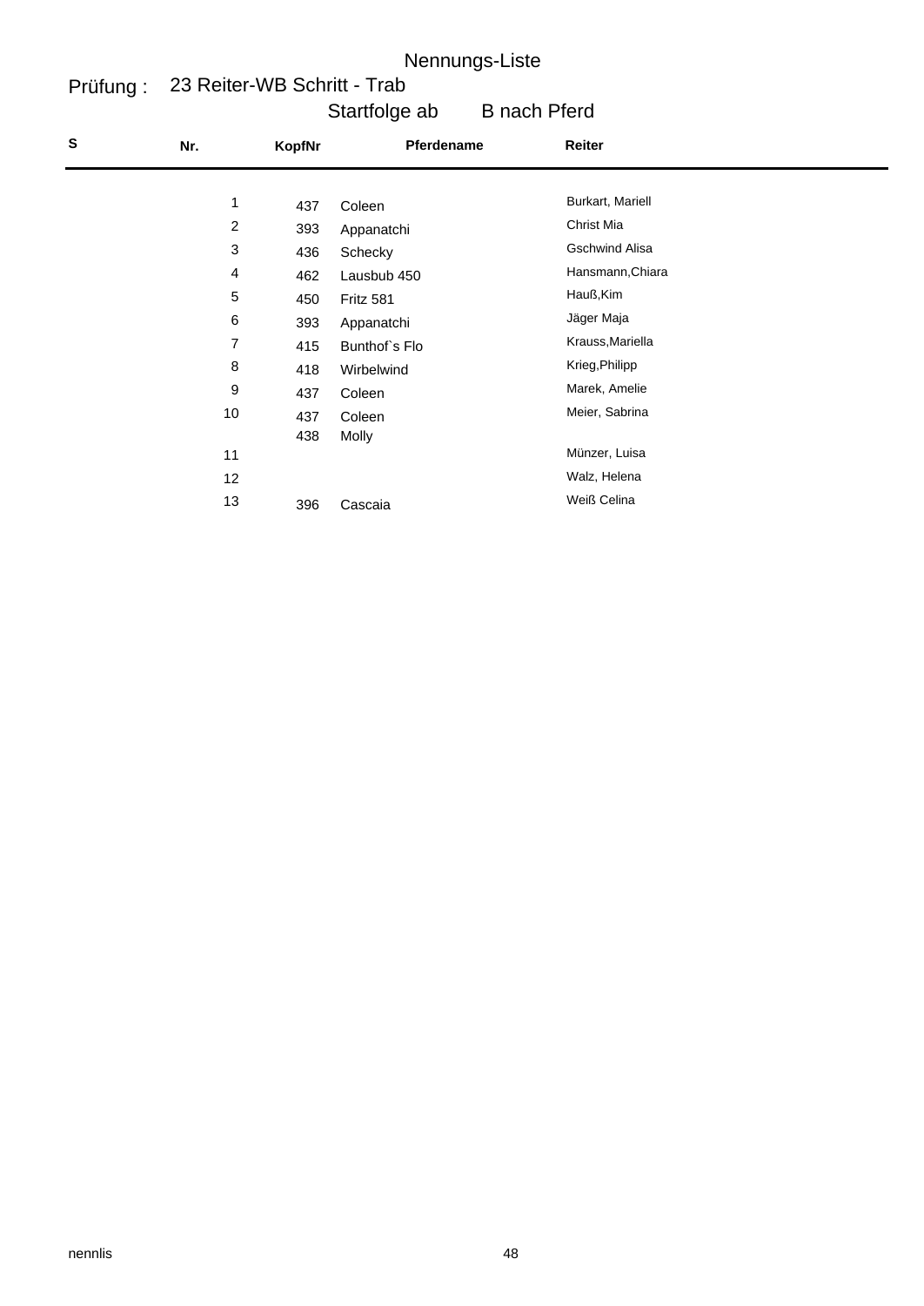# Nennungs-Liste

## Prüfung : 23 Reiter-WB Schritt - Trab

Startfolge ab B nach Pferd

| S | Nr. | KopfNr | Pferdename | Reiter |
|---|---|---|---|---|
| | 1 | 437 | Coleen | Burkart, Mariell |
| | 2 | 393 | Appanatchi | Christ Mia |
| | 3 | 436 | Schecky | Gschwind Alisa |
| | 4 | 462 | Lausbub 450 | Hansmann,Chiara |
| | 5 | 450 | Fritz 581 | Hauß,Kim |
| | 6 | 393 | Appanatchi | Jäger Maja |
| | 7 | 415 | Bunthof`s Flo | Krauss,Mariella |
| | 8 | 418 | Wirbelwind | Krieg,Philipp |
| | 9 | 437 | Coleen | Marek, Amelie |
| | 10 | 437 | Coleen | Meier, Sabrina |
| | | 438 | Molly | |
| | 11 | | | Münzer, Luisa |
| | 12 | | | Walz, Helena |
| | 13 | 396 | Cascaia | Weiß Celina |

nennlis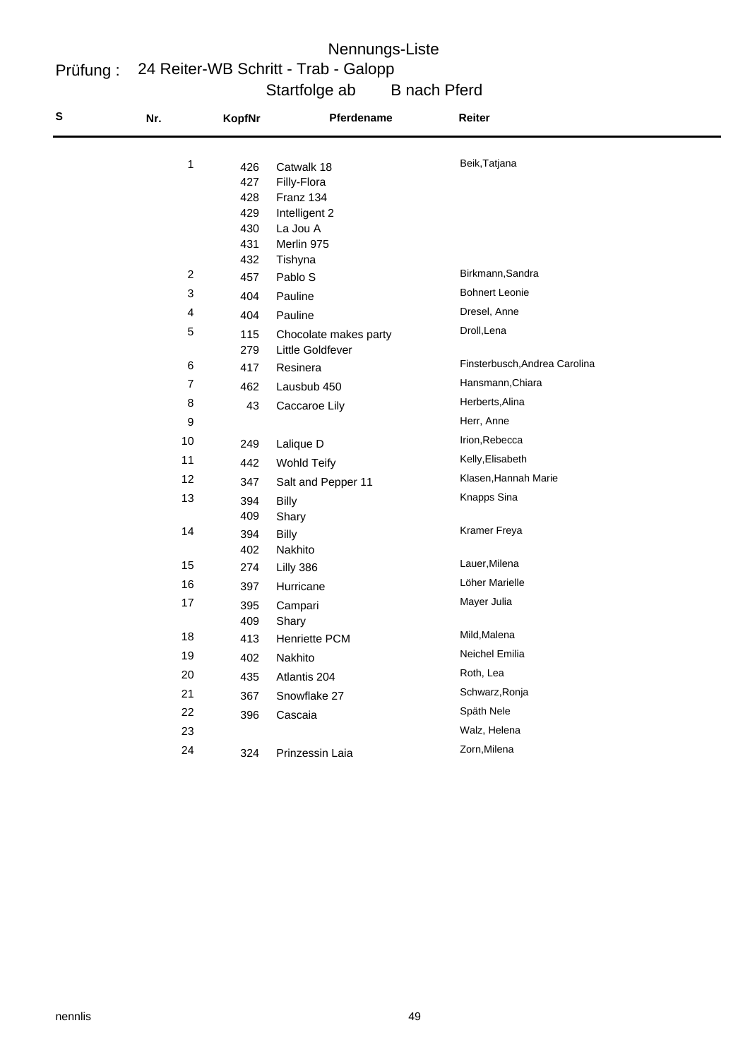# Nennungs-Liste

**Prüfung :** 24 Reiter-WB Schritt - Trab - Galopp

Startfolge ab B nach Pferd

| S | Nr. | KopfNr | Pferdename | Reiter |
|---|---|---|---|---|
| | 1 | 426 | Catwalk 18 | Beik,Tatjana |
| | | 427 | Filly-Flora | |
| | | 428 | Franz 134 | |
| | | 429 | Intelligent 2 | |
| | | 430 | La Jou A | |
| | | 431 | Merlin 975 | |
| | | 432 | Tishyna | |
| | 2 | 457 | Pablo S | Birkmann,Sandra |
| | 3 | 404 | Pauline | Bohnert Leonie |
| | 4 | 404 | Pauline | Dresel, Anne |
| | 5 | 115 | Chocolate makes party | Droll,Lena |
| | | 279 | Little Goldfever | |
| | 6 | 417 | Resinera | Finsterbusch,Andrea Carolina |
| | 7 | 462 | Lausbub 450 | Hansmann,Chiara |
| | 8 | 43 | Caccaroe Lily | Herberts,Alina |
| | 9 | | | Herr, Anne |
| | 10 | 249 | Lalique D | Irion,Rebecca |
| | 11 | 442 | Wohld Teify | Kelly,Elisabeth |
| | 12 | 347 | Salt and Pepper 11 | Klasen,Hannah Marie |
| | 13 | 394 | Billy | Knapps Sina |
| | | 409 | Shary | |
| | 14 | 394 | Billy | Kramer Freya |
| | | 402 | Nakhito | |
| | 15 | 274 | Lilly 386 | Lauer,Milena |
| | 16 | 397 | Hurricane | Löher Marielle |
| | 17 | 395 | Campari | Mayer Julia |
| | | 409 | Shary | |
| | 18 | 413 | Henriette PCM | Mild,Malena |
| | 19 | 402 | Nakhito | Neichel Emilia |
| | 20 | 435 | Atlantis 204 | Roth, Lea |
| | 21 | 367 | Snowflake 27 | Schwarz,Ronja |
| | 22 | 396 | Cascaia | Späth Nele |
| | 23 | | | Walz, Helena |
| | 24 | 324 | Prinzessin Laia | Zorn,Milena |

nennlis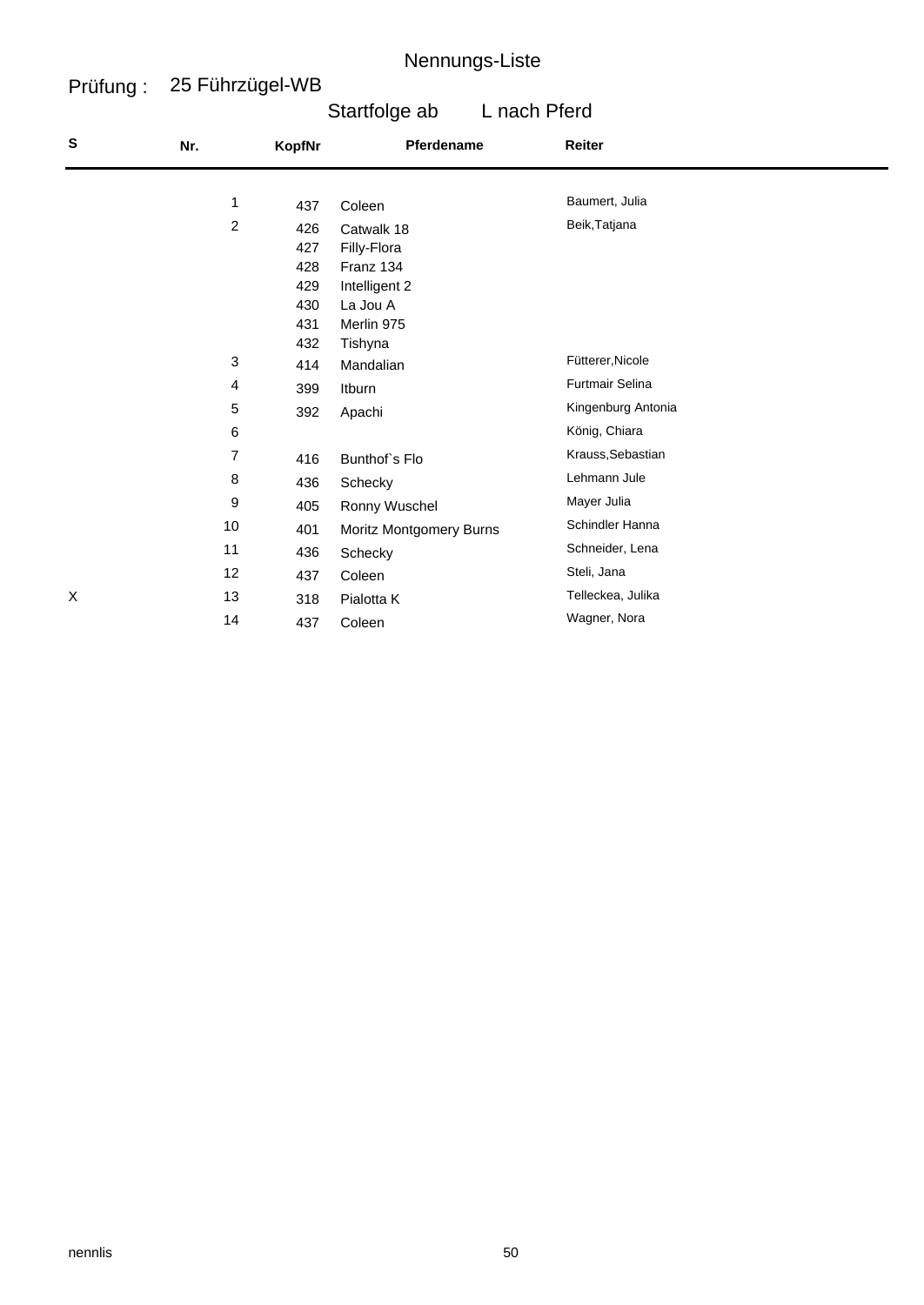# Nennungs-Liste

**Prüfung :** 25 Führzügel-WB

Startfolge ab L nach Pferd

| S | Nr. | KopfNr | Pferdename | Reiter |
|---|---|---|---|---|
| | 1 | 437 | Coleen | Baumert, Julia |
| | 2 | 426 | Catwalk 18 | Beik,Tatjana |
| | | 427 | Filly-Flora | |
| | | 428 | Franz 134 | |
| | | 429 | Intelligent 2 | |
| | | 430 | La Jou A | |
| | | 431 | Merlin 975 | |
| | | 432 | Tishyna | |
| | 3 | 414 | Mandalian | Fütterer,Nicole |
| | 4 | 399 | Itburn | Furtmair Selina |
| | 5 | 392 | Apachi | Kingenburg Antonia |
| | 6 | | | König, Chiara |
| | 7 | 416 | Bunthof`s Flo | Krauss,Sebastian |
| | 8 | 436 | Schecky | Lehmann Jule |
| | 9 | 405 | Ronny Wuschel | Mayer Julia |
| | 10 | 401 | Moritz Montgomery Burns | Schindler Hanna |
| | 11 | 436 | Schecky | Schneider, Lena |
| | 12 | 437 | Coleen | Steli, Jana |
| X | 13 | 318 | Pialotta K | Telleckea, Julika |
| | 14 | 437 | Coleen | Wagner, Nora |

nennlis